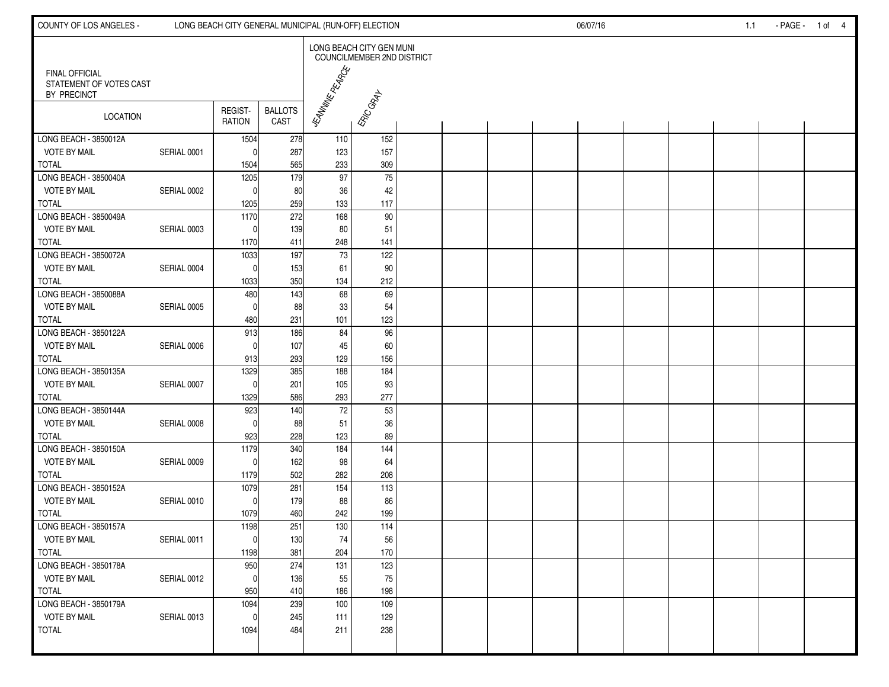COUNTY OF LOS ANGELES - LONG BEACH CITY GENERAL MUNICIPAL (RUN-OFF) ELECTION 06/07/16

FINAL OFFICIAL
STATEMENT OF VOTES CAST
BY PRECINCT

| LOCATION | | REGIST- RATION | BALLOTS CAST | LONG BEACH CITY GEN MUNI COUNCILMEMBER 2ND DISTRICT | |
|---|---|---|---|---|---|
| | | | | JEANNINE PEARCE | ERIC GRAY |
| LONG BEACH - 3850012A | | 1504 | 278 | 110 | 152 |
| VOTE BY MAIL | SERIAL 0001 | 0 | 287 | 123 | 157 |
| TOTAL | | 1504 | 565 | 233 | 309 |
| LONG BEACH - 3850040A | | 1205 | 179 | 97 | 75 |
| VOTE BY MAIL | SERIAL 0002 | 0 | 80 | 36 | 42 |
| TOTAL | | 1205 | 259 | 133 | 117 |
| LONG BEACH - 3850049A | | 1170 | 272 | 168 | 90 |
| VOTE BY MAIL | SERIAL 0003 | 0 | 139 | 80 | 51 |
| TOTAL | | 1170 | 411 | 248 | 141 |
| LONG BEACH - 3850072A | | 1033 | 197 | 73 | 122 |
| VOTE BY MAIL | SERIAL 0004 | 0 | 153 | 61 | 90 |
| TOTAL | | 1033 | 350 | 134 | 212 |
| LONG BEACH - 3850088A | | 480 | 143 | 68 | 69 |
| VOTE BY MAIL | SERIAL 0005 | 0 | 88 | 33 | 54 |
| TOTAL | | 480 | 231 | 101 | 123 |
| LONG BEACH - 3850122A | | 913 | 186 | 84 | 96 |
| VOTE BY MAIL | SERIAL 0006 | 0 | 107 | 45 | 60 |
| TOTAL | | 913 | 293 | 129 | 156 |
| LONG BEACH - 3850135A | | 1329 | 385 | 188 | 184 |
| VOTE BY MAIL | SERIAL 0007 | 0 | 201 | 105 | 93 |
| TOTAL | | 1329 | 586 | 293 | 277 |
| LONG BEACH - 3850144A | | 923 | 140 | 72 | 53 |
| VOTE BY MAIL | SERIAL 0008 | 0 | 88 | 51 | 36 |
| TOTAL | | 923 | 228 | 123 | 89 |
| LONG BEACH - 3850150A | | 1179 | 340 | 184 | 144 |
| VOTE BY MAIL | SERIAL 0009 | 0 | 162 | 98 | 64 |
| TOTAL | | 1179 | 502 | 282 | 208 |
| LONG BEACH - 3850152A | | 1079 | 281 | 154 | 113 |
| VOTE BY MAIL | SERIAL 0010 | 0 | 179 | 88 | 86 |
| TOTAL | | 1079 | 460 | 242 | 199 |
| LONG BEACH - 3850157A | | 1198 | 251 | 130 | 114 |
| VOTE BY MAIL | SERIAL 0011 | 0 | 130 | 74 | 56 |
| TOTAL | | 1198 | 381 | 204 | 170 |
| LONG BEACH - 3850178A | | 950 | 274 | 131 | 123 |
| VOTE BY MAIL | SERIAL 0012 | 0 | 136 | 55 | 75 |
| TOTAL | | 950 | 410 | 186 | 198 |
| LONG BEACH - 3850179A | | 1094 | 239 | 100 | 109 |
| VOTE BY MAIL | SERIAL 0013 | 0 | 245 | 111 | 129 |
| TOTAL | | 1094 | 484 | 211 | 238 |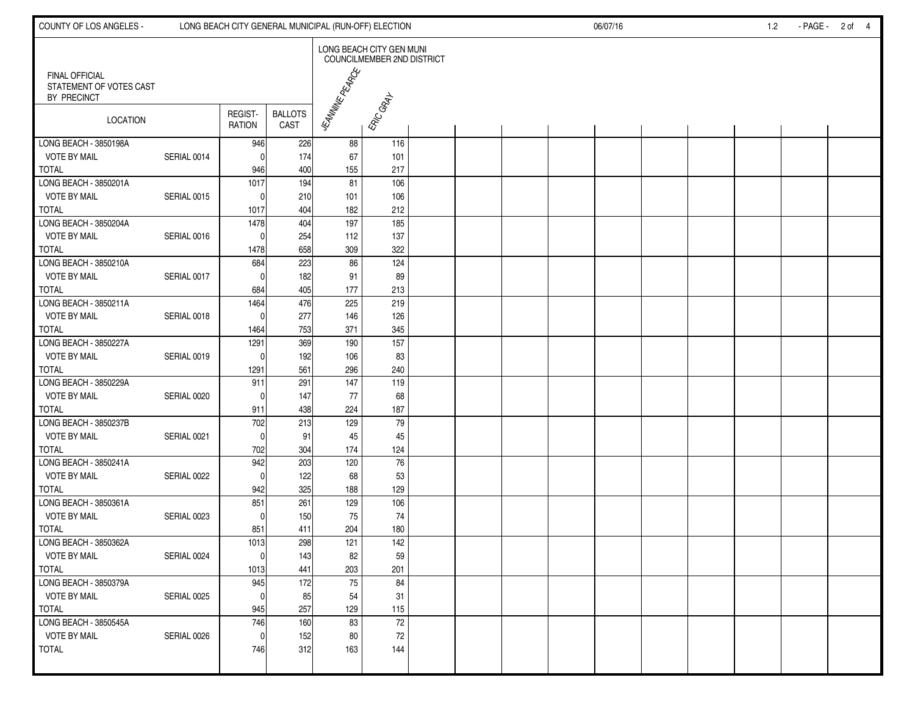FINAL OFFICIAL
STATEMENT OF VOTES CAST
BY PRECINCT

LONG BEACH CITY GENERAL MUNICIPAL (RUN-OFF) ELECTION 06/07/16

| LOCATION | | REGISTRATION | BALLOTS CAST | LONG BEACH CITY GEN MUNI COUNCILMEMBER 2ND DISTRICT JEANNINE PEARCE | ERIC GRAY |
|---|---|---|---|---|---|
| LONG BEACH - 3850198A | | 946 | 226 | 88 | 116 |
| VOTE BY MAIL | SERIAL 0014 | 0 | 174 | 67 | 101 |
| TOTAL | | 946 | 400 | 155 | 217 |
| LONG BEACH - 3850201A | | 1017 | 194 | 81 | 106 |
| VOTE BY MAIL | SERIAL 0015 | 0 | 210 | 101 | 106 |
| TOTAL | | 1017 | 404 | 182 | 212 |
| LONG BEACH - 3850204A | | 1478 | 404 | 197 | 185 |
| VOTE BY MAIL | SERIAL 0016 | 0 | 254 | 112 | 137 |
| TOTAL | | 1478 | 658 | 309 | 322 |
| LONG BEACH - 3850210A | | 684 | 223 | 86 | 124 |
| VOTE BY MAIL | SERIAL 0017 | 0 | 182 | 91 | 89 |
| TOTAL | | 684 | 405 | 177 | 213 |
| LONG BEACH - 3850211A | | 1464 | 476 | 225 | 219 |
| VOTE BY MAIL | SERIAL 0018 | 0 | 277 | 146 | 126 |
| TOTAL | | 1464 | 753 | 371 | 345 |
| LONG BEACH - 3850227A | | 1291 | 369 | 190 | 157 |
| VOTE BY MAIL | SERIAL 0019 | 0 | 192 | 106 | 83 |
| TOTAL | | 1291 | 561 | 296 | 240 |
| LONG BEACH - 3850229A | | 911 | 291 | 147 | 119 |
| VOTE BY MAIL | SERIAL 0020 | 0 | 147 | 77 | 68 |
| TOTAL | | 911 | 438 | 224 | 187 |
| LONG BEACH - 3850237B | | 702 | 213 | 129 | 79 |
| VOTE BY MAIL | SERIAL 0021 | 0 | 91 | 45 | 45 |
| TOTAL | | 702 | 304 | 174 | 124 |
| LONG BEACH - 3850241A | | 942 | 203 | 120 | 76 |
| VOTE BY MAIL | SERIAL 0022 | 0 | 122 | 68 | 53 |
| TOTAL | | 942 | 325 | 188 | 129 |
| LONG BEACH - 3850361A | | 851 | 261 | 129 | 106 |
| VOTE BY MAIL | SERIAL 0023 | 0 | 150 | 75 | 74 |
| TOTAL | | 851 | 411 | 204 | 180 |
| LONG BEACH - 3850362A | | 1013 | 298 | 121 | 142 |
| VOTE BY MAIL | SERIAL 0024 | 0 | 143 | 82 | 59 |
| TOTAL | | 1013 | 441 | 203 | 201 |
| LONG BEACH - 3850379A | | 945 | 172 | 75 | 84 |
| VOTE BY MAIL | SERIAL 0025 | 0 | 85 | 54 | 31 |
| TOTAL | | 945 | 257 | 129 | 115 |
| LONG BEACH - 3850545A | | 746 | 160 | 83 | 72 |
| VOTE BY MAIL | SERIAL 0026 | 0 | 152 | 80 | 72 |
| TOTAL | | 746 | 312 | 163 | 144 |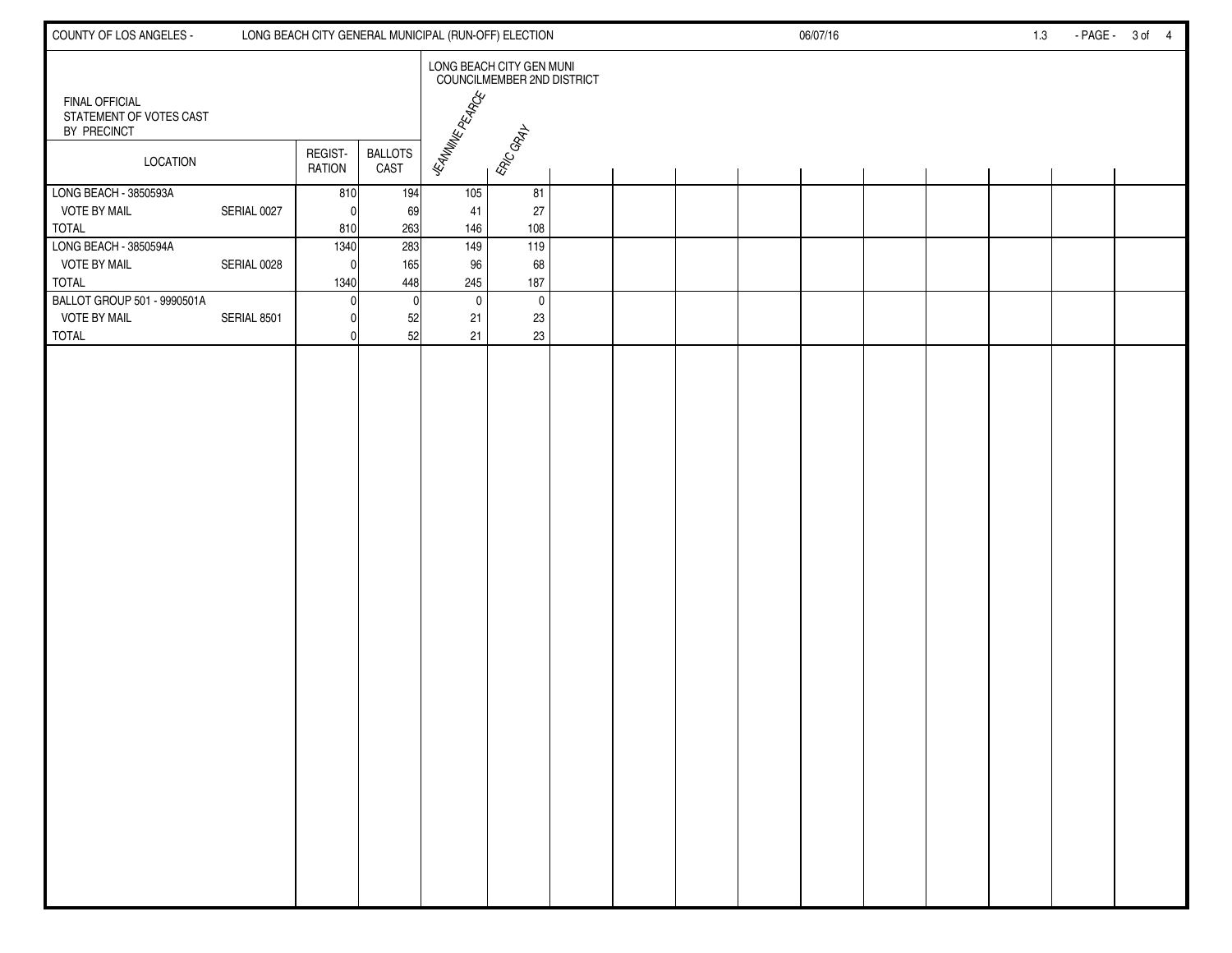COUNTY OF LOS ANGELES - LONG BEACH CITY GENERAL MUNICIPAL (RUN-OFF) ELECTION 06/07/16 1.3

FINAL OFFICIAL
STATEMENT OF VOTES CAST
BY PRECINCT

| LOCATION | | REGIST-RATION | BALLOTS CAST | LONG BEACH CITY GEN MUNI COUNCILMEMBER 2ND DISTRICT | |
|---|---|---|---|---|---|
| | | | | JEANNINE PEARCE | ERIC GRAY |
| LONG BEACH - 3850593A | | 810 | 194 | 105 | 81 |
| VOTE BY MAIL | SERIAL 0027 | 0 | 69 | 41 | 27 |
| TOTAL | | 810 | 263 | 146 | 108 |
| LONG BEACH - 3850594A | | 1340 | 283 | 149 | 119 |
| VOTE BY MAIL | SERIAL 0028 | 0 | 165 | 96 | 68 |
| TOTAL | | 1340 | 448 | 245 | 187 |
| BALLOT GROUP 501 - 9990501A | | 0 | 0 | 0 | 0 |
| VOTE BY MAIL | SERIAL 8501 | 0 | 52 | 21 | 23 |
| TOTAL | | 0 | 52 | 21 | 23 |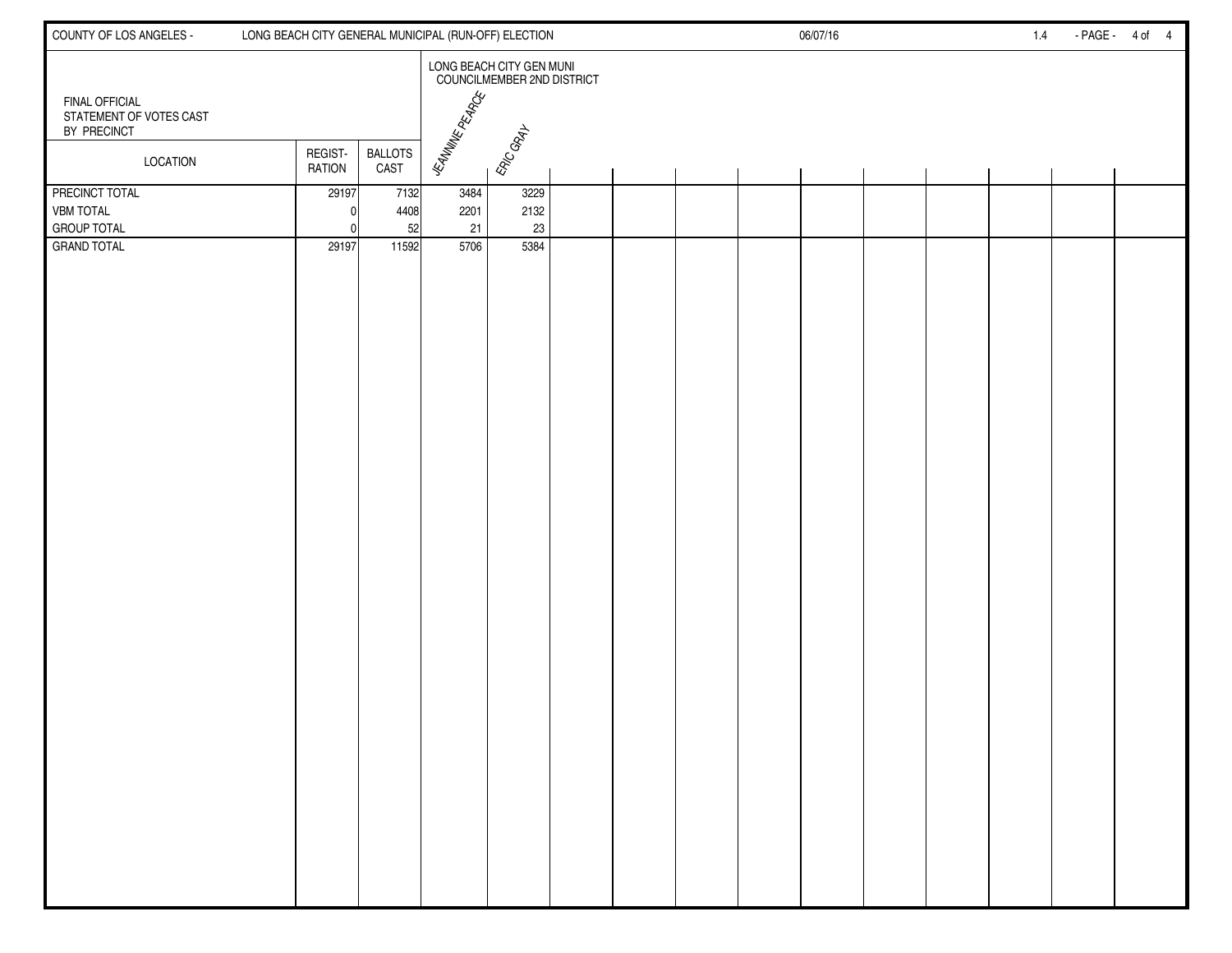FINAL OFFICIAL
STATEMENT OF VOTES CAST
BY PRECINCT

| LOCATION | REGISTRATION | BALLOTS CAST | LONG BEACH CITY GEN MUNI COUNCILMEMBER 2ND DISTRICT | |
|---|---|---|---|---|
| | | | JEANNINE PEARCE | ERIC GRAY |
| PRECINCT TOTAL | 29197 | 7132 | 3484 | 3229 |
| VBM TOTAL | 0 | 4408 | 2201 | 2132 |
| GROUP TOTAL | 0 | 52 | 21 | 23 |
| GRAND TOTAL | 29197 | 11592 | 5706 | 5384 |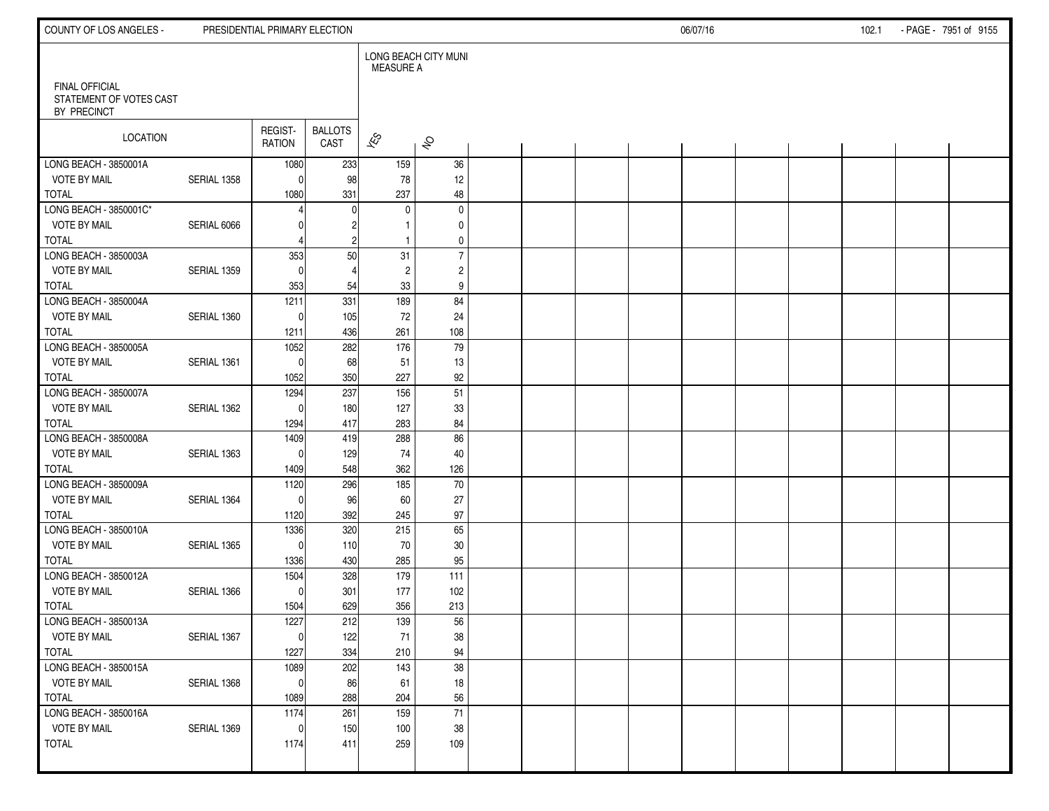FINAL OFFICIAL
STATEMENT OF VOTES CAST
BY PRECINCT

| LOCATION | | REGIST-RATION | BALLOTS CAST | LONG BEACH CITY MUNI MEASURE A | |
|---|---|---|---|---|---|
| | | | | YES | NO |
| LONG BEACH - 3850001A | | 1080 | 233 | 159 | 36 |
| VOTE BY MAIL | SERIAL 1358 | 0 | 98 | 78 | 12 |
| TOTAL | | 1080 | 331 | 237 | 48 |
| LONG BEACH - 3850001C* | | 4 | 0 | 0 | 0 |
| VOTE BY MAIL | SERIAL 6066 | 0 | 2 | 1 | 0 |
| TOTAL | | 4 | 2 | 1 | 0 |
| LONG BEACH - 3850003A | | 353 | 50 | 31 | 7 |
| VOTE BY MAIL | SERIAL 1359 | 0 | 4 | 2 | 2 |
| TOTAL | | 353 | 54 | 33 | 9 |
| LONG BEACH - 3850004A | | 1211 | 331 | 189 | 84 |
| VOTE BY MAIL | SERIAL 1360 | 0 | 105 | 72 | 24 |
| TOTAL | | 1211 | 436 | 261 | 108 |
| LONG BEACH - 3850005A | | 1052 | 282 | 176 | 79 |
| VOTE BY MAIL | SERIAL 1361 | 0 | 68 | 51 | 13 |
| TOTAL | | 1052 | 350 | 227 | 92 |
| LONG BEACH - 3850007A | | 1294 | 237 | 156 | 51 |
| VOTE BY MAIL | SERIAL 1362 | 0 | 180 | 127 | 33 |
| TOTAL | | 1294 | 417 | 283 | 84 |
| LONG BEACH - 3850008A | | 1409 | 419 | 288 | 86 |
| VOTE BY MAIL | SERIAL 1363 | 0 | 129 | 74 | 40 |
| TOTAL | | 1409 | 548 | 362 | 126 |
| LONG BEACH - 3850009A | | 1120 | 296 | 185 | 70 |
| VOTE BY MAIL | SERIAL 1364 | 0 | 96 | 60 | 27 |
| TOTAL | | 1120 | 392 | 245 | 97 |
| LONG BEACH - 3850010A | | 1336 | 320 | 215 | 65 |
| VOTE BY MAIL | SERIAL 1365 | 0 | 110 | 70 | 30 |
| TOTAL | | 1336 | 430 | 285 | 95 |
| LONG BEACH - 3850012A | | 1504 | 328 | 179 | 111 |
| VOTE BY MAIL | SERIAL 1366 | 0 | 301 | 177 | 102 |
| TOTAL | | 1504 | 629 | 356 | 213 |
| LONG BEACH - 3850013A | | 1227 | 212 | 139 | 56 |
| VOTE BY MAIL | SERIAL 1367 | 0 | 122 | 71 | 38 |
| TOTAL | | 1227 | 334 | 210 | 94 |
| LONG BEACH - 3850015A | | 1089 | 202 | 143 | 38 |
| VOTE BY MAIL | SERIAL 1368 | 0 | 86 | 61 | 18 |
| TOTAL | | 1089 | 288 | 204 | 56 |
| LONG BEACH - 3850016A | | 1174 | 261 | 159 | 71 |
| VOTE BY MAIL | SERIAL 1369 | 0 | 150 | 100 | 38 |
| TOTAL | | 1174 | 411 | 259 | 109 |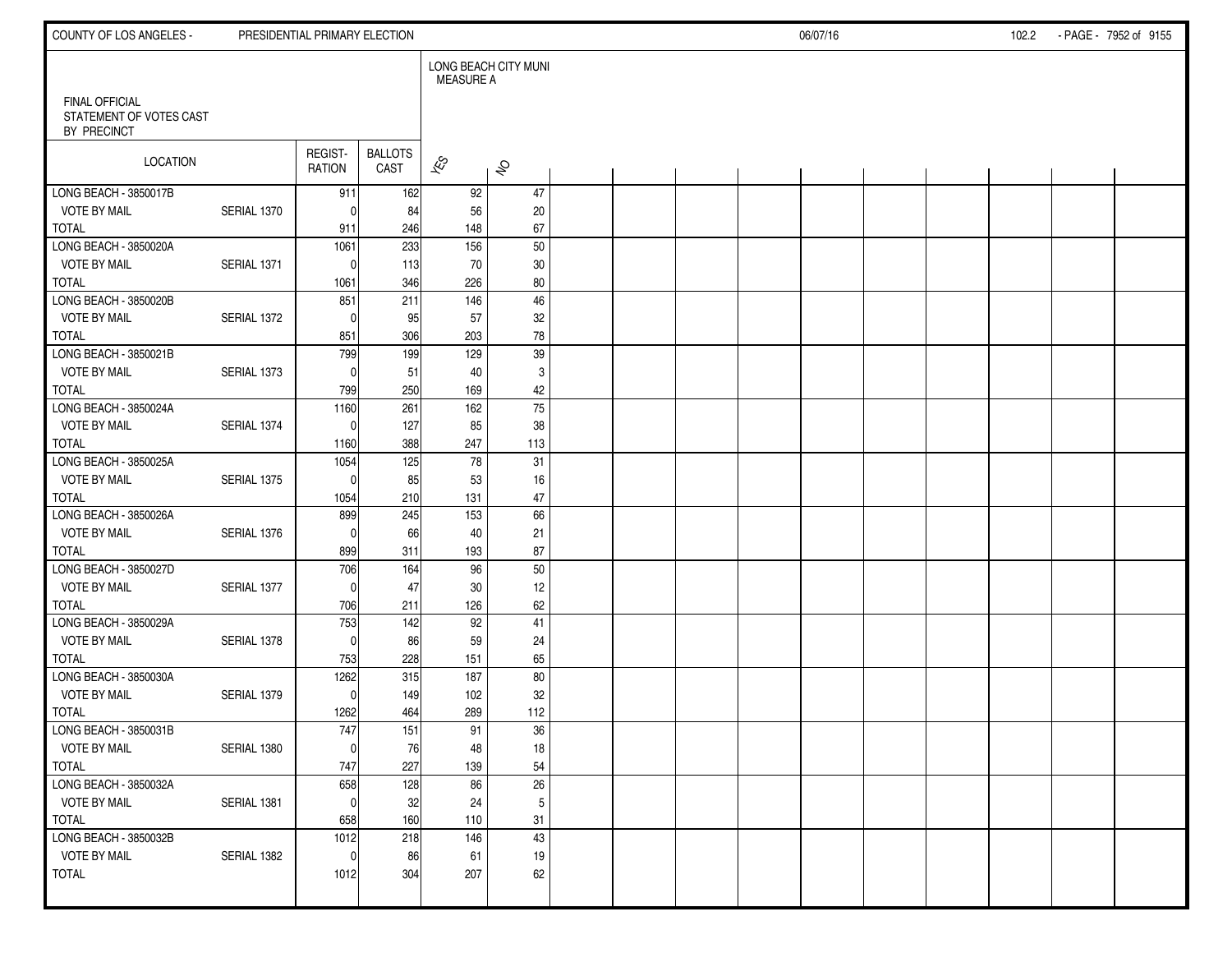FINAL OFFICIAL
STATEMENT OF VOTES CAST
BY PRECINCT

| LOCATION | | REGIST-RATION | BALLOTS CAST | LONG BEACH CITY MUNI MEASURE A | |
|---|---|---|---|---|---|
| | | | | YES | NO |
| LONG BEACH - 3850017B | | 911 | 162 | 92 | 47 |
| VOTE BY MAIL | SERIAL 1370 | 0 | 84 | 56 | 20 |
| TOTAL | | 911 | 246 | 148 | 67 |
| LONG BEACH - 3850020A | | 1061 | 233 | 156 | 50 |
| VOTE BY MAIL | SERIAL 1371 | 0 | 113 | 70 | 30 |
| TOTAL | | 1061 | 346 | 226 | 80 |
| LONG BEACH - 3850020B | | 851 | 211 | 146 | 46 |
| VOTE BY MAIL | SERIAL 1372 | 0 | 95 | 57 | 32 |
| TOTAL | | 851 | 306 | 203 | 78 |
| LONG BEACH - 3850021B | | 799 | 199 | 129 | 39 |
| VOTE BY MAIL | SERIAL 1373 | 0 | 51 | 40 | 3 |
| TOTAL | | 799 | 250 | 169 | 42 |
| LONG BEACH - 3850024A | | 1160 | 261 | 162 | 75 |
| VOTE BY MAIL | SERIAL 1374 | 0 | 127 | 85 | 38 |
| TOTAL | | 1160 | 388 | 247 | 113 |
| LONG BEACH - 3850025A | | 1054 | 125 | 78 | 31 |
| VOTE BY MAIL | SERIAL 1375 | 0 | 85 | 53 | 16 |
| TOTAL | | 1054 | 210 | 131 | 47 |
| LONG BEACH - 3850026A | | 899 | 245 | 153 | 66 |
| VOTE BY MAIL | SERIAL 1376 | 0 | 66 | 40 | 21 |
| TOTAL | | 899 | 311 | 193 | 87 |
| LONG BEACH - 3850027D | | 706 | 164 | 96 | 50 |
| VOTE BY MAIL | SERIAL 1377 | 0 | 47 | 30 | 12 |
| TOTAL | | 706 | 211 | 126 | 62 |
| LONG BEACH - 3850029A | | 753 | 142 | 92 | 41 |
| VOTE BY MAIL | SERIAL 1378 | 0 | 86 | 59 | 24 |
| TOTAL | | 753 | 228 | 151 | 65 |
| LONG BEACH - 3850030A | | 1262 | 315 | 187 | 80 |
| VOTE BY MAIL | SERIAL 1379 | 0 | 149 | 102 | 32 |
| TOTAL | | 1262 | 464 | 289 | 112 |
| LONG BEACH - 3850031B | | 747 | 151 | 91 | 36 |
| VOTE BY MAIL | SERIAL 1380 | 0 | 76 | 48 | 18 |
| TOTAL | | 747 | 227 | 139 | 54 |
| LONG BEACH - 3850032A | | 658 | 128 | 86 | 26 |
| VOTE BY MAIL | SERIAL 1381 | 0 | 32 | 24 | 5 |
| TOTAL | | 658 | 160 | 110 | 31 |
| LONG BEACH - 3850032B | | 1012 | 218 | 146 | 43 |
| VOTE BY MAIL | SERIAL 1382 | 0 | 86 | 61 | 19 |
| TOTAL | | 1012 | 304 | 207 | 62 |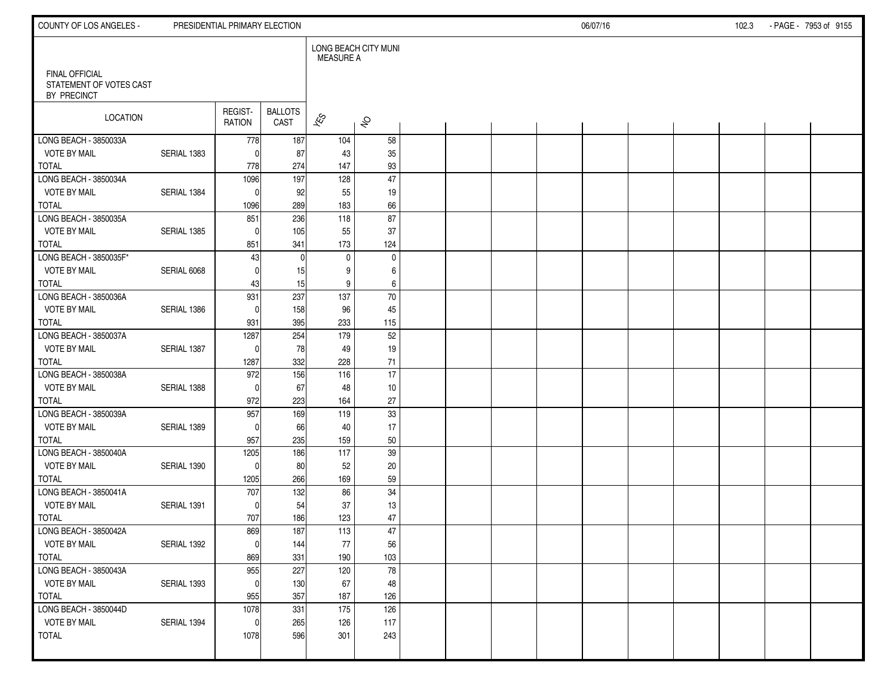FINAL OFFICIAL
STATEMENT OF VOTES CAST
BY PRECINCT

| LOCATION | | REGIST-RATION | BALLOTS CAST | LONG BEACH CITY MUNI MEASURE A YES | NO |
|---|---|---|---|---|---|
| LONG BEACH - 3850033A | | 778 | 187 | 104 | 58 |
| VOTE BY MAIL | SERIAL 1383 | 0 | 87 | 43 | 35 |
| TOTAL | | 778 | 274 | 147 | 93 |
| LONG BEACH - 3850034A | | 1096 | 197 | 128 | 47 |
| VOTE BY MAIL | SERIAL 1384 | 0 | 92 | 55 | 19 |
| TOTAL | | 1096 | 289 | 183 | 66 |
| LONG BEACH - 3850035A | | 851 | 236 | 118 | 87 |
| VOTE BY MAIL | SERIAL 1385 | 0 | 105 | 55 | 37 |
| TOTAL | | 851 | 341 | 173 | 124 |
| LONG BEACH - 3850035F* | | 43 | 0 | 0 | 0 |
| VOTE BY MAIL | SERIAL 6068 | 0 | 15 | 9 | 6 |
| TOTAL | | 43 | 15 | 9 | 6 |
| LONG BEACH - 3850036A | | 931 | 237 | 137 | 70 |
| VOTE BY MAIL | SERIAL 1386 | 0 | 158 | 96 | 45 |
| TOTAL | | 931 | 395 | 233 | 115 |
| LONG BEACH - 3850037A | | 1287 | 254 | 179 | 52 |
| VOTE BY MAIL | SERIAL 1387 | 0 | 78 | 49 | 19 |
| TOTAL | | 1287 | 332 | 228 | 71 |
| LONG BEACH - 3850038A | | 972 | 156 | 116 | 17 |
| VOTE BY MAIL | SERIAL 1388 | 0 | 67 | 48 | 10 |
| TOTAL | | 972 | 223 | 164 | 27 |
| LONG BEACH - 3850039A | | 957 | 169 | 119 | 33 |
| VOTE BY MAIL | SERIAL 1389 | 0 | 66 | 40 | 17 |
| TOTAL | | 957 | 235 | 159 | 50 |
| LONG BEACH - 3850040A | | 1205 | 186 | 117 | 39 |
| VOTE BY MAIL | SERIAL 1390 | 0 | 80 | 52 | 20 |
| TOTAL | | 1205 | 266 | 169 | 59 |
| LONG BEACH - 3850041A | | 707 | 132 | 86 | 34 |
| VOTE BY MAIL | SERIAL 1391 | 0 | 54 | 37 | 13 |
| TOTAL | | 707 | 186 | 123 | 47 |
| LONG BEACH - 3850042A | | 869 | 187 | 113 | 47 |
| VOTE BY MAIL | SERIAL 1392 | 0 | 144 | 77 | 56 |
| TOTAL | | 869 | 331 | 190 | 103 |
| LONG BEACH - 3850043A | | 955 | 227 | 120 | 78 |
| VOTE BY MAIL | SERIAL 1393 | 0 | 130 | 67 | 48 |
| TOTAL | | 955 | 357 | 187 | 126 |
| LONG BEACH - 3850044D | | 1078 | 331 | 175 | 126 |
| VOTE BY MAIL | SERIAL 1394 | 0 | 265 | 126 | 117 |
| TOTAL | | 1078 | 596 | 301 | 243 |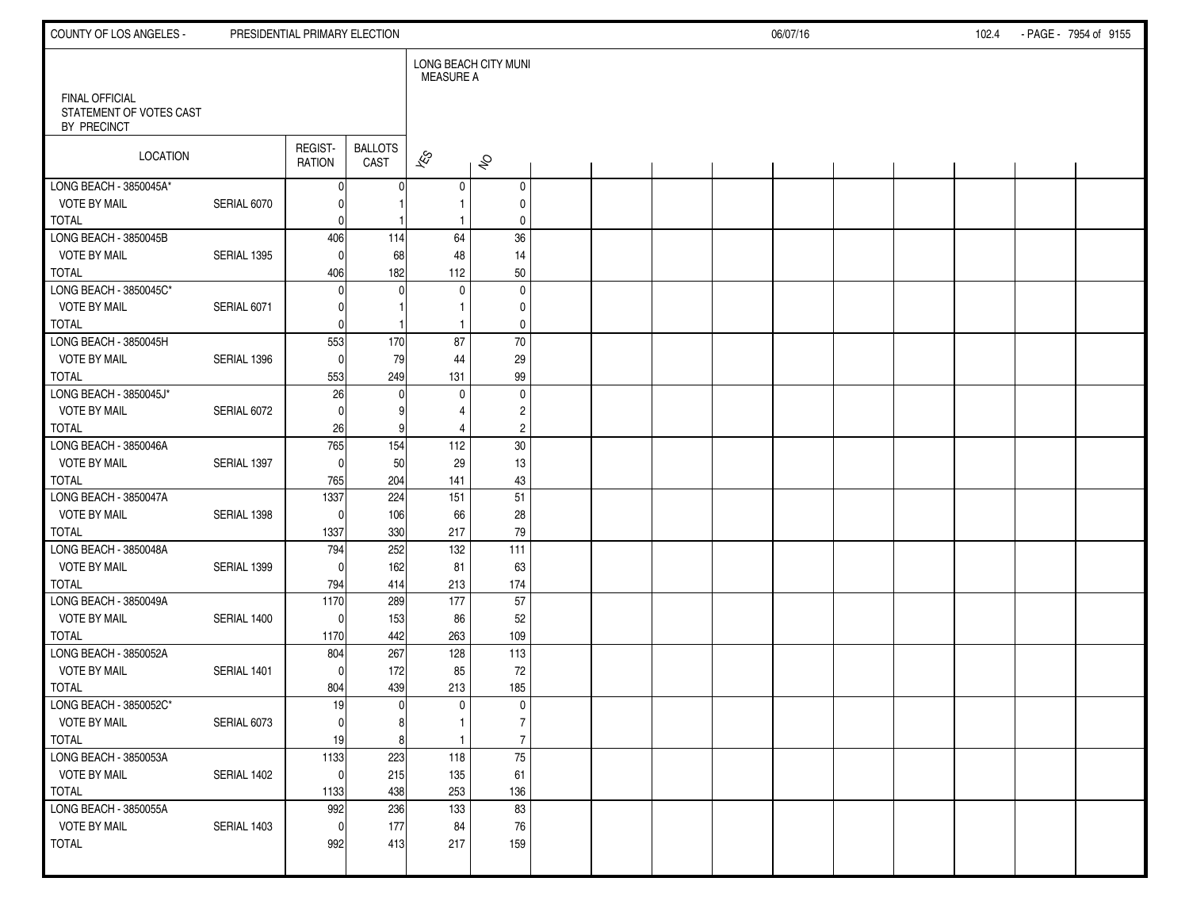FINAL OFFICIAL
STATEMENT OF VOTES CAST
BY PRECINCT

| LOCATION | | REGIST-RATION | BALLOTS CAST | LONG BEACH CITY MUNI MEASURE A | |
|---|---|---|---|---|---|
| | | | | YES | NO |
| LONG BEACH - 3850045A* | | 0 | 0 | 0 | 0 |
| VOTE BY MAIL | SERIAL 6070 | 0 | 1 | 1 | 0 |
| TOTAL | | 0 | 1 | 1 | 0 |
| LONG BEACH - 3850045B | | 406 | 114 | 64 | 36 |
| VOTE BY MAIL | SERIAL 1395 | 0 | 68 | 48 | 14 |
| TOTAL | | 406 | 182 | 112 | 50 |
| LONG BEACH - 3850045C* | | 0 | 0 | 0 | 0 |
| VOTE BY MAIL | SERIAL 6071 | 0 | 1 | 1 | 0 |
| TOTAL | | 0 | 1 | 1 | 0 |
| LONG BEACH - 3850045H | | 553 | 170 | 87 | 70 |
| VOTE BY MAIL | SERIAL 1396 | 0 | 79 | 44 | 29 |
| TOTAL | | 553 | 249 | 131 | 99 |
| LONG BEACH - 3850045J* | | 26 | 0 | 0 | 0 |
| VOTE BY MAIL | SERIAL 6072 | 0 | 9 | 4 | 2 |
| TOTAL | | 26 | 9 | 4 | 2 |
| LONG BEACH - 3850046A | | 765 | 154 | 112 | 30 |
| VOTE BY MAIL | SERIAL 1397 | 0 | 50 | 29 | 13 |
| TOTAL | | 765 | 204 | 141 | 43 |
| LONG BEACH - 3850047A | | 1337 | 224 | 151 | 51 |
| VOTE BY MAIL | SERIAL 1398 | 0 | 106 | 66 | 28 |
| TOTAL | | 1337 | 330 | 217 | 79 |
| LONG BEACH - 3850048A | | 794 | 252 | 132 | 111 |
| VOTE BY MAIL | SERIAL 1399 | 0 | 162 | 81 | 63 |
| TOTAL | | 794 | 414 | 213 | 174 |
| LONG BEACH - 3850049A | | 1170 | 289 | 177 | 57 |
| VOTE BY MAIL | SERIAL 1400 | 0 | 153 | 86 | 52 |
| TOTAL | | 1170 | 442 | 263 | 109 |
| LONG BEACH - 3850052A | | 804 | 267 | 128 | 113 |
| VOTE BY MAIL | SERIAL 1401 | 0 | 172 | 85 | 72 |
| TOTAL | | 804 | 439 | 213 | 185 |
| LONG BEACH - 3850052C* | | 19 | 0 | 0 | 0 |
| VOTE BY MAIL | SERIAL 6073 | 0 | 8 | 1 | 7 |
| TOTAL | | 19 | 8 | 1 | 7 |
| LONG BEACH - 3850053A | | 1133 | 223 | 118 | 75 |
| VOTE BY MAIL | SERIAL 1402 | 0 | 215 | 135 | 61 |
| TOTAL | | 1133 | 438 | 253 | 136 |
| LONG BEACH - 3850055A | | 992 | 236 | 133 | 83 |
| VOTE BY MAIL | SERIAL 1403 | 0 | 177 | 84 | 76 |
| TOTAL | | 992 | 413 | 217 | 159 |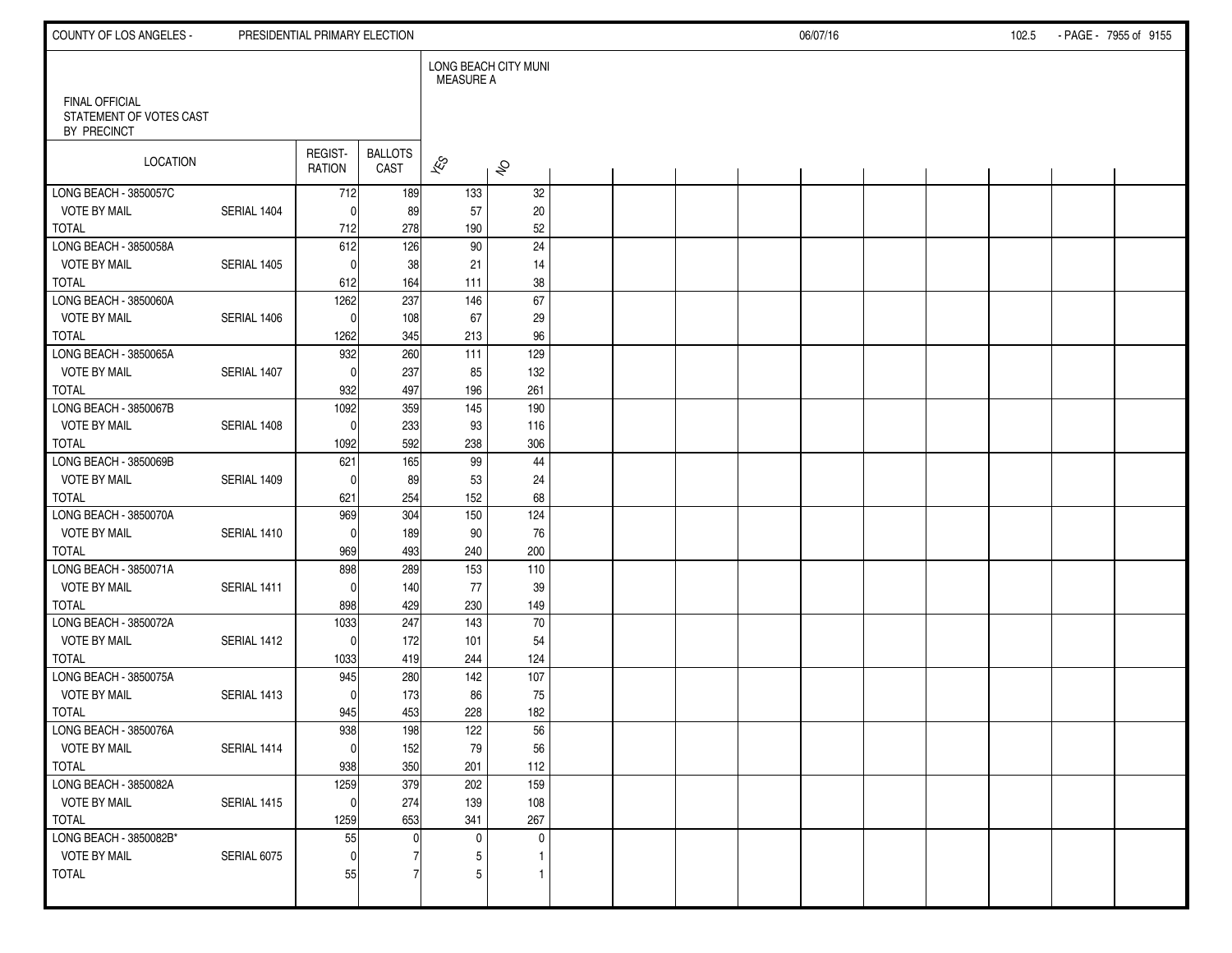FINAL OFFICIAL
STATEMENT OF VOTES CAST
BY PRECINCT

| LOCATION | | REGIST-RATION | BALLOTS CAST | LONG BEACH CITY MUNI MEASURE A | |
|---|---|---|---|---|---|
| | | | | YES | NO |
| LONG BEACH - 3850057C | | 712 | 189 | 133 | 32 |
| VOTE BY MAIL | SERIAL 1404 | 0 | 89 | 57 | 20 |
| TOTAL | | 712 | 278 | 190 | 52 |
| LONG BEACH - 3850058A | | 612 | 126 | 90 | 24 |
| VOTE BY MAIL | SERIAL 1405 | 0 | 38 | 21 | 14 |
| TOTAL | | 612 | 164 | 111 | 38 |
| LONG BEACH - 3850060A | | 1262 | 237 | 146 | 67 |
| VOTE BY MAIL | SERIAL 1406 | 0 | 108 | 67 | 29 |
| TOTAL | | 1262 | 345 | 213 | 96 |
| LONG BEACH - 3850065A | | 932 | 260 | 111 | 129 |
| VOTE BY MAIL | SERIAL 1407 | 0 | 237 | 85 | 132 |
| TOTAL | | 932 | 497 | 196 | 261 |
| LONG BEACH - 3850067B | | 1092 | 359 | 145 | 190 |
| VOTE BY MAIL | SERIAL 1408 | 0 | 233 | 93 | 116 |
| TOTAL | | 1092 | 592 | 238 | 306 |
| LONG BEACH - 3850069B | | 621 | 165 | 99 | 44 |
| VOTE BY MAIL | SERIAL 1409 | 0 | 89 | 53 | 24 |
| TOTAL | | 621 | 254 | 152 | 68 |
| LONG BEACH - 3850070A | | 969 | 304 | 150 | 124 |
| VOTE BY MAIL | SERIAL 1410 | 0 | 189 | 90 | 76 |
| TOTAL | | 969 | 493 | 240 | 200 |
| LONG BEACH - 3850071A | | 898 | 289 | 153 | 110 |
| VOTE BY MAIL | SERIAL 1411 | 0 | 140 | 77 | 39 |
| TOTAL | | 898 | 429 | 230 | 149 |
| LONG BEACH - 3850072A | | 1033 | 247 | 143 | 70 |
| VOTE BY MAIL | SERIAL 1412 | 0 | 172 | 101 | 54 |
| TOTAL | | 1033 | 419 | 244 | 124 |
| LONG BEACH - 3850075A | | 945 | 280 | 142 | 107 |
| VOTE BY MAIL | SERIAL 1413 | 0 | 173 | 86 | 75 |
| TOTAL | | 945 | 453 | 228 | 182 |
| LONG BEACH - 3850076A | | 938 | 198 | 122 | 56 |
| VOTE BY MAIL | SERIAL 1414 | 0 | 152 | 79 | 56 |
| TOTAL | | 938 | 350 | 201 | 112 |
| LONG BEACH - 3850082A | | 1259 | 379 | 202 | 159 |
| VOTE BY MAIL | SERIAL 1415 | 0 | 274 | 139 | 108 |
| TOTAL | | 1259 | 653 | 341 | 267 |
| LONG BEACH - 3850082B* | | 55 | 0 | 0 | 0 |
| VOTE BY MAIL | SERIAL 6075 | 0 | 7 | 5 | 1 |
| TOTAL | | 55 | 7 | 5 | 1 |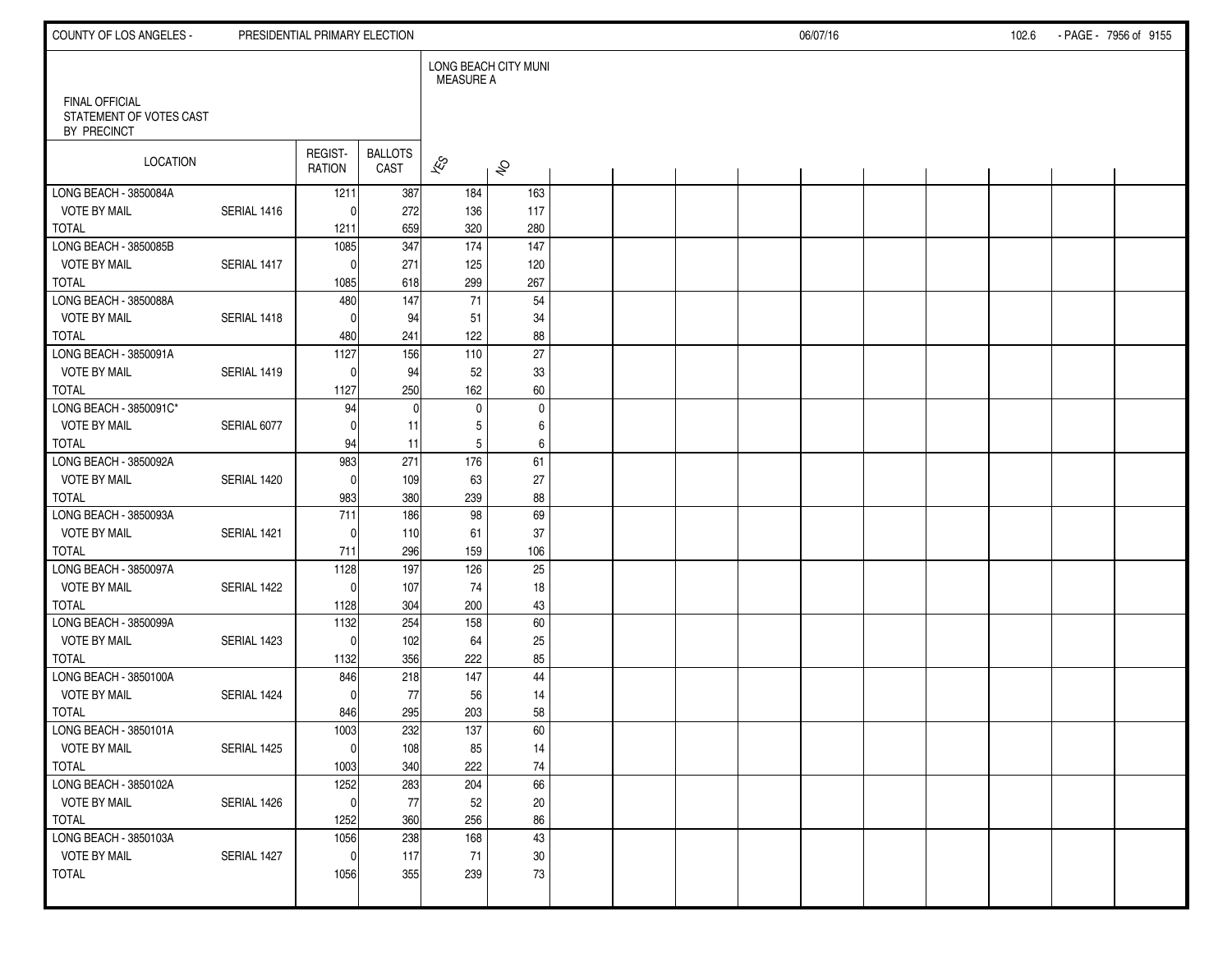FINAL OFFICIAL
STATEMENT OF VOTES CAST
BY PRECINCT

| LOCATION | | REGIST-RATION | BALLOTS CAST | LONG BEACH CITY MUNI MEASURE A | |
|---|---|---|---|---|---|
| | | | | YES | NO |
| LONG BEACH - 3850084A | | 1211 | 387 | 184 | 163 |
| VOTE BY MAIL | SERIAL 1416 | 0 | 272 | 136 | 117 |
| TOTAL | | 1211 | 659 | 320 | 280 |
| LONG BEACH - 3850085B | | 1085 | 347 | 174 | 147 |
| VOTE BY MAIL | SERIAL 1417 | 0 | 271 | 125 | 120 |
| TOTAL | | 1085 | 618 | 299 | 267 |
| LONG BEACH - 3850088A | | 480 | 147 | 71 | 54 |
| VOTE BY MAIL | SERIAL 1418 | 0 | 94 | 51 | 34 |
| TOTAL | | 480 | 241 | 122 | 88 |
| LONG BEACH - 3850091A | | 1127 | 156 | 110 | 27 |
| VOTE BY MAIL | SERIAL 1419 | 0 | 94 | 52 | 33 |
| TOTAL | | 1127 | 250 | 162 | 60 |
| LONG BEACH - 3850091C* | | 94 | 0 | 0 | 0 |
| VOTE BY MAIL | SERIAL 6077 | 0 | 11 | 5 | 6 |
| TOTAL | | 94 | 11 | 5 | 6 |
| LONG BEACH - 3850092A | | 983 | 271 | 176 | 61 |
| VOTE BY MAIL | SERIAL 1420 | 0 | 109 | 63 | 27 |
| TOTAL | | 983 | 380 | 239 | 88 |
| LONG BEACH - 3850093A | | 711 | 186 | 98 | 69 |
| VOTE BY MAIL | SERIAL 1421 | 0 | 110 | 61 | 37 |
| TOTAL | | 711 | 296 | 159 | 106 |
| LONG BEACH - 3850097A | | 1128 | 197 | 126 | 25 |
| VOTE BY MAIL | SERIAL 1422 | 0 | 107 | 74 | 18 |
| TOTAL | | 1128 | 304 | 200 | 43 |
| LONG BEACH - 3850099A | | 1132 | 254 | 158 | 60 |
| VOTE BY MAIL | SERIAL 1423 | 0 | 102 | 64 | 25 |
| TOTAL | | 1132 | 356 | 222 | 85 |
| LONG BEACH - 3850100A | | 846 | 218 | 147 | 44 |
| VOTE BY MAIL | SERIAL 1424 | 0 | 77 | 56 | 14 |
| TOTAL | | 846 | 295 | 203 | 58 |
| LONG BEACH - 3850101A | | 1003 | 232 | 137 | 60 |
| VOTE BY MAIL | SERIAL 1425 | 0 | 108 | 85 | 14 |
| TOTAL | | 1003 | 340 | 222 | 74 |
| LONG BEACH - 3850102A | | 1252 | 283 | 204 | 66 |
| VOTE BY MAIL | SERIAL 1426 | 0 | 77 | 52 | 20 |
| TOTAL | | 1252 | 360 | 256 | 86 |
| LONG BEACH - 3850103A | | 1056 | 238 | 168 | 43 |
| VOTE BY MAIL | SERIAL 1427 | 0 | 117 | 71 | 30 |
| TOTAL | | 1056 | 355 | 239 | 73 |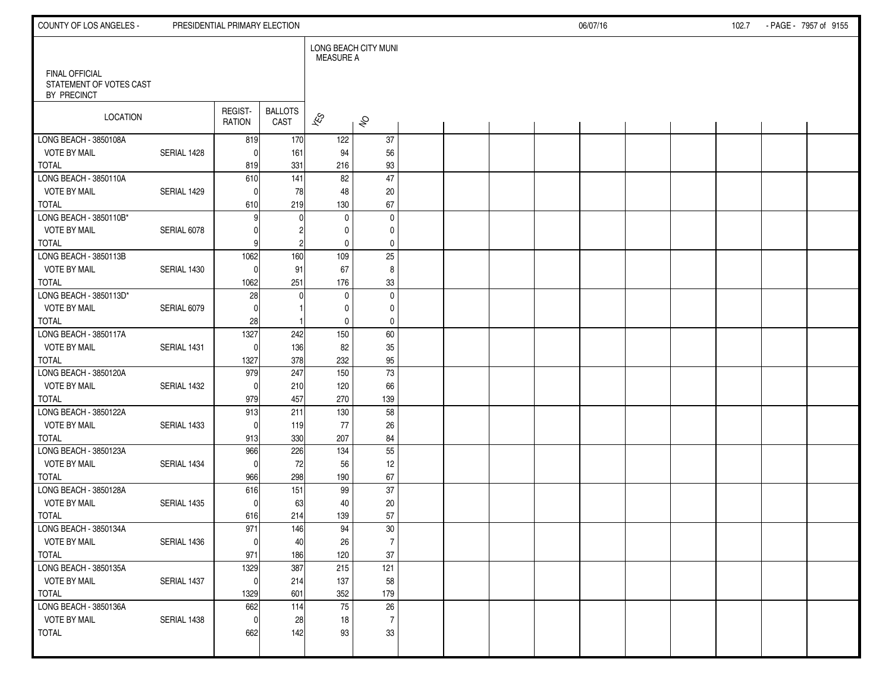FINAL OFFICIAL
STATEMENT OF VOTES CAST
BY PRECINCT

| LOCATION | | REGISTRATION | BALLOTS CAST | LONG BEACH CITY MUNI MEASURE A YES | NO |
|---|---|---|---|---|---|
| LONG BEACH - 3850108A | | 819 | 170 | 122 | 37 |
| VOTE BY MAIL | SERIAL 1428 | 0 | 161 | 94 | 56 |
| TOTAL | | 819 | 331 | 216 | 93 |
| LONG BEACH - 3850110A | | 610 | 141 | 82 | 47 |
| VOTE BY MAIL | SERIAL 1429 | 0 | 78 | 48 | 20 |
| TOTAL | | 610 | 219 | 130 | 67 |
| LONG BEACH - 3850110B* | | 9 | 0 | 0 | 0 |
| VOTE BY MAIL | SERIAL 6078 | 0 | 2 | 0 | 0 |
| TOTAL | | 9 | 2 | 0 | 0 |
| LONG BEACH - 3850113B | | 1062 | 160 | 109 | 25 |
| VOTE BY MAIL | SERIAL 1430 | 0 | 91 | 67 | 8 |
| TOTAL | | 1062 | 251 | 176 | 33 |
| LONG BEACH - 3850113D* | | 28 | 0 | 0 | 0 |
| VOTE BY MAIL | SERIAL 6079 | 0 | 1 | 0 | 0 |
| TOTAL | | 28 | 1 | 0 | 0 |
| LONG BEACH - 3850117A | | 1327 | 242 | 150 | 60 |
| VOTE BY MAIL | SERIAL 1431 | 0 | 136 | 82 | 35 |
| TOTAL | | 1327 | 378 | 232 | 95 |
| LONG BEACH - 3850120A | | 979 | 247 | 150 | 73 |
| VOTE BY MAIL | SERIAL 1432 | 0 | 210 | 120 | 66 |
| TOTAL | | 979 | 457 | 270 | 139 |
| LONG BEACH - 3850122A | | 913 | 211 | 130 | 58 |
| VOTE BY MAIL | SERIAL 1433 | 0 | 119 | 77 | 26 |
| TOTAL | | 913 | 330 | 207 | 84 |
| LONG BEACH - 3850123A | | 966 | 226 | 134 | 55 |
| VOTE BY MAIL | SERIAL 1434 | 0 | 72 | 56 | 12 |
| TOTAL | | 966 | 298 | 190 | 67 |
| LONG BEACH - 3850128A | | 616 | 151 | 99 | 37 |
| VOTE BY MAIL | SERIAL 1435 | 0 | 63 | 40 | 20 |
| TOTAL | | 616 | 214 | 139 | 57 |
| LONG BEACH - 3850134A | | 971 | 146 | 94 | 30 |
| VOTE BY MAIL | SERIAL 1436 | 0 | 40 | 26 | 7 |
| TOTAL | | 971 | 186 | 120 | 37 |
| LONG BEACH - 3850135A | | 1329 | 387 | 215 | 121 |
| VOTE BY MAIL | SERIAL 1437 | 0 | 214 | 137 | 58 |
| TOTAL | | 1329 | 601 | 352 | 179 |
| LONG BEACH - 3850136A | | 662 | 114 | 75 | 26 |
| VOTE BY MAIL | SERIAL 1438 | 0 | 28 | 18 | 7 |
| TOTAL | | 662 | 142 | 93 | 33 |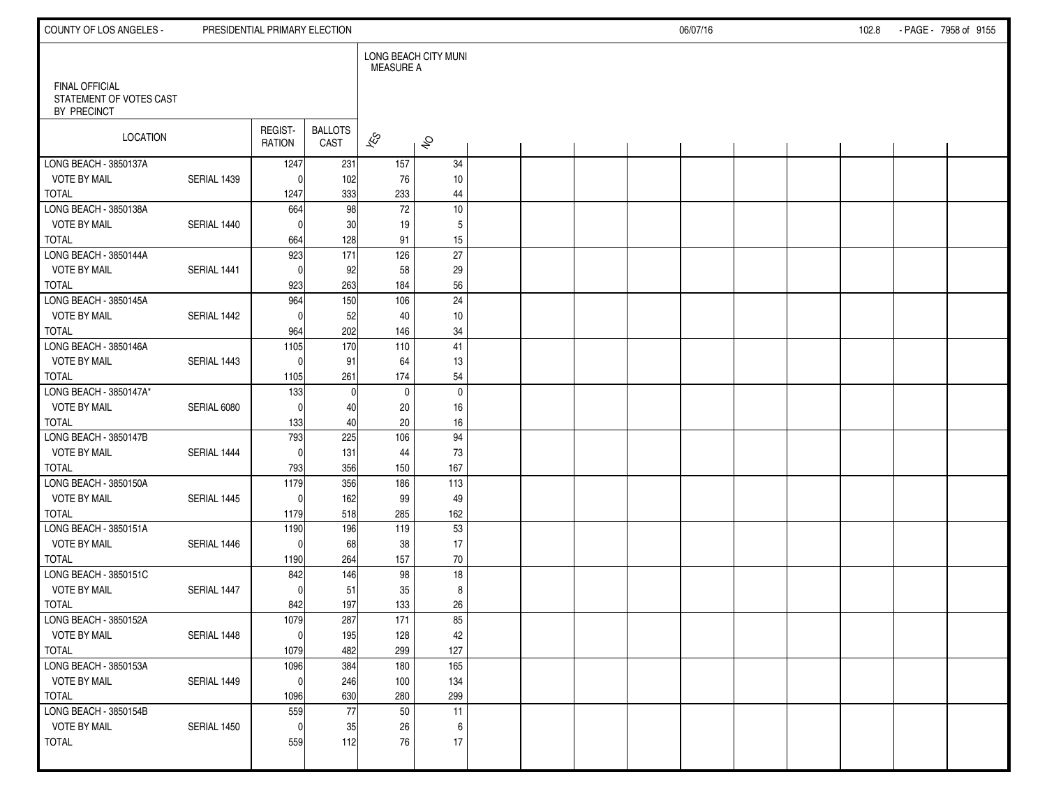FINAL OFFICIAL
STATEMENT OF VOTES CAST
BY PRECINCT

| LOCATION | | REGISTRATION | BALLOTS CAST | LONG BEACH CITY MUNI MEASURE A YES | NO |
|---|---|---|---|---|---|
| LONG BEACH - 3850137A | | 1247 | 231 | 157 | 34 |
| VOTE BY MAIL | SERIAL 1439 | 0 | 102 | 76 | 10 |
| TOTAL | | 1247 | 333 | 233 | 44 |
| LONG BEACH - 3850138A | | 664 | 98 | 72 | 10 |
| VOTE BY MAIL | SERIAL 1440 | 0 | 30 | 19 | 5 |
| TOTAL | | 664 | 128 | 91 | 15 |
| LONG BEACH - 3850144A | | 923 | 171 | 126 | 27 |
| VOTE BY MAIL | SERIAL 1441 | 0 | 92 | 58 | 29 |
| TOTAL | | 923 | 263 | 184 | 56 |
| LONG BEACH - 3850145A | | 964 | 150 | 106 | 24 |
| VOTE BY MAIL | SERIAL 1442 | 0 | 52 | 40 | 10 |
| TOTAL | | 964 | 202 | 146 | 34 |
| LONG BEACH - 3850146A | | 1105 | 170 | 110 | 41 |
| VOTE BY MAIL | SERIAL 1443 | 0 | 91 | 64 | 13 |
| TOTAL | | 1105 | 261 | 174 | 54 |
| LONG BEACH - 3850147A* | | 133 | 0 | 0 | 0 |
| VOTE BY MAIL | SERIAL 6080 | 0 | 40 | 20 | 16 |
| TOTAL | | 133 | 40 | 20 | 16 |
| LONG BEACH - 3850147B | | 793 | 225 | 106 | 94 |
| VOTE BY MAIL | SERIAL 1444 | 0 | 131 | 44 | 73 |
| TOTAL | | 793 | 356 | 150 | 167 |
| LONG BEACH - 3850150A | | 1179 | 356 | 186 | 113 |
| VOTE BY MAIL | SERIAL 1445 | 0 | 162 | 99 | 49 |
| TOTAL | | 1179 | 518 | 285 | 162 |
| LONG BEACH - 3850151A | | 1190 | 196 | 119 | 53 |
| VOTE BY MAIL | SERIAL 1446 | 0 | 68 | 38 | 17 |
| TOTAL | | 1190 | 264 | 157 | 70 |
| LONG BEACH - 3850151C | | 842 | 146 | 98 | 18 |
| VOTE BY MAIL | SERIAL 1447 | 0 | 51 | 35 | 8 |
| TOTAL | | 842 | 197 | 133 | 26 |
| LONG BEACH - 3850152A | | 1079 | 287 | 171 | 85 |
| VOTE BY MAIL | SERIAL 1448 | 0 | 195 | 128 | 42 |
| TOTAL | | 1079 | 482 | 299 | 127 |
| LONG BEACH - 3850153A | | 1096 | 384 | 180 | 165 |
| VOTE BY MAIL | SERIAL 1449 | 0 | 246 | 100 | 134 |
| TOTAL | | 1096 | 630 | 280 | 299 |
| LONG BEACH - 3850154B | | 559 | 77 | 50 | 11 |
| VOTE BY MAIL | SERIAL 1450 | 0 | 35 | 26 | 6 |
| TOTAL | | 559 | 112 | 76 | 17 |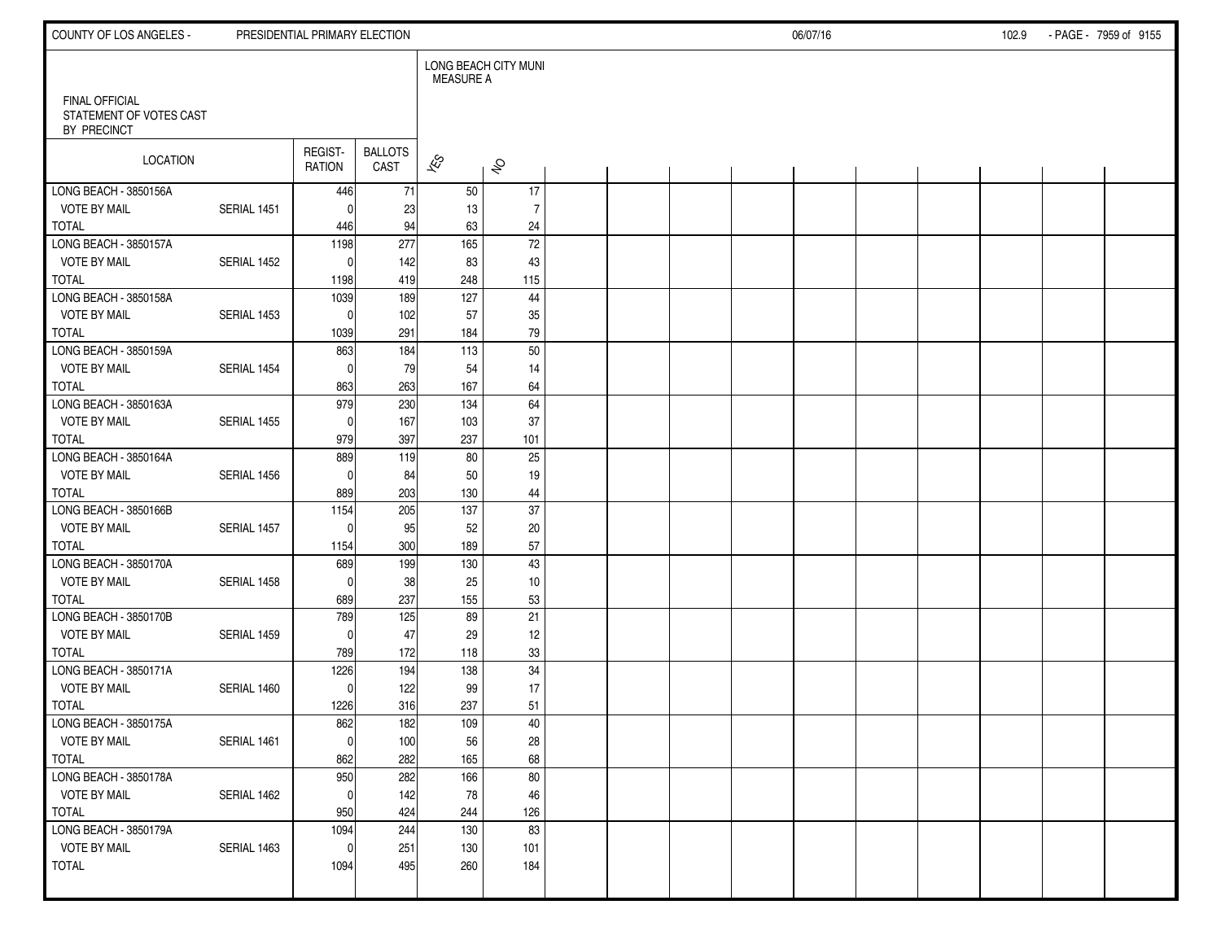FINAL OFFICIAL
STATEMENT OF VOTES CAST
BY PRECINCT

| LOCATION | | REGIST-RATION | BALLOTS CAST | LONG BEACH CITY MUNI MEASURE A YES | NO |
|---|---|---|---|---|---|
| LONG BEACH - 3850156A | | 446 | 71 | 50 | 17 |
| VOTE BY MAIL | SERIAL 1451 | 0 | 23 | 13 | 7 |
| TOTAL | | 446 | 94 | 63 | 24 |
| LONG BEACH - 3850157A | | 1198 | 277 | 165 | 72 |
| VOTE BY MAIL | SERIAL 1452 | 0 | 142 | 83 | 43 |
| TOTAL | | 1198 | 419 | 248 | 115 |
| LONG BEACH - 3850158A | | 1039 | 189 | 127 | 44 |
| VOTE BY MAIL | SERIAL 1453 | 0 | 102 | 57 | 35 |
| TOTAL | | 1039 | 291 | 184 | 79 |
| LONG BEACH - 3850159A | | 863 | 184 | 113 | 50 |
| VOTE BY MAIL | SERIAL 1454 | 0 | 79 | 54 | 14 |
| TOTAL | | 863 | 263 | 167 | 64 |
| LONG BEACH - 3850163A | | 979 | 230 | 134 | 64 |
| VOTE BY MAIL | SERIAL 1455 | 0 | 167 | 103 | 37 |
| TOTAL | | 979 | 397 | 237 | 101 |
| LONG BEACH - 3850164A | | 889 | 119 | 80 | 25 |
| VOTE BY MAIL | SERIAL 1456 | 0 | 84 | 50 | 19 |
| TOTAL | | 889 | 203 | 130 | 44 |
| LONG BEACH - 3850166B | | 1154 | 205 | 137 | 37 |
| VOTE BY MAIL | SERIAL 1457 | 0 | 95 | 52 | 20 |
| TOTAL | | 1154 | 300 | 189 | 57 |
| LONG BEACH - 3850170A | | 689 | 199 | 130 | 43 |
| VOTE BY MAIL | SERIAL 1458 | 0 | 38 | 25 | 10 |
| TOTAL | | 689 | 237 | 155 | 53 |
| LONG BEACH - 3850170B | | 789 | 125 | 89 | 21 |
| VOTE BY MAIL | SERIAL 1459 | 0 | 47 | 29 | 12 |
| TOTAL | | 789 | 172 | 118 | 33 |
| LONG BEACH - 3850171A | | 1226 | 194 | 138 | 34 |
| VOTE BY MAIL | SERIAL 1460 | 0 | 122 | 99 | 17 |
| TOTAL | | 1226 | 316 | 237 | 51 |
| LONG BEACH - 3850175A | | 862 | 182 | 109 | 40 |
| VOTE BY MAIL | SERIAL 1461 | 0 | 100 | 56 | 28 |
| TOTAL | | 862 | 282 | 165 | 68 |
| LONG BEACH - 3850178A | | 950 | 282 | 166 | 80 |
| VOTE BY MAIL | SERIAL 1462 | 0 | 142 | 78 | 46 |
| TOTAL | | 950 | 424 | 244 | 126 |
| LONG BEACH - 3850179A | | 1094 | 244 | 130 | 83 |
| VOTE BY MAIL | SERIAL 1463 | 0 | 251 | 130 | 101 |
| TOTAL | | 1094 | 495 | 260 | 184 |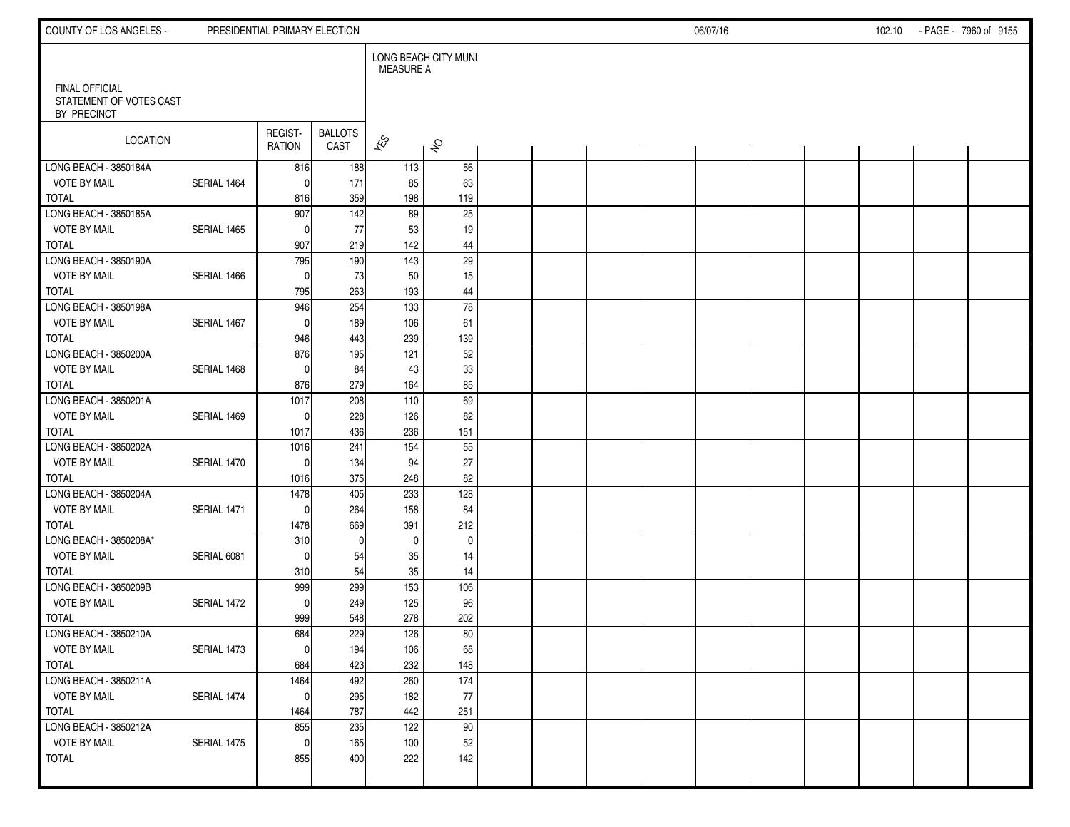FINAL OFFICIAL
STATEMENT OF VOTES CAST
BY PRECINCT

| LOCATION | | REGISTRATION | BALLOTS CAST | LONG BEACH CITY MUNI MEASURE A YES | NO |
|---|---|---|---|---|---|
| LONG BEACH - 3850184A | | 816 | 188 | 113 | 56 |
| VOTE BY MAIL | SERIAL 1464 | 0 | 171 | 85 | 63 |
| TOTAL | | 816 | 359 | 198 | 119 |
| LONG BEACH - 3850185A | | 907 | 142 | 89 | 25 |
| VOTE BY MAIL | SERIAL 1465 | 0 | 77 | 53 | 19 |
| TOTAL | | 907 | 219 | 142 | 44 |
| LONG BEACH - 3850190A | | 795 | 190 | 143 | 29 |
| VOTE BY MAIL | SERIAL 1466 | 0 | 73 | 50 | 15 |
| TOTAL | | 795 | 263 | 193 | 44 |
| LONG BEACH - 3850198A | | 946 | 254 | 133 | 78 |
| VOTE BY MAIL | SERIAL 1467 | 0 | 189 | 106 | 61 |
| TOTAL | | 946 | 443 | 239 | 139 |
| LONG BEACH - 3850200A | | 876 | 195 | 121 | 52 |
| VOTE BY MAIL | SERIAL 1468 | 0 | 84 | 43 | 33 |
| TOTAL | | 876 | 279 | 164 | 85 |
| LONG BEACH - 3850201A | | 1017 | 208 | 110 | 69 |
| VOTE BY MAIL | SERIAL 1469 | 0 | 228 | 126 | 82 |
| TOTAL | | 1017 | 436 | 236 | 151 |
| LONG BEACH - 3850202A | | 1016 | 241 | 154 | 55 |
| VOTE BY MAIL | SERIAL 1470 | 0 | 134 | 94 | 27 |
| TOTAL | | 1016 | 375 | 248 | 82 |
| LONG BEACH - 3850204A | | 1478 | 405 | 233 | 128 |
| VOTE BY MAIL | SERIAL 1471 | 0 | 264 | 158 | 84 |
| TOTAL | | 1478 | 669 | 391 | 212 |
| LONG BEACH - 3850208A* | | 310 | 0 | 0 | 0 |
| VOTE BY MAIL | SERIAL 6081 | 0 | 54 | 35 | 14 |
| TOTAL | | 310 | 54 | 35 | 14 |
| LONG BEACH - 3850209B | | 999 | 299 | 153 | 106 |
| VOTE BY MAIL | SERIAL 1472 | 0 | 249 | 125 | 96 |
| TOTAL | | 999 | 548 | 278 | 202 |
| LONG BEACH - 3850210A | | 684 | 229 | 126 | 80 |
| VOTE BY MAIL | SERIAL 1473 | 0 | 194 | 106 | 68 |
| TOTAL | | 684 | 423 | 232 | 148 |
| LONG BEACH - 3850211A | | 1464 | 492 | 260 | 174 |
| VOTE BY MAIL | SERIAL 1474 | 0 | 295 | 182 | 77 |
| TOTAL | | 1464 | 787 | 442 | 251 |
| LONG BEACH - 3850212A | | 855 | 235 | 122 | 90 |
| VOTE BY MAIL | SERIAL 1475 | 0 | 165 | 100 | 52 |
| TOTAL | | 855 | 400 | 222 | 142 |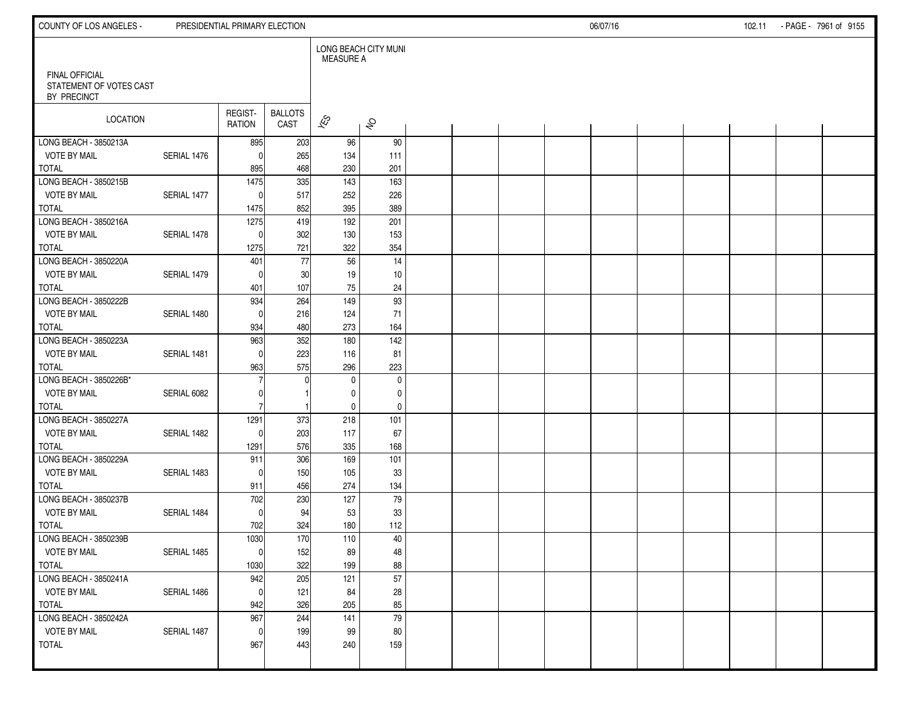FINAL OFFICIAL STATEMENT OF VOTES CAST BY PRECINCT

| LOCATION | | REGIST-RATION | BALLOTS CAST | LONG BEACH CITY MUNI MEASURE A | |
|---|---|---|---|---|---|
| | | | | YES | NO |
| LONG BEACH - 3850213A | | 895 | 203 | 96 | 90 |
| VOTE BY MAIL | SERIAL 1476 | 0 | 265 | 134 | 111 |
| TOTAL | | 895 | 468 | 230 | 201 |
| LONG BEACH - 3850215B | | 1475 | 335 | 143 | 163 |
| VOTE BY MAIL | SERIAL 1477 | 0 | 517 | 252 | 226 |
| TOTAL | | 1475 | 852 | 395 | 389 |
| LONG BEACH - 3850216A | | 1275 | 419 | 192 | 201 |
| VOTE BY MAIL | SERIAL 1478 | 0 | 302 | 130 | 153 |
| TOTAL | | 1275 | 721 | 322 | 354 |
| LONG BEACH - 3850220A | | 401 | 77 | 56 | 14 |
| VOTE BY MAIL | SERIAL 1479 | 0 | 30 | 19 | 10 |
| TOTAL | | 401 | 107 | 75 | 24 |
| LONG BEACH - 3850222B | | 934 | 264 | 149 | 93 |
| VOTE BY MAIL | SERIAL 1480 | 0 | 216 | 124 | 71 |
| TOTAL | | 934 | 480 | 273 | 164 |
| LONG BEACH - 3850223A | | 963 | 352 | 180 | 142 |
| VOTE BY MAIL | SERIAL 1481 | 0 | 223 | 116 | 81 |
| TOTAL | | 963 | 575 | 296 | 223 |
| LONG BEACH - 3850226B* | | 7 | 0 | 0 | 0 |
| VOTE BY MAIL | SERIAL 6082 | 0 | 1 | 0 | 0 |
| TOTAL | | 7 | 1 | 0 | 0 |
| LONG BEACH - 3850227A | | 1291 | 373 | 218 | 101 |
| VOTE BY MAIL | SERIAL 1482 | 0 | 203 | 117 | 67 |
| TOTAL | | 1291 | 576 | 335 | 168 |
| LONG BEACH - 3850229A | | 911 | 306 | 169 | 101 |
| VOTE BY MAIL | SERIAL 1483 | 0 | 150 | 105 | 33 |
| TOTAL | | 911 | 456 | 274 | 134 |
| LONG BEACH - 3850237B | | 702 | 230 | 127 | 79 |
| VOTE BY MAIL | SERIAL 1484 | 0 | 94 | 53 | 33 |
| TOTAL | | 702 | 324 | 180 | 112 |
| LONG BEACH - 3850239B | | 1030 | 170 | 110 | 40 |
| VOTE BY MAIL | SERIAL 1485 | 0 | 152 | 89 | 48 |
| TOTAL | | 1030 | 322 | 199 | 88 |
| LONG BEACH - 3850241A | | 942 | 205 | 121 | 57 |
| VOTE BY MAIL | SERIAL 1486 | 0 | 121 | 84 | 28 |
| TOTAL | | 942 | 326 | 205 | 85 |
| LONG BEACH - 3850242A | | 967 | 244 | 141 | 79 |
| VOTE BY MAIL | SERIAL 1487 | 0 | 199 | 99 | 80 |
| TOTAL | | 967 | 443 | 240 | 159 |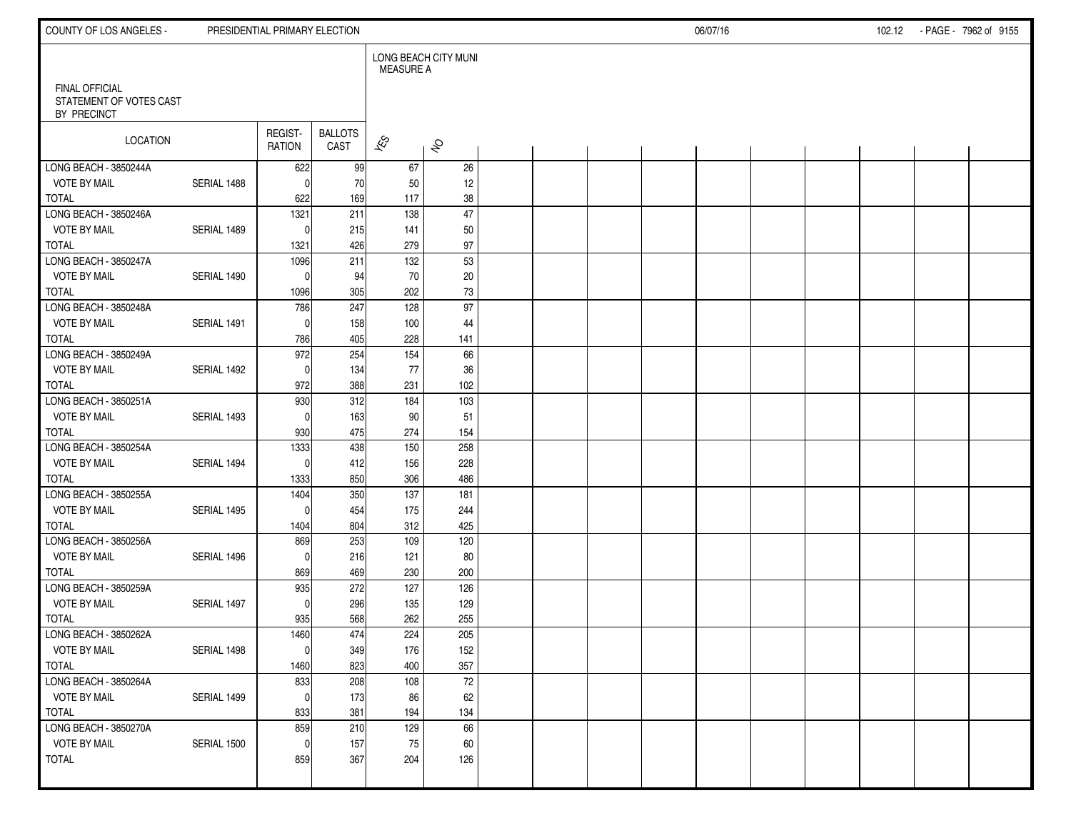FINAL OFFICIAL
STATEMENT OF VOTES CAST
BY PRECINCT

| LOCATION | | REGIST-RATION | BALLOTS CAST | LONG BEACH CITY MUNI MEASURE A | |
|---|---|---|---|---|---|
| | | | | YES | NO |
| LONG BEACH - 3850244A | | 622 | 99 | 67 | 26 |
| VOTE BY MAIL | SERIAL 1488 | 0 | 70 | 50 | 12 |
| TOTAL | | 622 | 169 | 117 | 38 |
| LONG BEACH - 3850246A | | 1321 | 211 | 138 | 47 |
| VOTE BY MAIL | SERIAL 1489 | 0 | 215 | 141 | 50 |
| TOTAL | | 1321 | 426 | 279 | 97 |
| LONG BEACH - 3850247A | | 1096 | 211 | 132 | 53 |
| VOTE BY MAIL | SERIAL 1490 | 0 | 94 | 70 | 20 |
| TOTAL | | 1096 | 305 | 202 | 73 |
| LONG BEACH - 3850248A | | 786 | 247 | 128 | 97 |
| VOTE BY MAIL | SERIAL 1491 | 0 | 158 | 100 | 44 |
| TOTAL | | 786 | 405 | 228 | 141 |
| LONG BEACH - 3850249A | | 972 | 254 | 154 | 66 |
| VOTE BY MAIL | SERIAL 1492 | 0 | 134 | 77 | 36 |
| TOTAL | | 972 | 388 | 231 | 102 |
| LONG BEACH - 3850251A | | 930 | 312 | 184 | 103 |
| VOTE BY MAIL | SERIAL 1493 | 0 | 163 | 90 | 51 |
| TOTAL | | 930 | 475 | 274 | 154 |
| LONG BEACH - 3850254A | | 1333 | 438 | 150 | 258 |
| VOTE BY MAIL | SERIAL 1494 | 0 | 412 | 156 | 228 |
| TOTAL | | 1333 | 850 | 306 | 486 |
| LONG BEACH - 3850255A | | 1404 | 350 | 137 | 181 |
| VOTE BY MAIL | SERIAL 1495 | 0 | 454 | 175 | 244 |
| TOTAL | | 1404 | 804 | 312 | 425 |
| LONG BEACH - 3850256A | | 869 | 253 | 109 | 120 |
| VOTE BY MAIL | SERIAL 1496 | 0 | 216 | 121 | 80 |
| TOTAL | | 869 | 469 | 230 | 200 |
| LONG BEACH - 3850259A | | 935 | 272 | 127 | 126 |
| VOTE BY MAIL | SERIAL 1497 | 0 | 296 | 135 | 129 |
| TOTAL | | 935 | 568 | 262 | 255 |
| LONG BEACH - 3850262A | | 1460 | 474 | 224 | 205 |
| VOTE BY MAIL | SERIAL 1498 | 0 | 349 | 176 | 152 |
| TOTAL | | 1460 | 823 | 400 | 357 |
| LONG BEACH - 3850264A | | 833 | 208 | 108 | 72 |
| VOTE BY MAIL | SERIAL 1499 | 0 | 173 | 86 | 62 |
| TOTAL | | 833 | 381 | 194 | 134 |
| LONG BEACH - 3850270A | | 859 | 210 | 129 | 66 |
| VOTE BY MAIL | SERIAL 1500 | 0 | 157 | 75 | 60 |
| TOTAL | | 859 | 367 | 204 | 126 |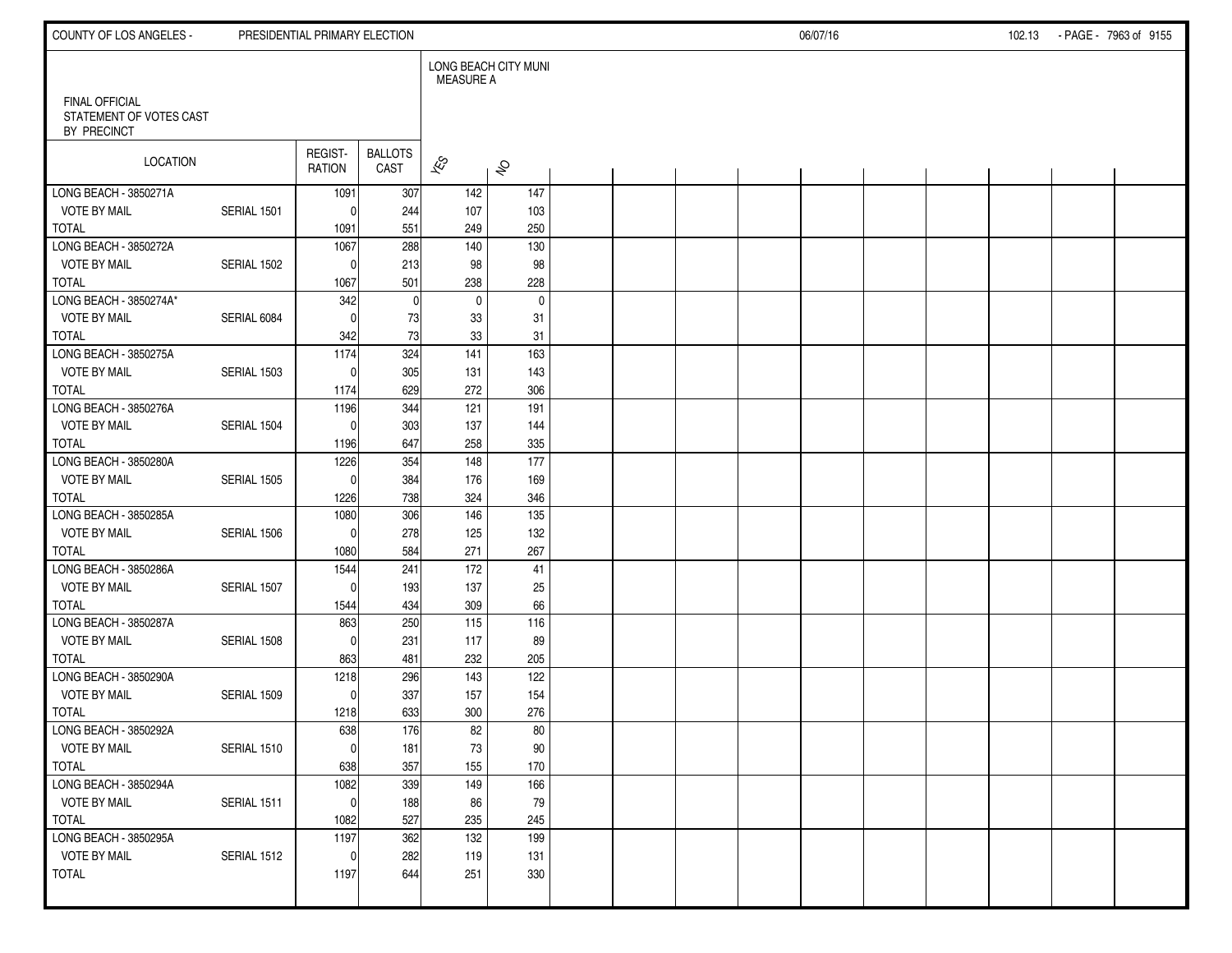FINAL OFFICIAL
STATEMENT OF VOTES CAST
BY PRECINCT

| LOCATION | | REGIST-RATION | BALLOTS CAST | LONG BEACH CITY MUNI MEASURE A YES | NO |
|---|---|---|---|---|---|
| LONG BEACH - 3850271A | | 1091 | 307 | 142 | 147 |
| VOTE BY MAIL | SERIAL 1501 | 0 | 244 | 107 | 103 |
| TOTAL | | 1091 | 551 | 249 | 250 |
| LONG BEACH - 3850272A | | 1067 | 288 | 140 | 130 |
| VOTE BY MAIL | SERIAL 1502 | 0 | 213 | 98 | 98 |
| TOTAL | | 1067 | 501 | 238 | 228 |
| LONG BEACH - 3850274A* | | 342 | 0 | 0 | 0 |
| VOTE BY MAIL | SERIAL 6084 | 0 | 73 | 33 | 31 |
| TOTAL | | 342 | 73 | 33 | 31 |
| LONG BEACH - 3850275A | | 1174 | 324 | 141 | 163 |
| VOTE BY MAIL | SERIAL 1503 | 0 | 305 | 131 | 143 |
| TOTAL | | 1174 | 629 | 272 | 306 |
| LONG BEACH - 3850276A | | 1196 | 344 | 121 | 191 |
| VOTE BY MAIL | SERIAL 1504 | 0 | 303 | 137 | 144 |
| TOTAL | | 1196 | 647 | 258 | 335 |
| LONG BEACH - 3850280A | | 1226 | 354 | 148 | 177 |
| VOTE BY MAIL | SERIAL 1505 | 0 | 384 | 176 | 169 |
| TOTAL | | 1226 | 738 | 324 | 346 |
| LONG BEACH - 3850285A | | 1080 | 306 | 146 | 135 |
| VOTE BY MAIL | SERIAL 1506 | 0 | 278 | 125 | 132 |
| TOTAL | | 1080 | 584 | 271 | 267 |
| LONG BEACH - 3850286A | | 1544 | 241 | 172 | 41 |
| VOTE BY MAIL | SERIAL 1507 | 0 | 193 | 137 | 25 |
| TOTAL | | 1544 | 434 | 309 | 66 |
| LONG BEACH - 3850287A | | 863 | 250 | 115 | 116 |
| VOTE BY MAIL | SERIAL 1508 | 0 | 231 | 117 | 89 |
| TOTAL | | 863 | 481 | 232 | 205 |
| LONG BEACH - 3850290A | | 1218 | 296 | 143 | 122 |
| VOTE BY MAIL | SERIAL 1509 | 0 | 337 | 157 | 154 |
| TOTAL | | 1218 | 633 | 300 | 276 |
| LONG BEACH - 3850292A | | 638 | 176 | 82 | 80 |
| VOTE BY MAIL | SERIAL 1510 | 0 | 181 | 73 | 90 |
| TOTAL | | 638 | 357 | 155 | 170 |
| LONG BEACH - 3850294A | | 1082 | 339 | 149 | 166 |
| VOTE BY MAIL | SERIAL 1511 | 0 | 188 | 86 | 79 |
| TOTAL | | 1082 | 527 | 235 | 245 |
| LONG BEACH - 3850295A | | 1197 | 362 | 132 | 199 |
| VOTE BY MAIL | SERIAL 1512 | 0 | 282 | 119 | 131 |
| TOTAL | | 1197 | 644 | 251 | 330 |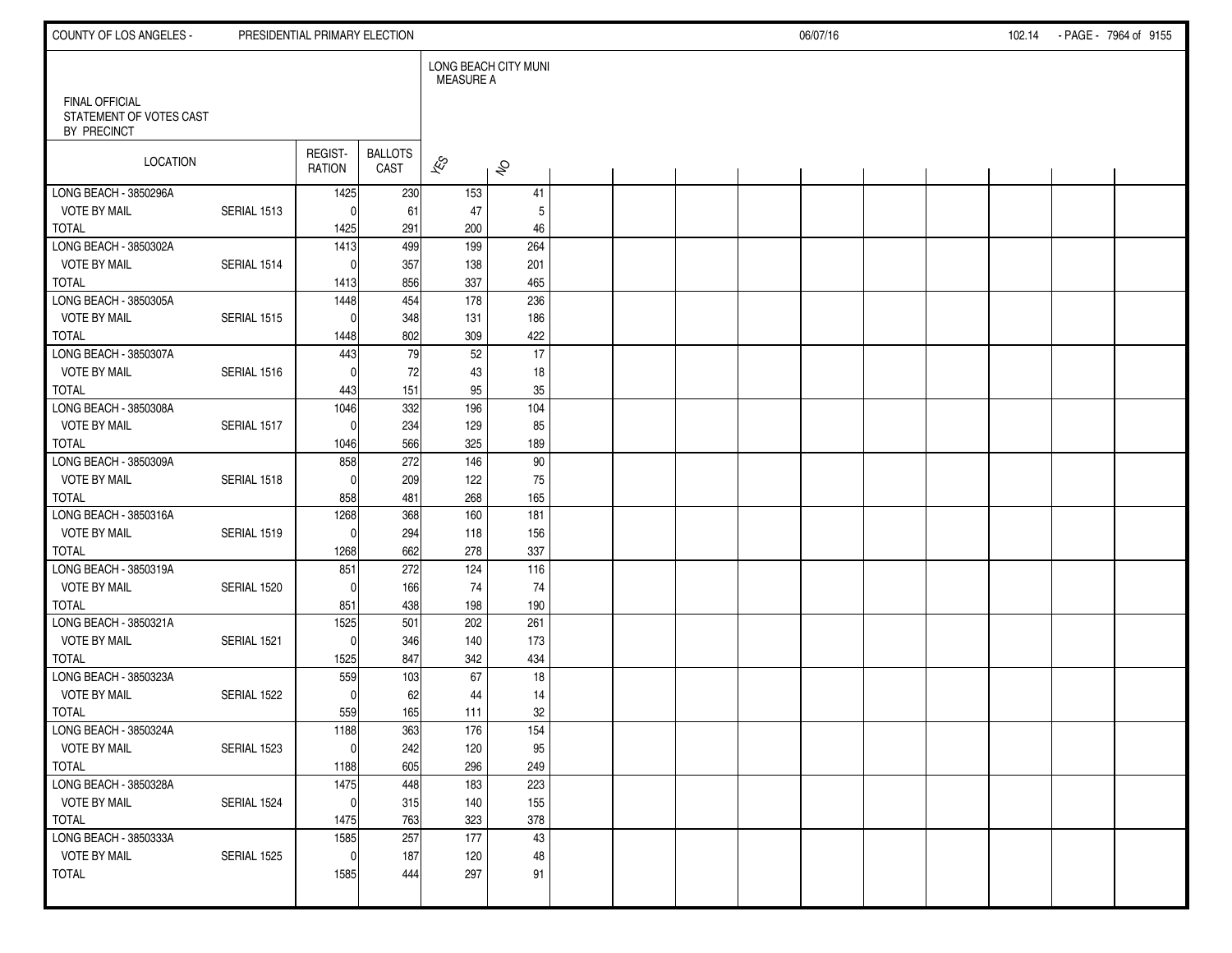FINAL OFFICIAL
STATEMENT OF VOTES CAST
BY PRECINCT

| LOCATION | | REGIST-RATION | BALLOTS CAST | LONG BEACH CITY MUNI MEASURE A YES | NO |
|---|---|---|---|---|---|
| LONG BEACH - 3850296A | | 1425 | 230 | 153 | 41 |
| VOTE BY MAIL | SERIAL 1513 | 0 | 61 | 47 | 5 |
| TOTAL | | 1425 | 291 | 200 | 46 |
| LONG BEACH - 3850302A | | 1413 | 499 | 199 | 264 |
| VOTE BY MAIL | SERIAL 1514 | 0 | 357 | 138 | 201 |
| TOTAL | | 1413 | 856 | 337 | 465 |
| LONG BEACH - 3850305A | | 1448 | 454 | 178 | 236 |
| VOTE BY MAIL | SERIAL 1515 | 0 | 348 | 131 | 186 |
| TOTAL | | 1448 | 802 | 309 | 422 |
| LONG BEACH - 3850307A | | 443 | 79 | 52 | 17 |
| VOTE BY MAIL | SERIAL 1516 | 0 | 72 | 43 | 18 |
| TOTAL | | 443 | 151 | 95 | 35 |
| LONG BEACH - 3850308A | | 1046 | 332 | 196 | 104 |
| VOTE BY MAIL | SERIAL 1517 | 0 | 234 | 129 | 85 |
| TOTAL | | 1046 | 566 | 325 | 189 |
| LONG BEACH - 3850309A | | 858 | 272 | 146 | 90 |
| VOTE BY MAIL | SERIAL 1518 | 0 | 209 | 122 | 75 |
| TOTAL | | 858 | 481 | 268 | 165 |
| LONG BEACH - 3850316A | | 1268 | 368 | 160 | 181 |
| VOTE BY MAIL | SERIAL 1519 | 0 | 294 | 118 | 156 |
| TOTAL | | 1268 | 662 | 278 | 337 |
| LONG BEACH - 3850319A | | 851 | 272 | 124 | 116 |
| VOTE BY MAIL | SERIAL 1520 | 0 | 166 | 74 | 74 |
| TOTAL | | 851 | 438 | 198 | 190 |
| LONG BEACH - 3850321A | | 1525 | 501 | 202 | 261 |
| VOTE BY MAIL | SERIAL 1521 | 0 | 346 | 140 | 173 |
| TOTAL | | 1525 | 847 | 342 | 434 |
| LONG BEACH - 3850323A | | 559 | 103 | 67 | 18 |
| VOTE BY MAIL | SERIAL 1522 | 0 | 62 | 44 | 14 |
| TOTAL | | 559 | 165 | 111 | 32 |
| LONG BEACH - 3850324A | | 1188 | 363 | 176 | 154 |
| VOTE BY MAIL | SERIAL 1523 | 0 | 242 | 120 | 95 |
| TOTAL | | 1188 | 605 | 296 | 249 |
| LONG BEACH - 3850328A | | 1475 | 448 | 183 | 223 |
| VOTE BY MAIL | SERIAL 1524 | 0 | 315 | 140 | 155 |
| TOTAL | | 1475 | 763 | 323 | 378 |
| LONG BEACH - 3850333A | | 1585 | 257 | 177 | 43 |
| VOTE BY MAIL | SERIAL 1525 | 0 | 187 | 120 | 48 |
| TOTAL | | 1585 | 444 | 297 | 91 |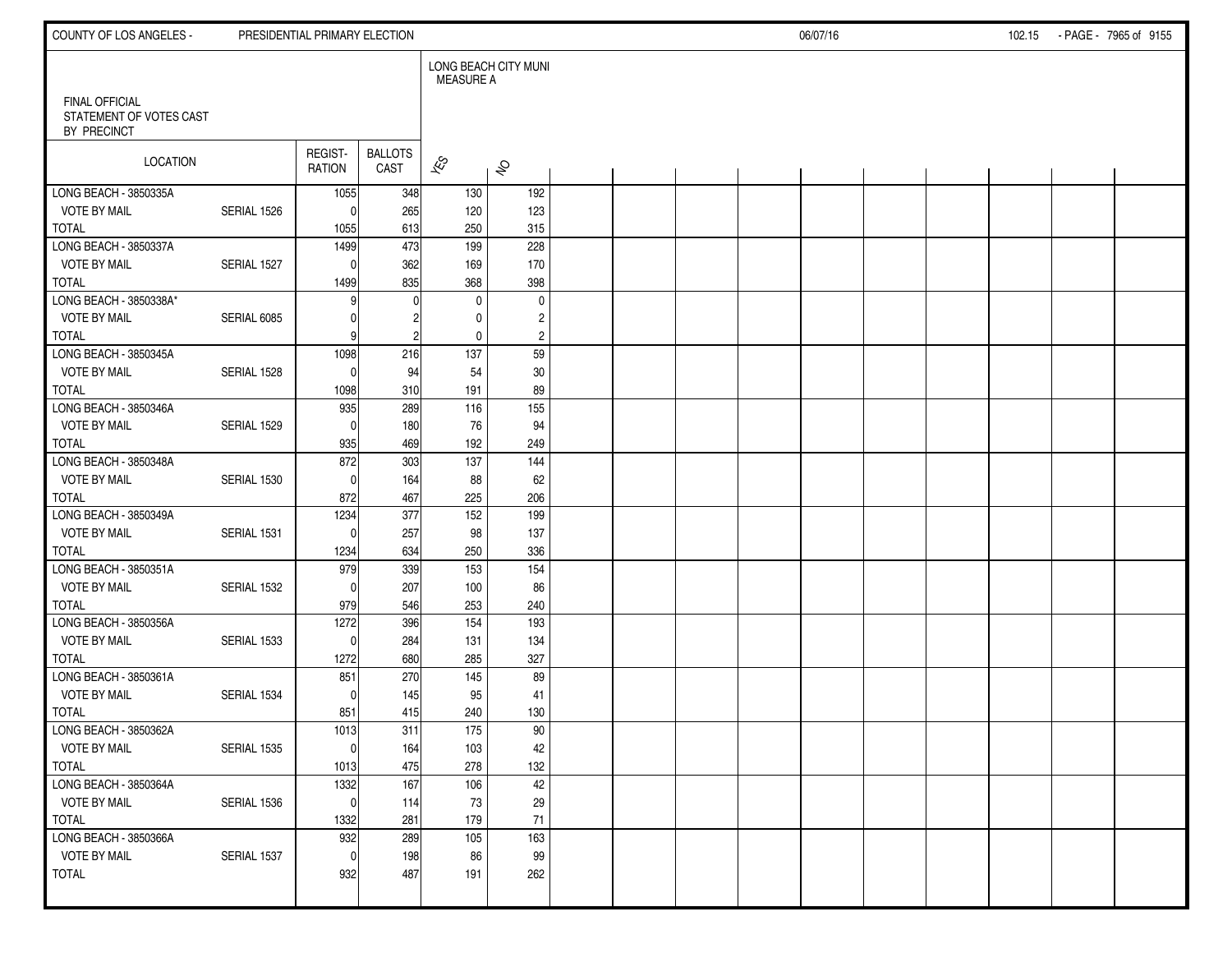FINAL OFFICIAL
STATEMENT OF VOTES CAST
BY PRECINCT

| LOCATION | | REGIST-RATION | BALLOTS CAST | LONG BEACH CITY MUNI MEASURE A | |
|---|---|---|---|---|---|
| | | | | YES | NO |
| LONG BEACH - 3850335A | | 1055 | 348 | 130 | 192 |
| VOTE BY MAIL | SERIAL 1526 | 0 | 265 | 120 | 123 |
| TOTAL | | 1055 | 613 | 250 | 315 |
| LONG BEACH - 3850337A | | 1499 | 473 | 199 | 228 |
| VOTE BY MAIL | SERIAL 1527 | 0 | 362 | 169 | 170 |
| TOTAL | | 1499 | 835 | 368 | 398 |
| LONG BEACH - 3850338A* | | 9 | 0 | 0 | 0 |
| VOTE BY MAIL | SERIAL 6085 | 0 | 2 | 0 | 2 |
| TOTAL | | 9 | 2 | 0 | 2 |
| LONG BEACH - 3850345A | | 1098 | 216 | 137 | 59 |
| VOTE BY MAIL | SERIAL 1528 | 0 | 94 | 54 | 30 |
| TOTAL | | 1098 | 310 | 191 | 89 |
| LONG BEACH - 3850346A | | 935 | 289 | 116 | 155 |
| VOTE BY MAIL | SERIAL 1529 | 0 | 180 | 76 | 94 |
| TOTAL | | 935 | 469 | 192 | 249 |
| LONG BEACH - 3850348A | | 872 | 303 | 137 | 144 |
| VOTE BY MAIL | SERIAL 1530 | 0 | 164 | 88 | 62 |
| TOTAL | | 872 | 467 | 225 | 206 |
| LONG BEACH - 3850349A | | 1234 | 377 | 152 | 199 |
| VOTE BY MAIL | SERIAL 1531 | 0 | 257 | 98 | 137 |
| TOTAL | | 1234 | 634 | 250 | 336 |
| LONG BEACH - 3850351A | | 979 | 339 | 153 | 154 |
| VOTE BY MAIL | SERIAL 1532 | 0 | 207 | 100 | 86 |
| TOTAL | | 979 | 546 | 253 | 240 |
| LONG BEACH - 3850356A | | 1272 | 396 | 154 | 193 |
| VOTE BY MAIL | SERIAL 1533 | 0 | 284 | 131 | 134 |
| TOTAL | | 1272 | 680 | 285 | 327 |
| LONG BEACH - 3850361A | | 851 | 270 | 145 | 89 |
| VOTE BY MAIL | SERIAL 1534 | 0 | 145 | 95 | 41 |
| TOTAL | | 851 | 415 | 240 | 130 |
| LONG BEACH - 3850362A | | 1013 | 311 | 175 | 90 |
| VOTE BY MAIL | SERIAL 1535 | 0 | 164 | 103 | 42 |
| TOTAL | | 1013 | 475 | 278 | 132 |
| LONG BEACH - 3850364A | | 1332 | 167 | 106 | 42 |
| VOTE BY MAIL | SERIAL 1536 | 0 | 114 | 73 | 29 |
| TOTAL | | 1332 | 281 | 179 | 71 |
| LONG BEACH - 3850366A | | 932 | 289 | 105 | 163 |
| VOTE BY MAIL | SERIAL 1537 | 0 | 198 | 86 | 99 |
| TOTAL | | 932 | 487 | 191 | 262 |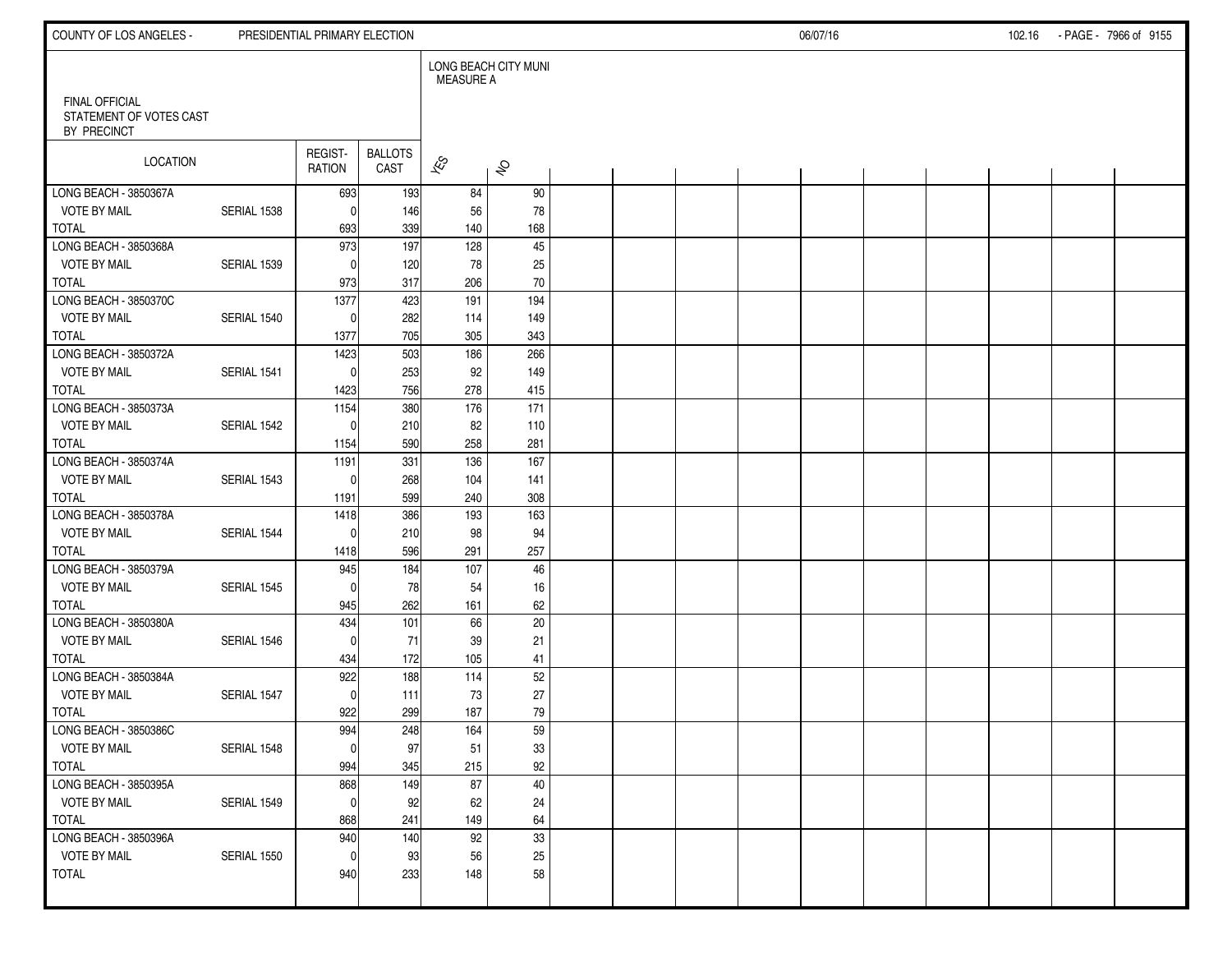FINAL OFFICIAL
STATEMENT OF VOTES CAST
BY PRECINCT

| LOCATION | | REGIST-RATION | BALLOTS CAST | LONG BEACH CITY MUNI MEASURE A YES | NO |
|---|---|---|---|---|---|
| LONG BEACH - 3850367A | | 693 | 193 | 84 | 90 |
| VOTE BY MAIL | SERIAL 1538 | 0 | 146 | 56 | 78 |
| TOTAL | | 693 | 339 | 140 | 168 |
| LONG BEACH - 3850368A | | 973 | 197 | 128 | 45 |
| VOTE BY MAIL | SERIAL 1539 | 0 | 120 | 78 | 25 |
| TOTAL | | 973 | 317 | 206 | 70 |
| LONG BEACH - 3850370C | | 1377 | 423 | 191 | 194 |
| VOTE BY MAIL | SERIAL 1540 | 0 | 282 | 114 | 149 |
| TOTAL | | 1377 | 705 | 305 | 343 |
| LONG BEACH - 3850372A | | 1423 | 503 | 186 | 266 |
| VOTE BY MAIL | SERIAL 1541 | 0 | 253 | 92 | 149 |
| TOTAL | | 1423 | 756 | 278 | 415 |
| LONG BEACH - 3850373A | | 1154 | 380 | 176 | 171 |
| VOTE BY MAIL | SERIAL 1542 | 0 | 210 | 82 | 110 |
| TOTAL | | 1154 | 590 | 258 | 281 |
| LONG BEACH - 3850374A | | 1191 | 331 | 136 | 167 |
| VOTE BY MAIL | SERIAL 1543 | 0 | 268 | 104 | 141 |
| TOTAL | | 1191 | 599 | 240 | 308 |
| LONG BEACH - 3850378A | | 1418 | 386 | 193 | 163 |
| VOTE BY MAIL | SERIAL 1544 | 0 | 210 | 98 | 94 |
| TOTAL | | 1418 | 596 | 291 | 257 |
| LONG BEACH - 3850379A | | 945 | 184 | 107 | 46 |
| VOTE BY MAIL | SERIAL 1545 | 0 | 78 | 54 | 16 |
| TOTAL | | 945 | 262 | 161 | 62 |
| LONG BEACH - 3850380A | | 434 | 101 | 66 | 20 |
| VOTE BY MAIL | SERIAL 1546 | 0 | 71 | 39 | 21 |
| TOTAL | | 434 | 172 | 105 | 41 |
| LONG BEACH - 3850384A | | 922 | 188 | 114 | 52 |
| VOTE BY MAIL | SERIAL 1547 | 0 | 111 | 73 | 27 |
| TOTAL | | 922 | 299 | 187 | 79 |
| LONG BEACH - 3850386C | | 994 | 248 | 164 | 59 |
| VOTE BY MAIL | SERIAL 1548 | 0 | 97 | 51 | 33 |
| TOTAL | | 994 | 345 | 215 | 92 |
| LONG BEACH - 3850395A | | 868 | 149 | 87 | 40 |
| VOTE BY MAIL | SERIAL 1549 | 0 | 92 | 62 | 24 |
| TOTAL | | 868 | 241 | 149 | 64 |
| LONG BEACH - 3850396A | | 940 | 140 | 92 | 33 |
| VOTE BY MAIL | SERIAL 1550 | 0 | 93 | 56 | 25 |
| TOTAL | | 940 | 233 | 148 | 58 |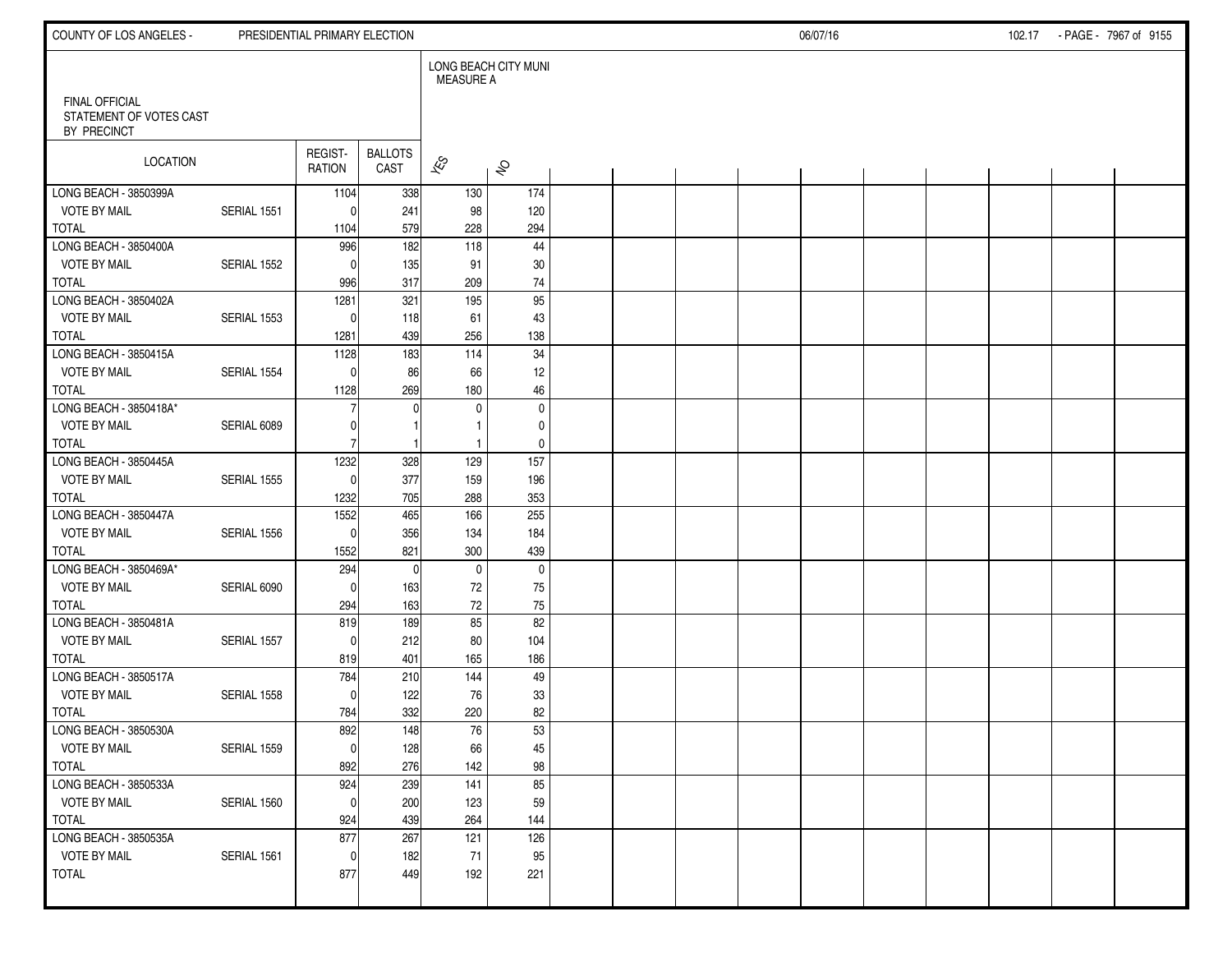FINAL OFFICIAL
STATEMENT OF VOTES CAST
BY PRECINCT

| LOCATION | | REGISTRATION | BALLOTS CAST | LONG BEACH CITY MUNI MEASURE A YES | NO |
|---|---|---|---|---|---|
| LONG BEACH - 3850399A | | 1104 | 338 | 130 | 174 |
| VOTE BY MAIL | SERIAL 1551 | 0 | 241 | 98 | 120 |
| TOTAL | | 1104 | 579 | 228 | 294 |
| LONG BEACH - 3850400A | | 996 | 182 | 118 | 44 |
| VOTE BY MAIL | SERIAL 1552 | 0 | 135 | 91 | 30 |
| TOTAL | | 996 | 317 | 209 | 74 |
| LONG BEACH - 3850402A | | 1281 | 321 | 195 | 95 |
| VOTE BY MAIL | SERIAL 1553 | 0 | 118 | 61 | 43 |
| TOTAL | | 1281 | 439 | 256 | 138 |
| LONG BEACH - 3850415A | | 1128 | 183 | 114 | 34 |
| VOTE BY MAIL | SERIAL 1554 | 0 | 86 | 66 | 12 |
| TOTAL | | 1128 | 269 | 180 | 46 |
| LONG BEACH - 3850418A* | | 7 | 0 | 0 | 0 |
| VOTE BY MAIL | SERIAL 6089 | 0 | 1 | 1 | 0 |
| TOTAL | | 7 | 1 | 1 | 0 |
| LONG BEACH - 3850445A | | 1232 | 328 | 129 | 157 |
| VOTE BY MAIL | SERIAL 1555 | 0 | 377 | 159 | 196 |
| TOTAL | | 1232 | 705 | 288 | 353 |
| LONG BEACH - 3850447A | | 1552 | 465 | 166 | 255 |
| VOTE BY MAIL | SERIAL 1556 | 0 | 356 | 134 | 184 |
| TOTAL | | 1552 | 821 | 300 | 439 |
| LONG BEACH - 3850469A* | | 294 | 0 | 0 | 0 |
| VOTE BY MAIL | SERIAL 6090 | 0 | 163 | 72 | 75 |
| TOTAL | | 294 | 163 | 72 | 75 |
| LONG BEACH - 3850481A | | 819 | 189 | 85 | 82 |
| VOTE BY MAIL | SERIAL 1557 | 0 | 212 | 80 | 104 |
| TOTAL | | 819 | 401 | 165 | 186 |
| LONG BEACH - 3850517A | | 784 | 210 | 144 | 49 |
| VOTE BY MAIL | SERIAL 1558 | 0 | 122 | 76 | 33 |
| TOTAL | | 784 | 332 | 220 | 82 |
| LONG BEACH - 3850530A | | 892 | 148 | 76 | 53 |
| VOTE BY MAIL | SERIAL 1559 | 0 | 128 | 66 | 45 |
| TOTAL | | 892 | 276 | 142 | 98 |
| LONG BEACH - 3850533A | | 924 | 239 | 141 | 85 |
| VOTE BY MAIL | SERIAL 1560 | 0 | 200 | 123 | 59 |
| TOTAL | | 924 | 439 | 264 | 144 |
| LONG BEACH - 3850535A | | 877 | 267 | 121 | 126 |
| VOTE BY MAIL | SERIAL 1561 | 0 | 182 | 71 | 95 |
| TOTAL | | 877 | 449 | 192 | 221 |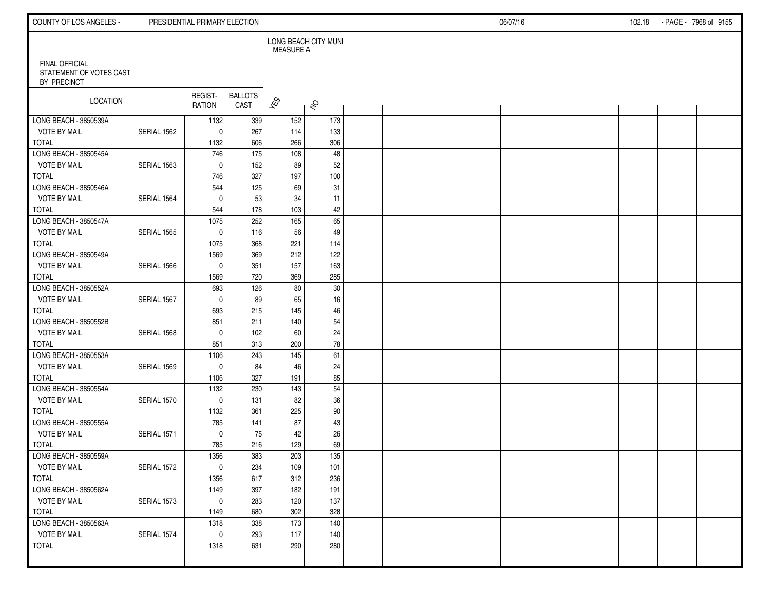FINAL OFFICIAL
STATEMENT OF VOTES CAST
BY PRECINCT

| LOCATION | | REGIST-RATION | BALLOTS CAST | LONG BEACH CITY MUNI MEASURE A YES | NO |
|---|---|---|---|---|---|
| LONG BEACH - 3850539A | | 1132 | 339 | 152 | 173 |
| VOTE BY MAIL | SERIAL 1562 | 0 | 267 | 114 | 133 |
| TOTAL | | 1132 | 606 | 266 | 306 |
| LONG BEACH - 3850545A | | 746 | 175 | 108 | 48 |
| VOTE BY MAIL | SERIAL 1563 | 0 | 152 | 89 | 52 |
| TOTAL | | 746 | 327 | 197 | 100 |
| LONG BEACH - 3850546A | | 544 | 125 | 69 | 31 |
| VOTE BY MAIL | SERIAL 1564 | 0 | 53 | 34 | 11 |
| TOTAL | | 544 | 178 | 103 | 42 |
| LONG BEACH - 3850547A | | 1075 | 252 | 165 | 65 |
| VOTE BY MAIL | SERIAL 1565 | 0 | 116 | 56 | 49 |
| TOTAL | | 1075 | 368 | 221 | 114 |
| LONG BEACH - 3850549A | | 1569 | 369 | 212 | 122 |
| VOTE BY MAIL | SERIAL 1566 | 0 | 351 | 157 | 163 |
| TOTAL | | 1569 | 720 | 369 | 285 |
| LONG BEACH - 3850552A | | 693 | 126 | 80 | 30 |
| VOTE BY MAIL | SERIAL 1567 | 0 | 89 | 65 | 16 |
| TOTAL | | 693 | 215 | 145 | 46 |
| LONG BEACH - 3850552B | | 851 | 211 | 140 | 54 |
| VOTE BY MAIL | SERIAL 1568 | 0 | 102 | 60 | 24 |
| TOTAL | | 851 | 313 | 200 | 78 |
| LONG BEACH - 3850553A | | 1106 | 243 | 145 | 61 |
| VOTE BY MAIL | SERIAL 1569 | 0 | 84 | 46 | 24 |
| TOTAL | | 1106 | 327 | 191 | 85 |
| LONG BEACH - 3850554A | | 1132 | 230 | 143 | 54 |
| VOTE BY MAIL | SERIAL 1570 | 0 | 131 | 82 | 36 |
| TOTAL | | 1132 | 361 | 225 | 90 |
| LONG BEACH - 3850555A | | 785 | 141 | 87 | 43 |
| VOTE BY MAIL | SERIAL 1571 | 0 | 75 | 42 | 26 |
| TOTAL | | 785 | 216 | 129 | 69 |
| LONG BEACH - 3850559A | | 1356 | 383 | 203 | 135 |
| VOTE BY MAIL | SERIAL 1572 | 0 | 234 | 109 | 101 |
| TOTAL | | 1356 | 617 | 312 | 236 |
| LONG BEACH - 3850562A | | 1149 | 397 | 182 | 191 |
| VOTE BY MAIL | SERIAL 1573 | 0 | 283 | 120 | 137 |
| TOTAL | | 1149 | 680 | 302 | 328 |
| LONG BEACH - 3850563A | | 1318 | 338 | 173 | 140 |
| VOTE BY MAIL | SERIAL 1574 | 0 | 293 | 117 | 140 |
| TOTAL | | 1318 | 631 | 290 | 280 |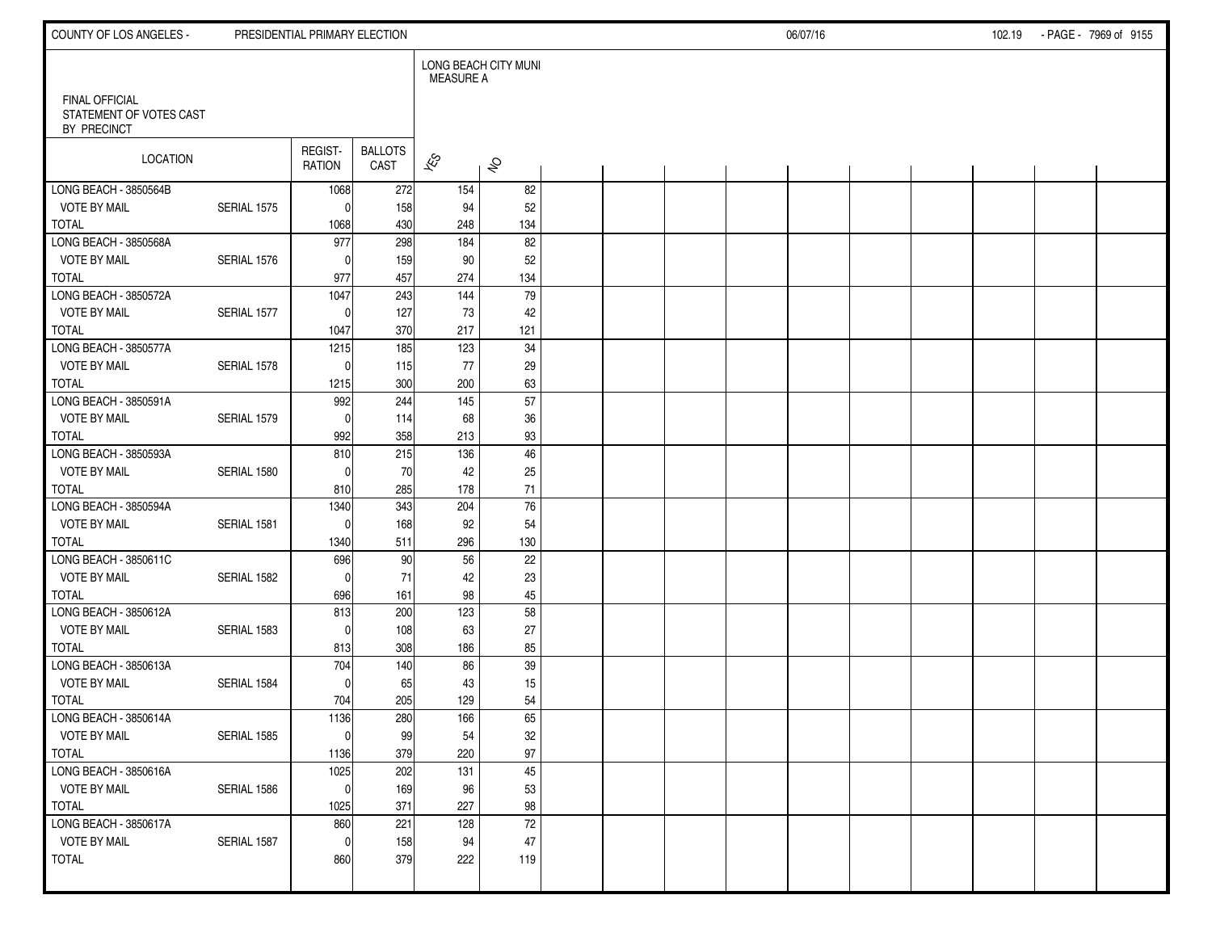FINAL OFFICIAL
STATEMENT OF VOTES CAST
BY PRECINCT

| LOCATION | | REGIST-RATION | BALLOTS CAST | LONG BEACH CITY MUNI MEASURE A | |
|---|---|---|---|---|---|
| | | | | YES | NO |
| LONG BEACH - 3850564B | | 1068 | 272 | 154 | 82 |
| VOTE BY MAIL | SERIAL 1575 | 0 | 158 | 94 | 52 |
| TOTAL | | 1068 | 430 | 248 | 134 |
| LONG BEACH - 3850568A | | 977 | 298 | 184 | 82 |
| VOTE BY MAIL | SERIAL 1576 | 0 | 159 | 90 | 52 |
| TOTAL | | 977 | 457 | 274 | 134 |
| LONG BEACH - 3850572A | | 1047 | 243 | 144 | 79 |
| VOTE BY MAIL | SERIAL 1577 | 0 | 127 | 73 | 42 |
| TOTAL | | 1047 | 370 | 217 | 121 |
| LONG BEACH - 3850577A | | 1215 | 185 | 123 | 34 |
| VOTE BY MAIL | SERIAL 1578 | 0 | 115 | 77 | 29 |
| TOTAL | | 1215 | 300 | 200 | 63 |
| LONG BEACH - 3850591A | | 992 | 244 | 145 | 57 |
| VOTE BY MAIL | SERIAL 1579 | 0 | 114 | 68 | 36 |
| TOTAL | | 992 | 358 | 213 | 93 |
| LONG BEACH - 3850593A | | 810 | 215 | 136 | 46 |
| VOTE BY MAIL | SERIAL 1580 | 0 | 70 | 42 | 25 |
| TOTAL | | 810 | 285 | 178 | 71 |
| LONG BEACH - 3850594A | | 1340 | 343 | 204 | 76 |
| VOTE BY MAIL | SERIAL 1581 | 0 | 168 | 92 | 54 |
| TOTAL | | 1340 | 511 | 296 | 130 |
| LONG BEACH - 3850611C | | 696 | 90 | 56 | 22 |
| VOTE BY MAIL | SERIAL 1582 | 0 | 71 | 42 | 23 |
| TOTAL | | 696 | 161 | 98 | 45 |
| LONG BEACH - 3850612A | | 813 | 200 | 123 | 58 |
| VOTE BY MAIL | SERIAL 1583 | 0 | 108 | 63 | 27 |
| TOTAL | | 813 | 308 | 186 | 85 |
| LONG BEACH - 3850613A | | 704 | 140 | 86 | 39 |
| VOTE BY MAIL | SERIAL 1584 | 0 | 65 | 43 | 15 |
| TOTAL | | 704 | 205 | 129 | 54 |
| LONG BEACH - 3850614A | | 1136 | 280 | 166 | 65 |
| VOTE BY MAIL | SERIAL 1585 | 0 | 99 | 54 | 32 |
| TOTAL | | 1136 | 379 | 220 | 97 |
| LONG BEACH - 3850616A | | 1025 | 202 | 131 | 45 |
| VOTE BY MAIL | SERIAL 1586 | 0 | 169 | 96 | 53 |
| TOTAL | | 1025 | 371 | 227 | 98 |
| LONG BEACH - 3850617A | | 860 | 221 | 128 | 72 |
| VOTE BY MAIL | SERIAL 1587 | 0 | 158 | 94 | 47 |
| TOTAL | | 860 | 379 | 222 | 119 |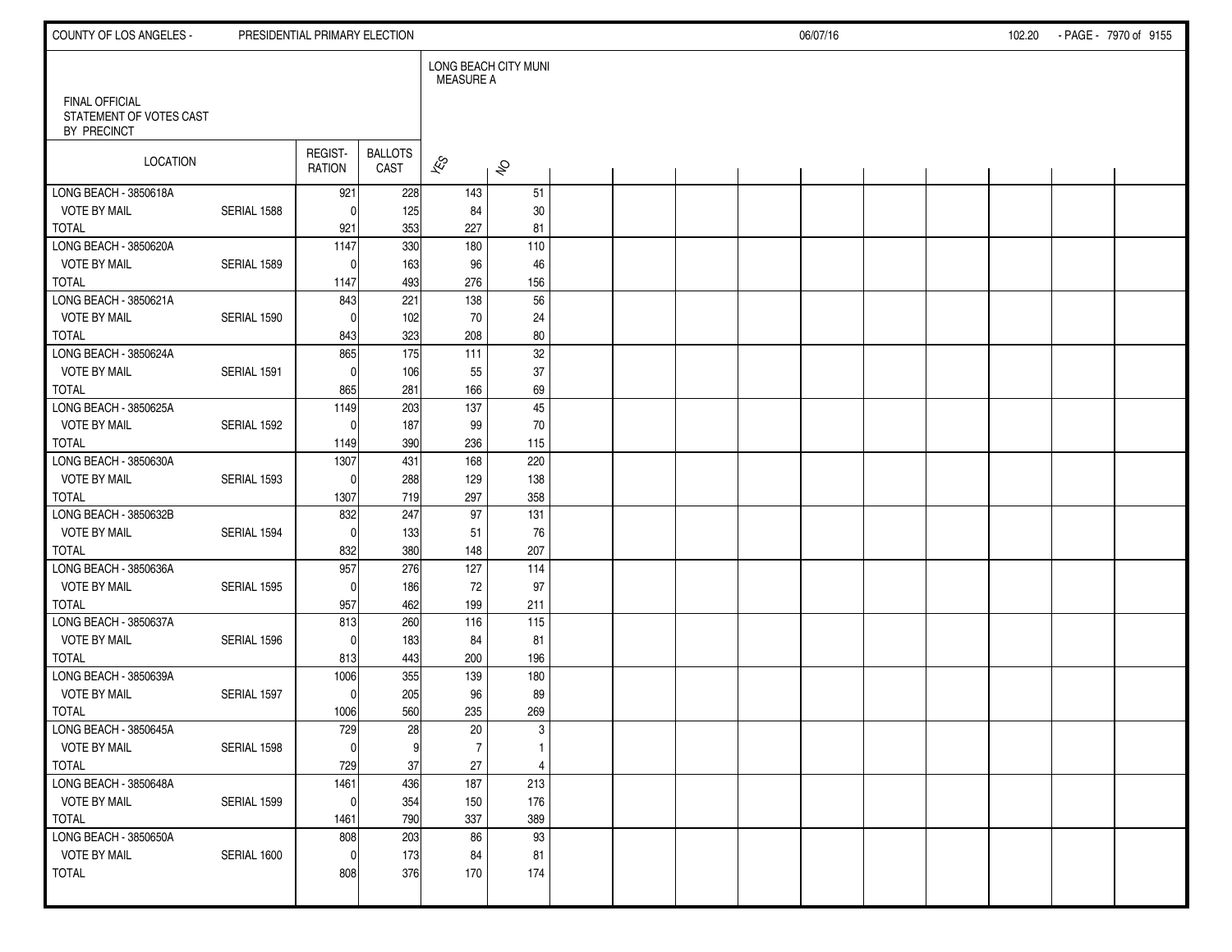FINAL OFFICIAL STATEMENT OF VOTES CAST BY PRECINCT

LONG BEACH CITY MUNI MEASURE A

| LOCATION | | REGIST-RATION | BALLOTS CAST | YES | NO |
|---|---|---|---|---|---|
| LONG BEACH - 3850618A | | 921 | 228 | 143 | 51 |
| VOTE BY MAIL | SERIAL 1588 | 0 | 125 | 84 | 30 |
| TOTAL | | 921 | 353 | 227 | 81 |
| LONG BEACH - 3850620A | | 1147 | 330 | 180 | 110 |
| VOTE BY MAIL | SERIAL 1589 | 0 | 163 | 96 | 46 |
| TOTAL | | 1147 | 493 | 276 | 156 |
| LONG BEACH - 3850621A | | 843 | 221 | 138 | 56 |
| VOTE BY MAIL | SERIAL 1590 | 0 | 102 | 70 | 24 |
| TOTAL | | 843 | 323 | 208 | 80 |
| LONG BEACH - 3850624A | | 865 | 175 | 111 | 32 |
| VOTE BY MAIL | SERIAL 1591 | 0 | 106 | 55 | 37 |
| TOTAL | | 865 | 281 | 166 | 69 |
| LONG BEACH - 3850625A | | 1149 | 203 | 137 | 45 |
| VOTE BY MAIL | SERIAL 1592 | 0 | 187 | 99 | 70 |
| TOTAL | | 1149 | 390 | 236 | 115 |
| LONG BEACH - 3850630A | | 1307 | 431 | 168 | 220 |
| VOTE BY MAIL | SERIAL 1593 | 0 | 288 | 129 | 138 |
| TOTAL | | 1307 | 719 | 297 | 358 |
| LONG BEACH - 3850632B | | 832 | 247 | 97 | 131 |
| VOTE BY MAIL | SERIAL 1594 | 0 | 133 | 51 | 76 |
| TOTAL | | 832 | 380 | 148 | 207 |
| LONG BEACH - 3850636A | | 957 | 276 | 127 | 114 |
| VOTE BY MAIL | SERIAL 1595 | 0 | 186 | 72 | 97 |
| TOTAL | | 957 | 462 | 199 | 211 |
| LONG BEACH - 3850637A | | 813 | 260 | 116 | 115 |
| VOTE BY MAIL | SERIAL 1596 | 0 | 183 | 84 | 81 |
| TOTAL | | 813 | 443 | 200 | 196 |
| LONG BEACH - 3850639A | | 1006 | 355 | 139 | 180 |
| VOTE BY MAIL | SERIAL 1597 | 0 | 205 | 96 | 89 |
| TOTAL | | 1006 | 560 | 235 | 269 |
| LONG BEACH - 3850645A | | 729 | 28 | 20 | 3 |
| VOTE BY MAIL | SERIAL 1598 | 0 | 9 | 7 | 1 |
| TOTAL | | 729 | 37 | 27 | 4 |
| LONG BEACH - 3850648A | | 1461 | 436 | 187 | 213 |
| VOTE BY MAIL | SERIAL 1599 | 0 | 354 | 150 | 176 |
| TOTAL | | 1461 | 790 | 337 | 389 |
| LONG BEACH - 3850650A | | 808 | 203 | 86 | 93 |
| VOTE BY MAIL | SERIAL 1600 | 0 | 173 | 84 | 81 |
| TOTAL | | 808 | 376 | 170 | 174 |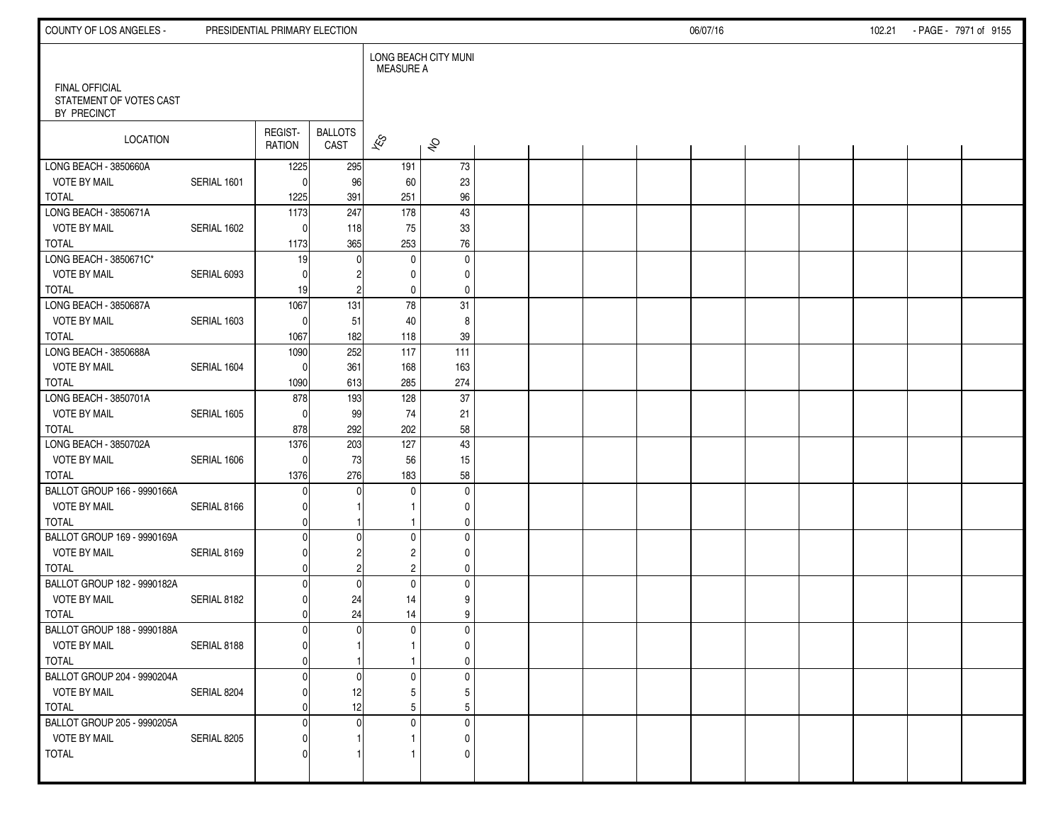FINAL OFFICIAL
STATEMENT OF VOTES CAST
BY PRECINCT

| LOCATION | | REGIST-RATION | BALLOTS CAST | LONG BEACH CITY MUNI MEASURE A YES | NO |
|---|---|---|---|---|---|
| LONG BEACH - 3850660A | | 1225 | 295 | 191 | 73 |
| VOTE BY MAIL | SERIAL 1601 | 0 | 96 | 60 | 23 |
| TOTAL | | 1225 | 391 | 251 | 96 |
| LONG BEACH - 3850671A | | 1173 | 247 | 178 | 43 |
| VOTE BY MAIL | SERIAL 1602 | 0 | 118 | 75 | 33 |
| TOTAL | | 1173 | 365 | 253 | 76 |
| LONG BEACH - 3850671C* | | 19 | 0 | 0 | 0 |
| VOTE BY MAIL | SERIAL 6093 | 0 | 2 | 0 | 0 |
| TOTAL | | 19 | 2 | 0 | 0 |
| LONG BEACH - 3850687A | | 1067 | 131 | 78 | 31 |
| VOTE BY MAIL | SERIAL 1603 | 0 | 51 | 40 | 8 |
| TOTAL | | 1067 | 182 | 118 | 39 |
| LONG BEACH - 3850688A | | 1090 | 252 | 117 | 111 |
| VOTE BY MAIL | SERIAL 1604 | 0 | 361 | 168 | 163 |
| TOTAL | | 1090 | 613 | 285 | 274 |
| LONG BEACH - 3850701A | | 878 | 193 | 128 | 37 |
| VOTE BY MAIL | SERIAL 1605 | 0 | 99 | 74 | 21 |
| TOTAL | | 878 | 292 | 202 | 58 |
| LONG BEACH - 3850702A | | 1376 | 203 | 127 | 43 |
| VOTE BY MAIL | SERIAL 1606 | 0 | 73 | 56 | 15 |
| TOTAL | | 1376 | 276 | 183 | 58 |
| BALLOT GROUP 166 - 9990166A | | 0 | 0 | 0 | 0 |
| VOTE BY MAIL | SERIAL 8166 | 0 | 1 | 1 | 0 |
| TOTAL | | 0 | 1 | 1 | 0 |
| BALLOT GROUP 169 - 9990169A | | 0 | 0 | 0 | 0 |
| VOTE BY MAIL | SERIAL 8169 | 0 | 2 | 2 | 0 |
| TOTAL | | 0 | 2 | 2 | 0 |
| BALLOT GROUP 182 - 9990182A | | 0 | 0 | 0 | 0 |
| VOTE BY MAIL | SERIAL 8182 | 0 | 24 | 14 | 9 |
| TOTAL | | 0 | 24 | 14 | 9 |
| BALLOT GROUP 188 - 9990188A | | 0 | 0 | 0 | 0 |
| VOTE BY MAIL | SERIAL 8188 | 0 | 1 | 1 | 0 |
| TOTAL | | 0 | 1 | 1 | 0 |
| BALLOT GROUP 204 - 9990204A | | 0 | 0 | 0 | 0 |
| VOTE BY MAIL | SERIAL 8204 | 0 | 12 | 5 | 5 |
| TOTAL | | 0 | 12 | 5 | 5 |
| BALLOT GROUP 205 - 9990205A | | 0 | 0 | 0 | 0 |
| VOTE BY MAIL | SERIAL 8205 | 0 | 1 | 1 | 0 |
| TOTAL | | 0 | 1 | 1 | 0 |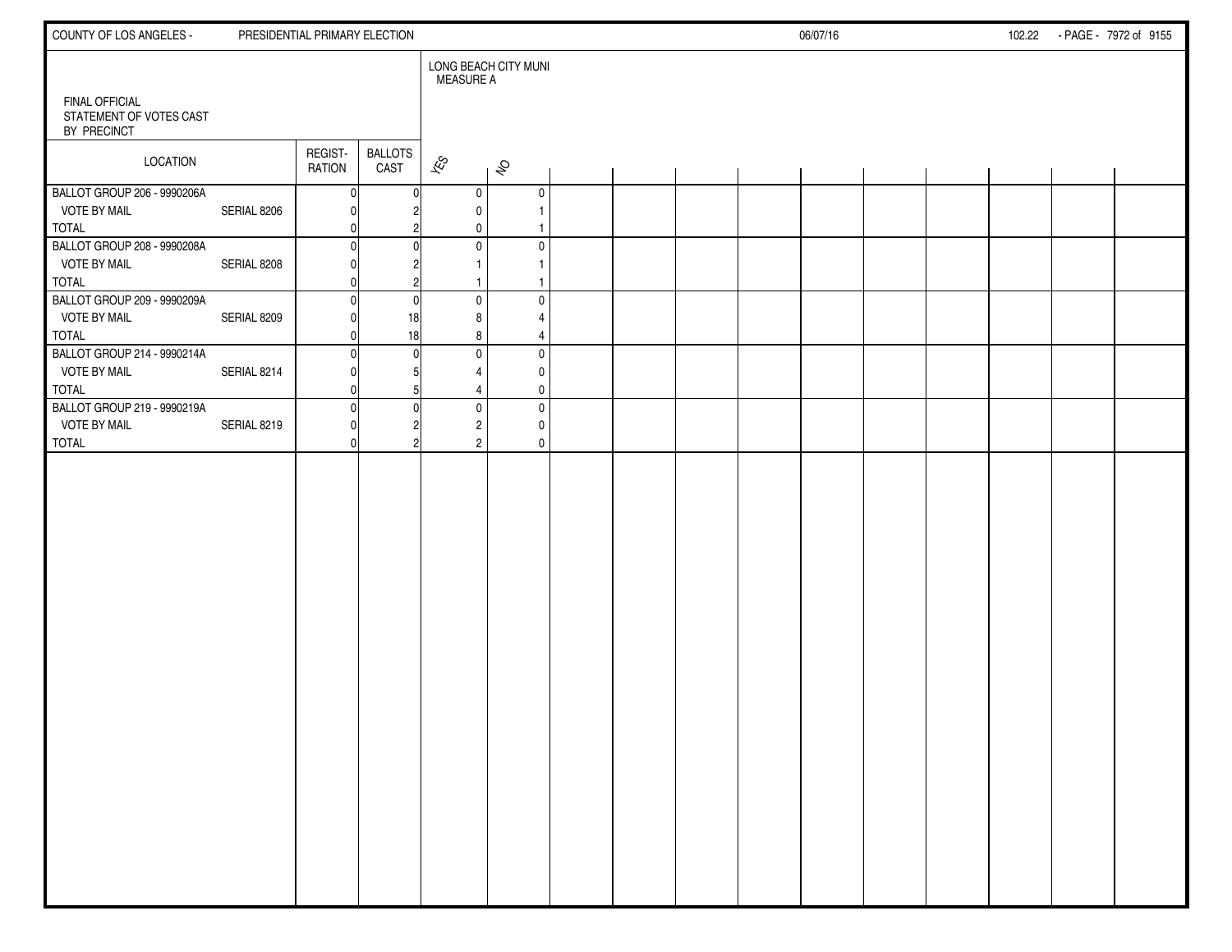FINAL OFFICIAL
STATEMENT OF VOTES CAST
BY PRECINCT

| LOCATION | | REGISTRATION | BALLOTS CAST | LONG BEACH CITY MUNI MEASURE A | |
|---|---|---|---|---|---|
| | | | | YES | NO |
| BALLOT GROUP 206 - 9990206A | | 0 | 0 | 0 | 0 |
| VOTE BY MAIL | SERIAL 8206 | 0 | 2 | 0 | 1 |
| TOTAL | | 0 | 2 | 0 | 1 |
| BALLOT GROUP 208 - 9990208A | | 0 | 0 | 0 | 0 |
| VOTE BY MAIL | SERIAL 8208 | 0 | 2 | 1 | 1 |
| TOTAL | | 0 | 2 | 1 | 1 |
| BALLOT GROUP 209 - 9990209A | | 0 | 0 | 0 | 0 |
| VOTE BY MAIL | SERIAL 8209 | 0 | 18 | 8 | 4 |
| TOTAL | | 0 | 18 | 8 | 4 |
| BALLOT GROUP 214 - 9990214A | | 0 | 0 | 0 | 0 |
| VOTE BY MAIL | SERIAL 8214 | 0 | 5 | 4 | 0 |
| TOTAL | | 0 | 5 | 4 | 0 |
| BALLOT GROUP 219 - 9990219A | | 0 | 0 | 0 | 0 |
| VOTE BY MAIL | SERIAL 8219 | 0 | 2 | 2 | 0 |
| TOTAL | | 0 | 2 | 2 | 0 |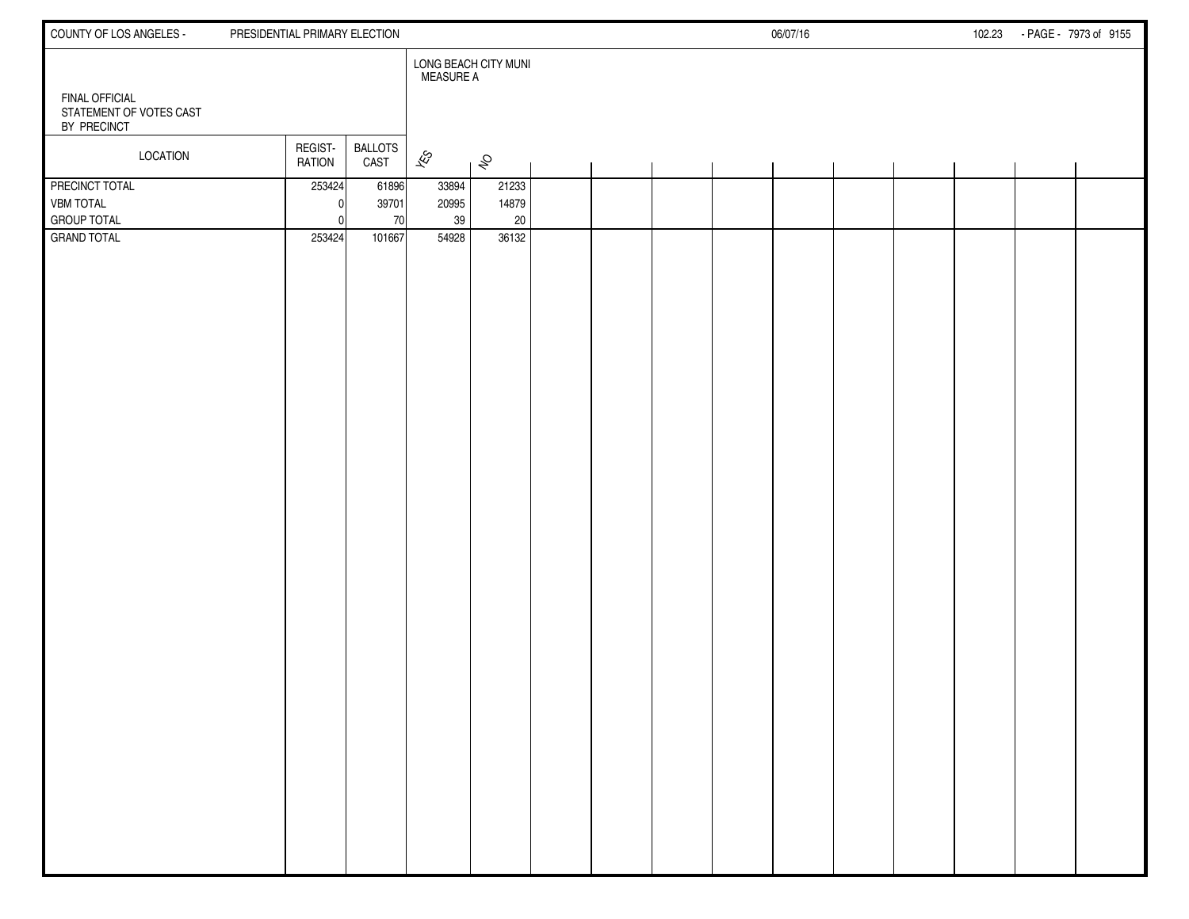FINAL OFFICIAL
STATEMENT OF VOTES CAST
BY PRECINCT

| LOCATION | REGIST-RATION | BALLOTS CAST | LONG BEACH CITY MUNI MEASURE A | |
|---|---|---|---|---|
| | | | YES | NO |
| PRECINCT TOTAL | 253424 | 61896 | 33894 | 21233 |
| VBM TOTAL | 0 | 39701 | 20995 | 14879 |
| GROUP TOTAL | 0 | 70 | 39 | 20 |
| GRAND TOTAL | 253424 | 101667 | 54928 | 36132 |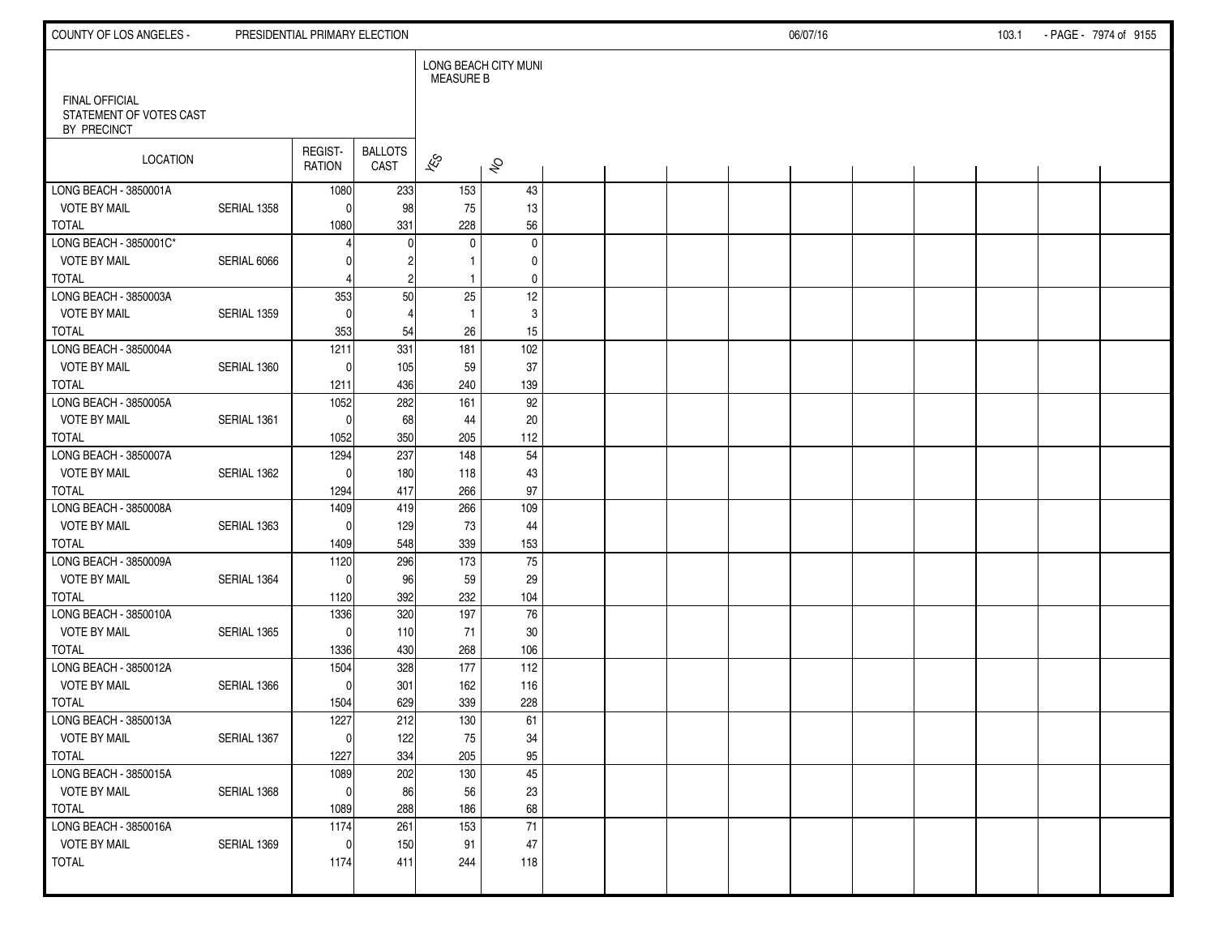FINAL OFFICIAL
STATEMENT OF VOTES CAST
BY PRECINCT

LONG BEACH CITY MUNI
MEASURE B

| LOCATION | | REGIST-RATION | BALLOTS CAST | YES | NO |
|---|---|---|---|---|---|
| LONG BEACH - 3850001A | | 1080 | 233 | 153 | 43 |
| VOTE BY MAIL | SERIAL 1358 | 0 | 98 | 75 | 13 |
| TOTAL | | 1080 | 331 | 228 | 56 |
| LONG BEACH - 3850001C* | | 4 | 0 | 0 | 0 |
| VOTE BY MAIL | SERIAL 6066 | 0 | 2 | 1 | 0 |
| TOTAL | | 4 | 2 | 1 | 0 |
| LONG BEACH - 3850003A | | 353 | 50 | 25 | 12 |
| VOTE BY MAIL | SERIAL 1359 | 0 | 4 | 1 | 3 |
| TOTAL | | 353 | 54 | 26 | 15 |
| LONG BEACH - 3850004A | | 1211 | 331 | 181 | 102 |
| VOTE BY MAIL | SERIAL 1360 | 0 | 105 | 59 | 37 |
| TOTAL | | 1211 | 436 | 240 | 139 |
| LONG BEACH - 3850005A | | 1052 | 282 | 161 | 92 |
| VOTE BY MAIL | SERIAL 1361 | 0 | 68 | 44 | 20 |
| TOTAL | | 1052 | 350 | 205 | 112 |
| LONG BEACH - 3850007A | | 1294 | 237 | 148 | 54 |
| VOTE BY MAIL | SERIAL 1362 | 0 | 180 | 118 | 43 |
| TOTAL | | 1294 | 417 | 266 | 97 |
| LONG BEACH - 3850008A | | 1409 | 419 | 266 | 109 |
| VOTE BY MAIL | SERIAL 1363 | 0 | 129 | 73 | 44 |
| TOTAL | | 1409 | 548 | 339 | 153 |
| LONG BEACH - 3850009A | | 1120 | 296 | 173 | 75 |
| VOTE BY MAIL | SERIAL 1364 | 0 | 96 | 59 | 29 |
| TOTAL | | 1120 | 392 | 232 | 104 |
| LONG BEACH - 3850010A | | 1336 | 320 | 197 | 76 |
| VOTE BY MAIL | SERIAL 1365 | 0 | 110 | 71 | 30 |
| TOTAL | | 1336 | 430 | 268 | 106 |
| LONG BEACH - 3850012A | | 1504 | 328 | 177 | 112 |
| VOTE BY MAIL | SERIAL 1366 | 0 | 301 | 162 | 116 |
| TOTAL | | 1504 | 629 | 339 | 228 |
| LONG BEACH - 3850013A | | 1227 | 212 | 130 | 61 |
| VOTE BY MAIL | SERIAL 1367 | 0 | 122 | 75 | 34 |
| TOTAL | | 1227 | 334 | 205 | 95 |
| LONG BEACH - 3850015A | | 1089 | 202 | 130 | 45 |
| VOTE BY MAIL | SERIAL 1368 | 0 | 86 | 56 | 23 |
| TOTAL | | 1089 | 288 | 186 | 68 |
| LONG BEACH - 3850016A | | 1174 | 261 | 153 | 71 |
| VOTE BY MAIL | SERIAL 1369 | 0 | 150 | 91 | 47 |
| TOTAL | | 1174 | 411 | 244 | 118 |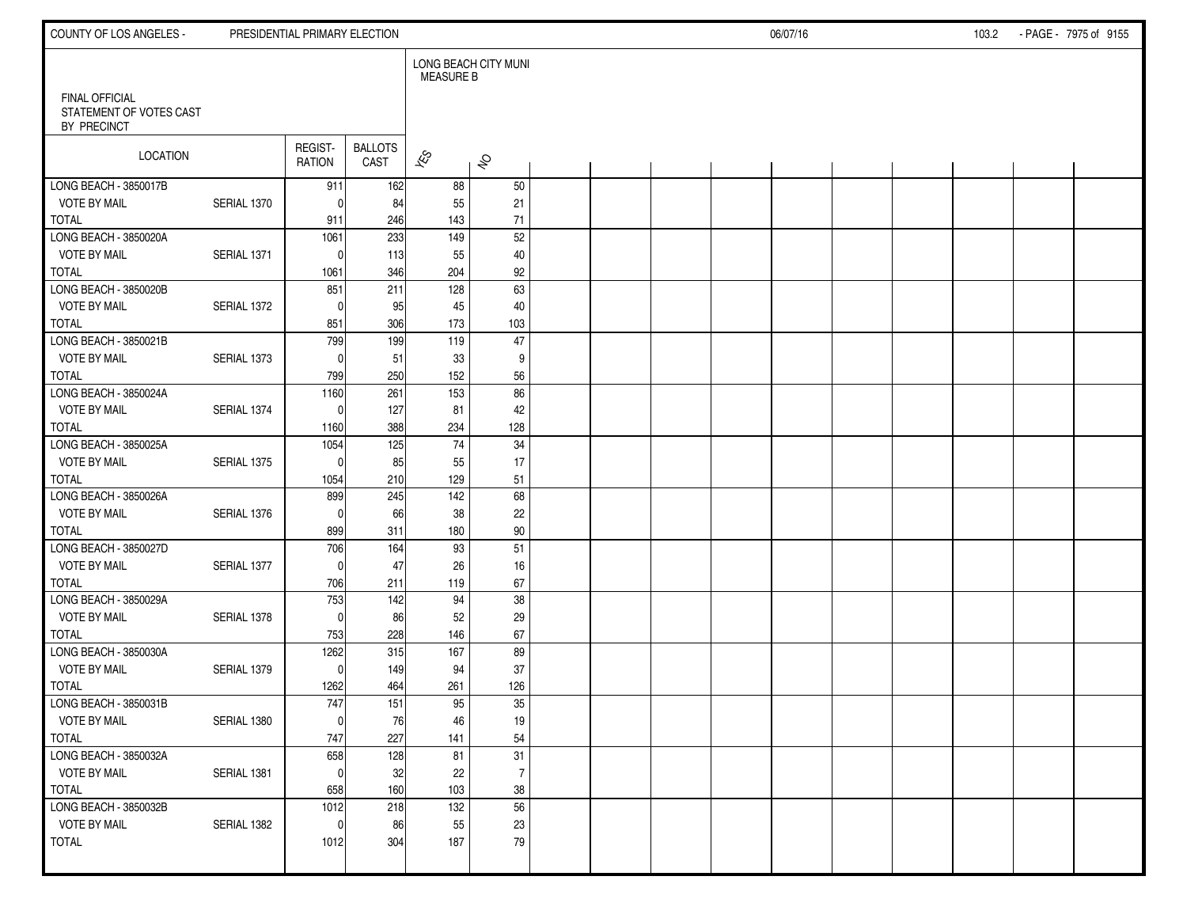FINAL OFFICIAL
STATEMENT OF VOTES CAST
BY PRECINCT

| LOCATION | | REGIST- RATION | BALLOTS CAST | LONG BEACH CITY MUNI MEASURE B | |
|---|---|---|---|---|---|
| | | | | YES | NO |
| LONG BEACH - 3850017B | | 911 | 162 | 88 | 50 |
| VOTE BY MAIL | SERIAL 1370 | 0 | 84 | 55 | 21 |
| TOTAL | | 911 | 246 | 143 | 71 |
| LONG BEACH - 3850020A | | 1061 | 233 | 149 | 52 |
| VOTE BY MAIL | SERIAL 1371 | 0 | 113 | 55 | 40 |
| TOTAL | | 1061 | 346 | 204 | 92 |
| LONG BEACH - 3850020B | | 851 | 211 | 128 | 63 |
| VOTE BY MAIL | SERIAL 1372 | 0 | 95 | 45 | 40 |
| TOTAL | | 851 | 306 | 173 | 103 |
| LONG BEACH - 3850021B | | 799 | 199 | 119 | 47 |
| VOTE BY MAIL | SERIAL 1373 | 0 | 51 | 33 | 9 |
| TOTAL | | 799 | 250 | 152 | 56 |
| LONG BEACH - 3850024A | | 1160 | 261 | 153 | 86 |
| VOTE BY MAIL | SERIAL 1374 | 0 | 127 | 81 | 42 |
| TOTAL | | 1160 | 388 | 234 | 128 |
| LONG BEACH - 3850025A | | 1054 | 125 | 74 | 34 |
| VOTE BY MAIL | SERIAL 1375 | 0 | 85 | 55 | 17 |
| TOTAL | | 1054 | 210 | 129 | 51 |
| LONG BEACH - 3850026A | | 899 | 245 | 142 | 68 |
| VOTE BY MAIL | SERIAL 1376 | 0 | 66 | 38 | 22 |
| TOTAL | | 899 | 311 | 180 | 90 |
| LONG BEACH - 3850027D | | 706 | 164 | 93 | 51 |
| VOTE BY MAIL | SERIAL 1377 | 0 | 47 | 26 | 16 |
| TOTAL | | 706 | 211 | 119 | 67 |
| LONG BEACH - 3850029A | | 753 | 142 | 94 | 38 |
| VOTE BY MAIL | SERIAL 1378 | 0 | 86 | 52 | 29 |
| TOTAL | | 753 | 228 | 146 | 67 |
| LONG BEACH - 3850030A | | 1262 | 315 | 167 | 89 |
| VOTE BY MAIL | SERIAL 1379 | 0 | 149 | 94 | 37 |
| TOTAL | | 1262 | 464 | 261 | 126 |
| LONG BEACH - 3850031B | | 747 | 151 | 95 | 35 |
| VOTE BY MAIL | SERIAL 1380 | 0 | 76 | 46 | 19 |
| TOTAL | | 747 | 227 | 141 | 54 |
| LONG BEACH - 3850032A | | 658 | 128 | 81 | 31 |
| VOTE BY MAIL | SERIAL 1381 | 0 | 32 | 22 | 7 |
| TOTAL | | 658 | 160 | 103 | 38 |
| LONG BEACH - 3850032B | | 1012 | 218 | 132 | 56 |
| VOTE BY MAIL | SERIAL 1382 | 0 | 86 | 55 | 23 |
| TOTAL | | 1012 | 304 | 187 | 79 |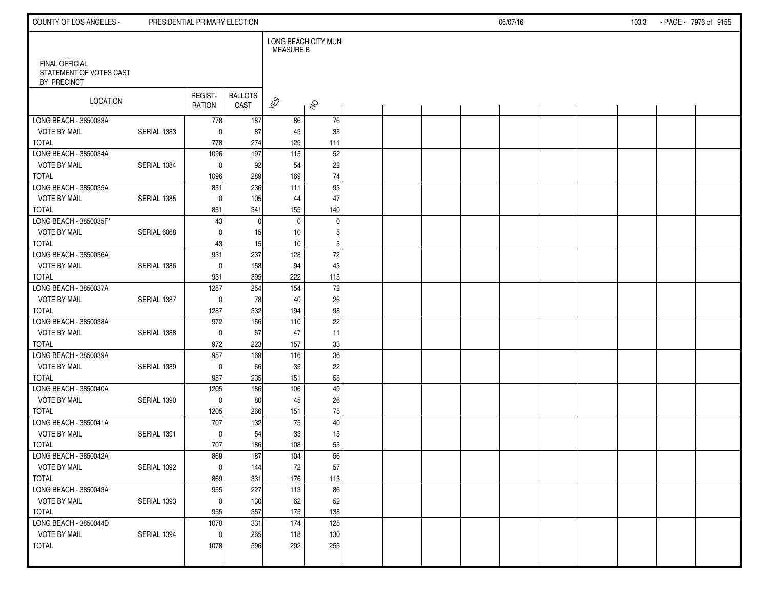FINAL OFFICIAL
STATEMENT OF VOTES CAST
BY PRECINCT

| LOCATION | | REGIST-RATION | BALLOTS CAST | LONG BEACH CITY MUNI MEASURE B YES | NO |
|---|---|---|---|---|---|
| LONG BEACH - 3850033A | | 778 | 187 | 86 | 76 |
| VOTE BY MAIL | SERIAL 1383 | 0 | 87 | 43 | 35 |
| TOTAL | | 778 | 274 | 129 | 111 |
| LONG BEACH - 3850034A | | 1096 | 197 | 115 | 52 |
| VOTE BY MAIL | SERIAL 1384 | 0 | 92 | 54 | 22 |
| TOTAL | | 1096 | 289 | 169 | 74 |
| LONG BEACH - 3850035A | | 851 | 236 | 111 | 93 |
| VOTE BY MAIL | SERIAL 1385 | 0 | 105 | 44 | 47 |
| TOTAL | | 851 | 341 | 155 | 140 |
| LONG BEACH - 3850035F* | | 43 | 0 | 0 | 0 |
| VOTE BY MAIL | SERIAL 6068 | 0 | 15 | 10 | 5 |
| TOTAL | | 43 | 15 | 10 | 5 |
| LONG BEACH - 3850036A | | 931 | 237 | 128 | 72 |
| VOTE BY MAIL | SERIAL 1386 | 0 | 158 | 94 | 43 |
| TOTAL | | 931 | 395 | 222 | 115 |
| LONG BEACH - 3850037A | | 1287 | 254 | 154 | 72 |
| VOTE BY MAIL | SERIAL 1387 | 0 | 78 | 40 | 26 |
| TOTAL | | 1287 | 332 | 194 | 98 |
| LONG BEACH - 3850038A | | 972 | 156 | 110 | 22 |
| VOTE BY MAIL | SERIAL 1388 | 0 | 67 | 47 | 11 |
| TOTAL | | 972 | 223 | 157 | 33 |
| LONG BEACH - 3850039A | | 957 | 169 | 116 | 36 |
| VOTE BY MAIL | SERIAL 1389 | 0 | 66 | 35 | 22 |
| TOTAL | | 957 | 235 | 151 | 58 |
| LONG BEACH - 3850040A | | 1205 | 186 | 106 | 49 |
| VOTE BY MAIL | SERIAL 1390 | 0 | 80 | 45 | 26 |
| TOTAL | | 1205 | 266 | 151 | 75 |
| LONG BEACH - 3850041A | | 707 | 132 | 75 | 40 |
| VOTE BY MAIL | SERIAL 1391 | 0 | 54 | 33 | 15 |
| TOTAL | | 707 | 186 | 108 | 55 |
| LONG BEACH - 3850042A | | 869 | 187 | 104 | 56 |
| VOTE BY MAIL | SERIAL 1392 | 0 | 144 | 72 | 57 |
| TOTAL | | 869 | 331 | 176 | 113 |
| LONG BEACH - 3850043A | | 955 | 227 | 113 | 86 |
| VOTE BY MAIL | SERIAL 1393 | 0 | 130 | 62 | 52 |
| TOTAL | | 955 | 357 | 175 | 138 |
| LONG BEACH - 3850044D | | 1078 | 331 | 174 | 125 |
| VOTE BY MAIL | SERIAL 1394 | 0 | 265 | 118 | 130 |
| TOTAL | | 1078 | 596 | 292 | 255 |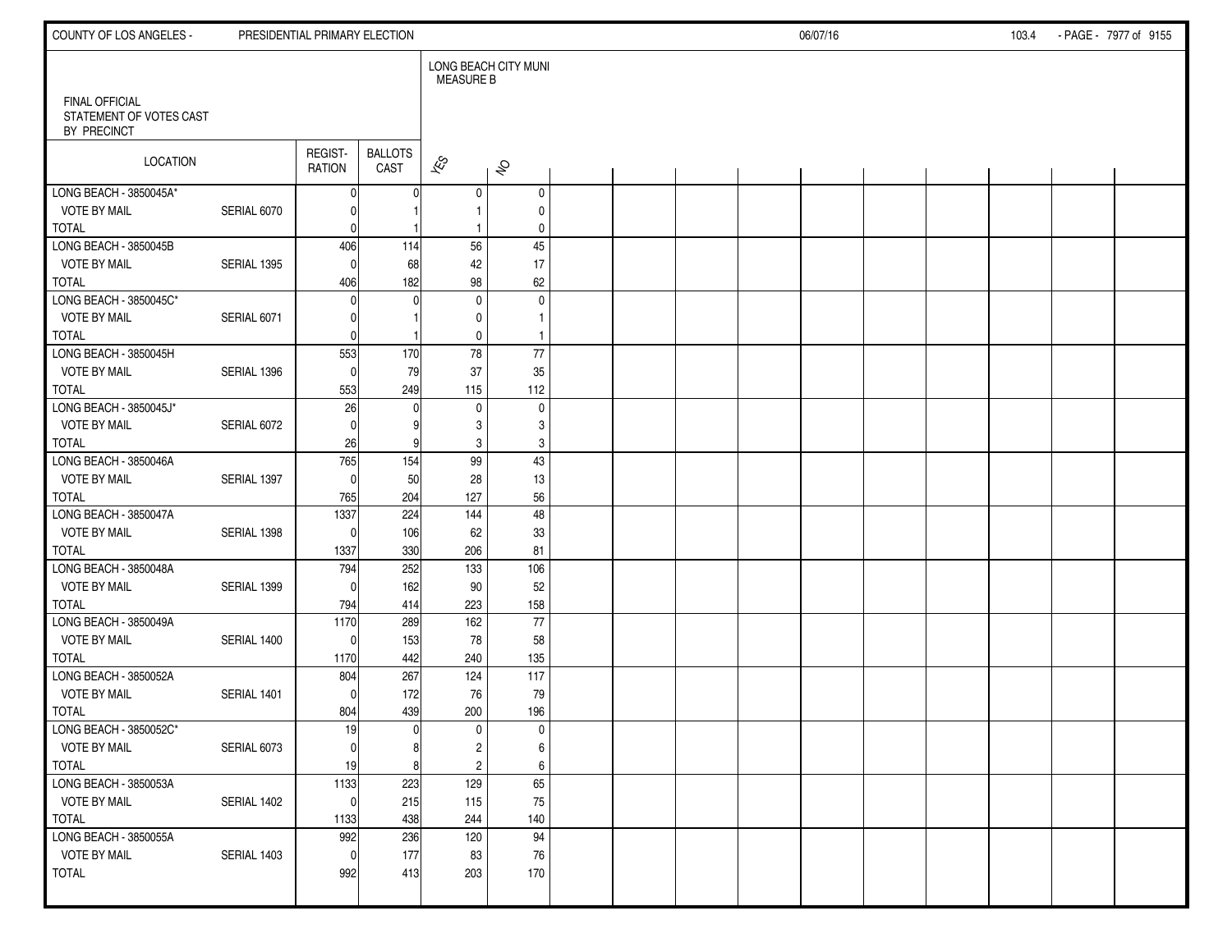FINAL OFFICIAL
STATEMENT OF VOTES CAST
BY PRECINCT

| LOCATION | | REGIST-RATION | BALLOTS CAST | LONG BEACH CITY MUNI MEASURE B | |
|---|---|---|---|---|---|
| | | | | YES | NO |
| LONG BEACH - 3850045A* | | 0 | 0 | 0 | 0 |
| VOTE BY MAIL | SERIAL 6070 | 0 | 1 | 1 | 0 |
| TOTAL | | 0 | 1 | 1 | 0 |
| LONG BEACH - 3850045B | | 406 | 114 | 56 | 45 |
| VOTE BY MAIL | SERIAL 1395 | 0 | 68 | 42 | 17 |
| TOTAL | | 406 | 182 | 98 | 62 |
| LONG BEACH - 3850045C* | | 0 | 0 | 0 | 0 |
| VOTE BY MAIL | SERIAL 6071 | 0 | 1 | 0 | 1 |
| TOTAL | | 0 | 1 | 0 | 1 |
| LONG BEACH - 3850045H | | 553 | 170 | 78 | 77 |
| VOTE BY MAIL | SERIAL 1396 | 0 | 79 | 37 | 35 |
| TOTAL | | 553 | 249 | 115 | 112 |
| LONG BEACH - 3850045J* | | 26 | 0 | 0 | 0 |
| VOTE BY MAIL | SERIAL 6072 | 0 | 9 | 3 | 3 |
| TOTAL | | 26 | 9 | 3 | 3 |
| LONG BEACH - 3850046A | | 765 | 154 | 99 | 43 |
| VOTE BY MAIL | SERIAL 1397 | 0 | 50 | 28 | 13 |
| TOTAL | | 765 | 204 | 127 | 56 |
| LONG BEACH - 3850047A | | 1337 | 224 | 144 | 48 |
| VOTE BY MAIL | SERIAL 1398 | 0 | 106 | 62 | 33 |
| TOTAL | | 1337 | 330 | 206 | 81 |
| LONG BEACH - 3850048A | | 794 | 252 | 133 | 106 |
| VOTE BY MAIL | SERIAL 1399 | 0 | 162 | 90 | 52 |
| TOTAL | | 794 | 414 | 223 | 158 |
| LONG BEACH - 3850049A | | 1170 | 289 | 162 | 77 |
| VOTE BY MAIL | SERIAL 1400 | 0 | 153 | 78 | 58 |
| TOTAL | | 1170 | 442 | 240 | 135 |
| LONG BEACH - 3850052A | | 804 | 267 | 124 | 117 |
| VOTE BY MAIL | SERIAL 1401 | 0 | 172 | 76 | 79 |
| TOTAL | | 804 | 439 | 200 | 196 |
| LONG BEACH - 3850052C* | | 19 | 0 | 0 | 0 |
| VOTE BY MAIL | SERIAL 6073 | 0 | 8 | 2 | 6 |
| TOTAL | | 19 | 8 | 2 | 6 |
| LONG BEACH - 3850053A | | 1133 | 223 | 129 | 65 |
| VOTE BY MAIL | SERIAL 1402 | 0 | 215 | 115 | 75 |
| TOTAL | | 1133 | 438 | 244 | 140 |
| LONG BEACH - 3850055A | | 992 | 236 | 120 | 94 |
| VOTE BY MAIL | SERIAL 1403 | 0 | 177 | 83 | 76 |
| TOTAL | | 992 | 413 | 203 | 170 |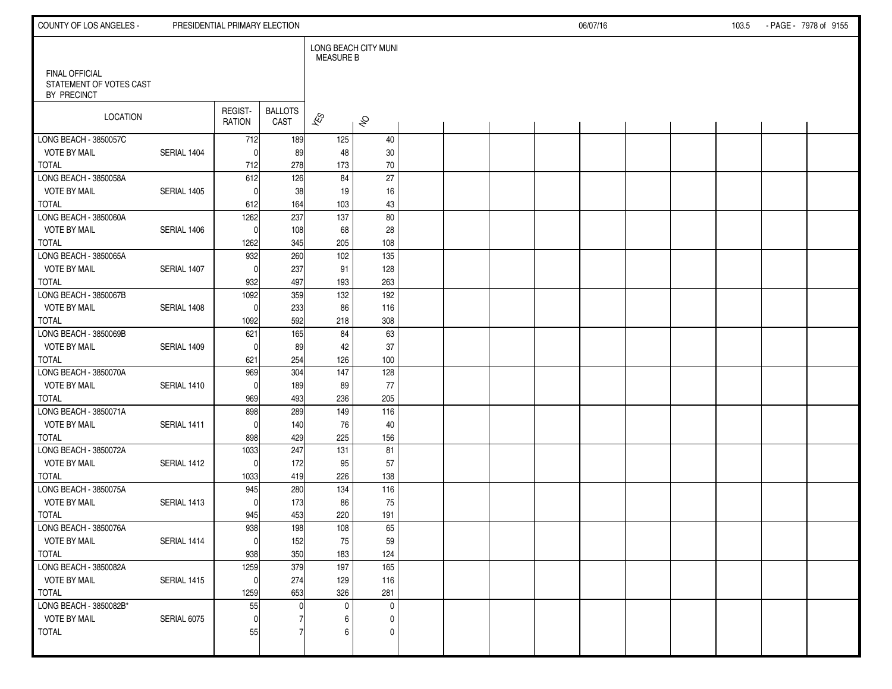FINAL OFFICIAL
STATEMENT OF VOTES CAST
BY PRECINCT

| LOCATION | | REGIST-RATION | BALLOTS CAST | LONG BEACH CITY MUNI MEASURE B | |
|---|---|---|---|---|---|
| | | | | YES | NO |
| LONG BEACH - 3850057C | | 712 | 189 | 125 | 40 |
| VOTE BY MAIL | SERIAL 1404 | 0 | 89 | 48 | 30 |
| TOTAL | | 712 | 278 | 173 | 70 |
| LONG BEACH - 3850058A | | 612 | 126 | 84 | 27 |
| VOTE BY MAIL | SERIAL 1405 | 0 | 38 | 19 | 16 |
| TOTAL | | 612 | 164 | 103 | 43 |
| LONG BEACH - 3850060A | | 1262 | 237 | 137 | 80 |
| VOTE BY MAIL | SERIAL 1406 | 0 | 108 | 68 | 28 |
| TOTAL | | 1262 | 345 | 205 | 108 |
| LONG BEACH - 3850065A | | 932 | 260 | 102 | 135 |
| VOTE BY MAIL | SERIAL 1407 | 0 | 237 | 91 | 128 |
| TOTAL | | 932 | 497 | 193 | 263 |
| LONG BEACH - 3850067B | | 1092 | 359 | 132 | 192 |
| VOTE BY MAIL | SERIAL 1408 | 0 | 233 | 86 | 116 |
| TOTAL | | 1092 | 592 | 218 | 308 |
| LONG BEACH - 3850069B | | 621 | 165 | 84 | 63 |
| VOTE BY MAIL | SERIAL 1409 | 0 | 89 | 42 | 37 |
| TOTAL | | 621 | 254 | 126 | 100 |
| LONG BEACH - 3850070A | | 969 | 304 | 147 | 128 |
| VOTE BY MAIL | SERIAL 1410 | 0 | 189 | 89 | 77 |
| TOTAL | | 969 | 493 | 236 | 205 |
| LONG BEACH - 3850071A | | 898 | 289 | 149 | 116 |
| VOTE BY MAIL | SERIAL 1411 | 0 | 140 | 76 | 40 |
| TOTAL | | 898 | 429 | 225 | 156 |
| LONG BEACH - 3850072A | | 1033 | 247 | 131 | 81 |
| VOTE BY MAIL | SERIAL 1412 | 0 | 172 | 95 | 57 |
| TOTAL | | 1033 | 419 | 226 | 138 |
| LONG BEACH - 3850075A | | 945 | 280 | 134 | 116 |
| VOTE BY MAIL | SERIAL 1413 | 0 | 173 | 86 | 75 |
| TOTAL | | 945 | 453 | 220 | 191 |
| LONG BEACH - 3850076A | | 938 | 198 | 108 | 65 |
| VOTE BY MAIL | SERIAL 1414 | 0 | 152 | 75 | 59 |
| TOTAL | | 938 | 350 | 183 | 124 |
| LONG BEACH - 3850082A | | 1259 | 379 | 197 | 165 |
| VOTE BY MAIL | SERIAL 1415 | 0 | 274 | 129 | 116 |
| TOTAL | | 1259 | 653 | 326 | 281 |
| LONG BEACH - 3850082B* | | 55 | 0 | 0 | 0 |
| VOTE BY MAIL | SERIAL 6075 | 0 | 7 | 6 | 0 |
| TOTAL | | 55 | 7 | 6 | 0 |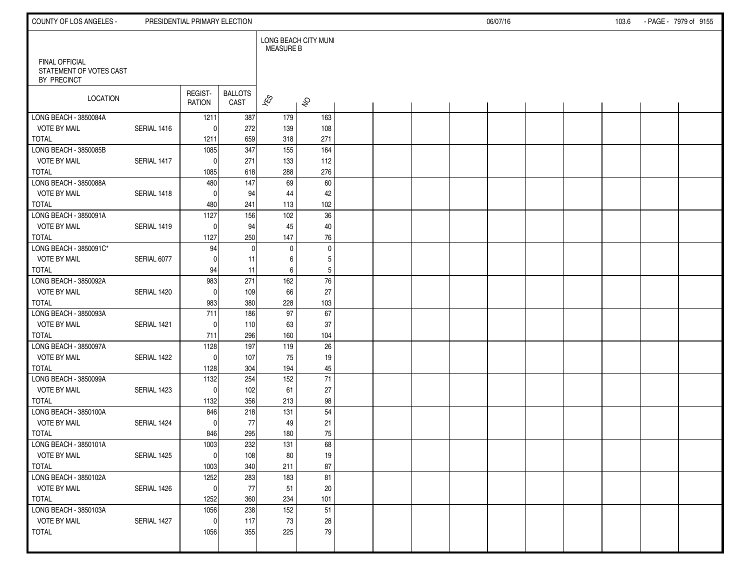FINAL OFFICIAL
STATEMENT OF VOTES CAST
BY PRECINCT

| LOCATION | | REGIST-RATION | BALLOTS CAST | LONG BEACH CITY MUNI MEASURE B | |
|---|---|---|---|---|---|
| | | | | YES | NO |
| LONG BEACH - 3850084A | | 1211 | 387 | 179 | 163 |
| VOTE BY MAIL | SERIAL 1416 | 0 | 272 | 139 | 108 |
| TOTAL | | 1211 | 659 | 318 | 271 |
| LONG BEACH - 3850085B | | 1085 | 347 | 155 | 164 |
| VOTE BY MAIL | SERIAL 1417 | 0 | 271 | 133 | 112 |
| TOTAL | | 1085 | 618 | 288 | 276 |
| LONG BEACH - 3850088A | | 480 | 147 | 69 | 60 |
| VOTE BY MAIL | SERIAL 1418 | 0 | 94 | 44 | 42 |
| TOTAL | | 480 | 241 | 113 | 102 |
| LONG BEACH - 3850091A | | 1127 | 156 | 102 | 36 |
| VOTE BY MAIL | SERIAL 1419 | 0 | 94 | 45 | 40 |
| TOTAL | | 1127 | 250 | 147 | 76 |
| LONG BEACH - 3850091C* | | 94 | 0 | 0 | 0 |
| VOTE BY MAIL | SERIAL 6077 | 0 | 11 | 6 | 5 |
| TOTAL | | 94 | 11 | 6 | 5 |
| LONG BEACH - 3850092A | | 983 | 271 | 162 | 76 |
| VOTE BY MAIL | SERIAL 1420 | 0 | 109 | 66 | 27 |
| TOTAL | | 983 | 380 | 228 | 103 |
| LONG BEACH - 3850093A | | 711 | 186 | 97 | 67 |
| VOTE BY MAIL | SERIAL 1421 | 0 | 110 | 63 | 37 |
| TOTAL | | 711 | 296 | 160 | 104 |
| LONG BEACH - 3850097A | | 1128 | 197 | 119 | 26 |
| VOTE BY MAIL | SERIAL 1422 | 0 | 107 | 75 | 19 |
| TOTAL | | 1128 | 304 | 194 | 45 |
| LONG BEACH - 3850099A | | 1132 | 254 | 152 | 71 |
| VOTE BY MAIL | SERIAL 1423 | 0 | 102 | 61 | 27 |
| TOTAL | | 1132 | 356 | 213 | 98 |
| LONG BEACH - 3850100A | | 846 | 218 | 131 | 54 |
| VOTE BY MAIL | SERIAL 1424 | 0 | 77 | 49 | 21 |
| TOTAL | | 846 | 295 | 180 | 75 |
| LONG BEACH - 3850101A | | 1003 | 232 | 131 | 68 |
| VOTE BY MAIL | SERIAL 1425 | 0 | 108 | 80 | 19 |
| TOTAL | | 1003 | 340 | 211 | 87 |
| LONG BEACH - 3850102A | | 1252 | 283 | 183 | 81 |
| VOTE BY MAIL | SERIAL 1426 | 0 | 77 | 51 | 20 |
| TOTAL | | 1252 | 360 | 234 | 101 |
| LONG BEACH - 3850103A | | 1056 | 238 | 152 | 51 |
| VOTE BY MAIL | SERIAL 1427 | 0 | 117 | 73 | 28 |
| TOTAL | | 1056 | 355 | 225 | 79 |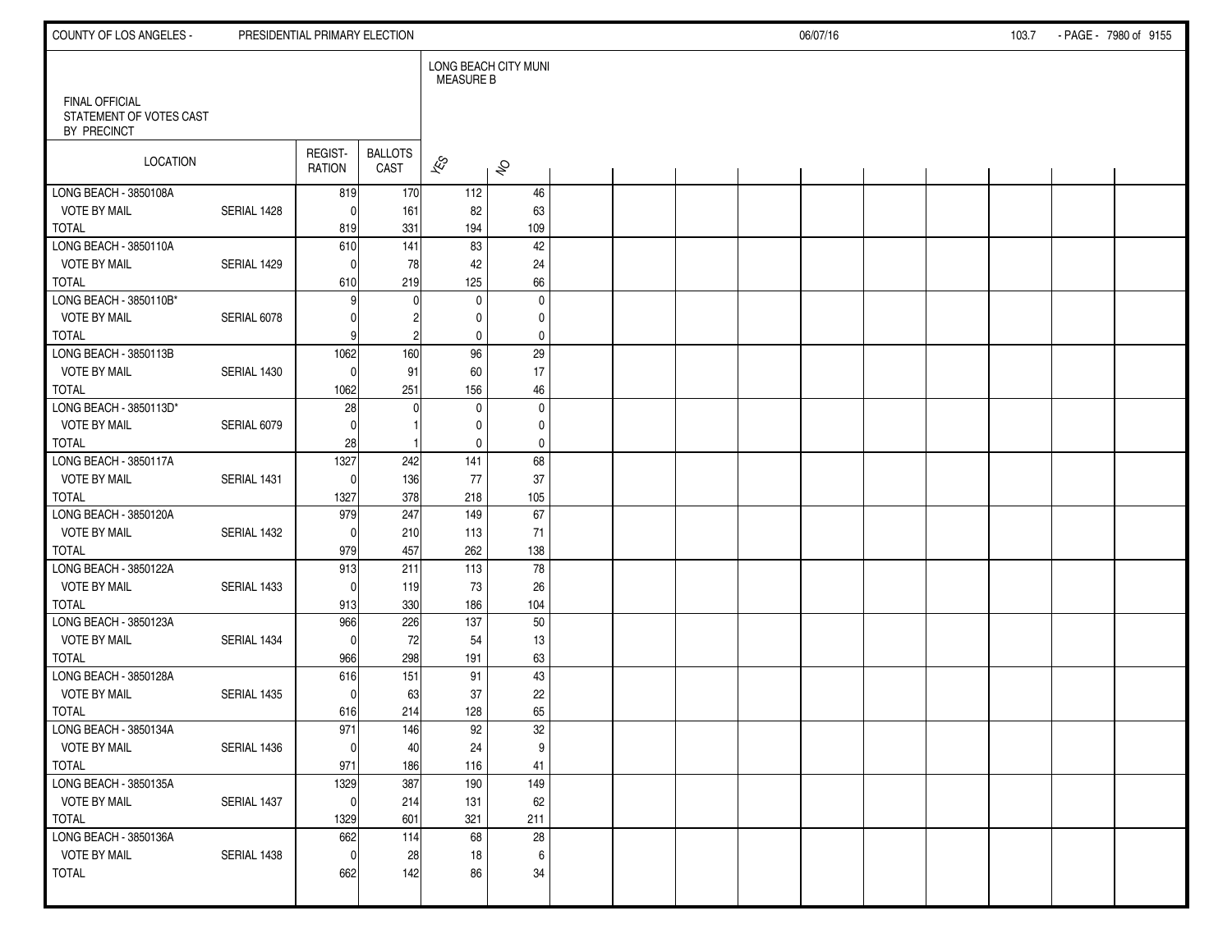FINAL OFFICIAL
STATEMENT OF VOTES CAST
BY PRECINCT

| LOCATION | | REGIST-RATION | BALLOTS CAST | LONG BEACH CITY MUNI MEASURE B YES | NO |
|---|---|---|---|---|---|
| LONG BEACH - 3850108A | | 819 | 170 | 112 | 46 |
| VOTE BY MAIL | SERIAL 1428 | 0 | 161 | 82 | 63 |
| TOTAL | | 819 | 331 | 194 | 109 |
| LONG BEACH - 3850110A | | 610 | 141 | 83 | 42 |
| VOTE BY MAIL | SERIAL 1429 | 0 | 78 | 42 | 24 |
| TOTAL | | 610 | 219 | 125 | 66 |
| LONG BEACH - 3850110B* | | 9 | 0 | 0 | 0 |
| VOTE BY MAIL | SERIAL 6078 | 0 | 2 | 0 | 0 |
| TOTAL | | 9 | 2 | 0 | 0 |
| LONG BEACH - 3850113B | | 1062 | 160 | 96 | 29 |
| VOTE BY MAIL | SERIAL 1430 | 0 | 91 | 60 | 17 |
| TOTAL | | 1062 | 251 | 156 | 46 |
| LONG BEACH - 3850113D* | | 28 | 0 | 0 | 0 |
| VOTE BY MAIL | SERIAL 6079 | 0 | 1 | 0 | 0 |
| TOTAL | | 28 | 1 | 0 | 0 |
| LONG BEACH - 3850117A | | 1327 | 242 | 141 | 68 |
| VOTE BY MAIL | SERIAL 1431 | 0 | 136 | 77 | 37 |
| TOTAL | | 1327 | 378 | 218 | 105 |
| LONG BEACH - 3850120A | | 979 | 247 | 149 | 67 |
| VOTE BY MAIL | SERIAL 1432 | 0 | 210 | 113 | 71 |
| TOTAL | | 979 | 457 | 262 | 138 |
| LONG BEACH - 3850122A | | 913 | 211 | 113 | 78 |
| VOTE BY MAIL | SERIAL 1433 | 0 | 119 | 73 | 26 |
| TOTAL | | 913 | 330 | 186 | 104 |
| LONG BEACH - 3850123A | | 966 | 226 | 137 | 50 |
| VOTE BY MAIL | SERIAL 1434 | 0 | 72 | 54 | 13 |
| TOTAL | | 966 | 298 | 191 | 63 |
| LONG BEACH - 3850128A | | 616 | 151 | 91 | 43 |
| VOTE BY MAIL | SERIAL 1435 | 0 | 63 | 37 | 22 |
| TOTAL | | 616 | 214 | 128 | 65 |
| LONG BEACH - 3850134A | | 971 | 146 | 92 | 32 |
| VOTE BY MAIL | SERIAL 1436 | 0 | 40 | 24 | 9 |
| TOTAL | | 971 | 186 | 116 | 41 |
| LONG BEACH - 3850135A | | 1329 | 387 | 190 | 149 |
| VOTE BY MAIL | SERIAL 1437 | 0 | 214 | 131 | 62 |
| TOTAL | | 1329 | 601 | 321 | 211 |
| LONG BEACH - 3850136A | | 662 | 114 | 68 | 28 |
| VOTE BY MAIL | SERIAL 1438 | 0 | 28 | 18 | 6 |
| TOTAL | | 662 | 142 | 86 | 34 |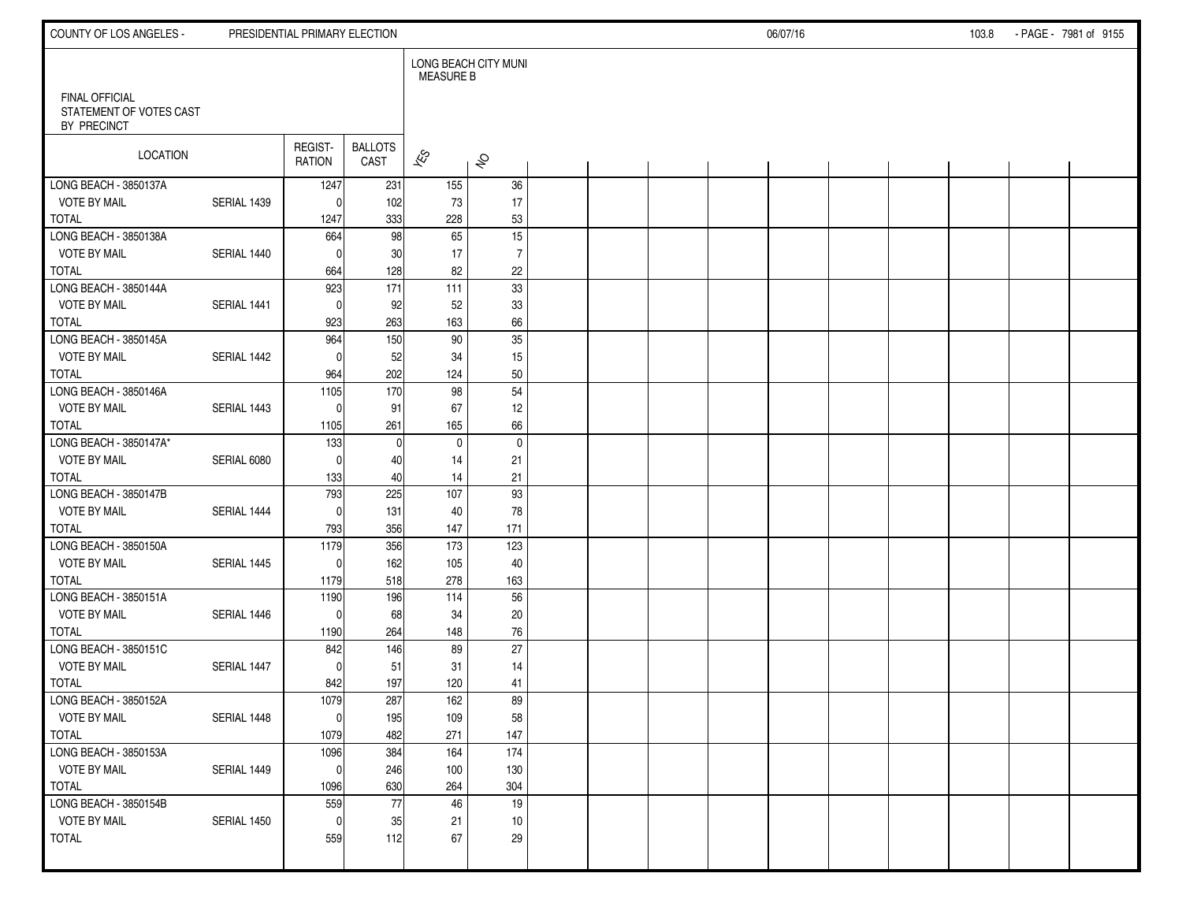FINAL OFFICIAL
STATEMENT OF VOTES CAST
BY PRECINCT

| LOCATION | | REGIST- RATION | BALLOTS CAST | LONG BEACH CITY MUNI MEASURE B | |
|---|---|---|---|---|---|
| | | | | YES | NO |
| LONG BEACH - 3850137A | | 1247 | 231 | 155 | 36 |
| VOTE BY MAIL | SERIAL 1439 | 0 | 102 | 73 | 17 |
| TOTAL | | 1247 | 333 | 228 | 53 |
| LONG BEACH - 3850138A | | 664 | 98 | 65 | 15 |
| VOTE BY MAIL | SERIAL 1440 | 0 | 30 | 17 | 7 |
| TOTAL | | 664 | 128 | 82 | 22 |
| LONG BEACH - 3850144A | | 923 | 171 | 111 | 33 |
| VOTE BY MAIL | SERIAL 1441 | 0 | 92 | 52 | 33 |
| TOTAL | | 923 | 263 | 163 | 66 |
| LONG BEACH - 3850145A | | 964 | 150 | 90 | 35 |
| VOTE BY MAIL | SERIAL 1442 | 0 | 52 | 34 | 15 |
| TOTAL | | 964 | 202 | 124 | 50 |
| LONG BEACH - 3850146A | | 1105 | 170 | 98 | 54 |
| VOTE BY MAIL | SERIAL 1443 | 0 | 91 | 67 | 12 |
| TOTAL | | 1105 | 261 | 165 | 66 |
| LONG BEACH - 3850147A* | | 133 | 0 | 0 | 0 |
| VOTE BY MAIL | SERIAL 6080 | 0 | 40 | 14 | 21 |
| TOTAL | | 133 | 40 | 14 | 21 |
| LONG BEACH - 3850147B | | 793 | 225 | 107 | 93 |
| VOTE BY MAIL | SERIAL 1444 | 0 | 131 | 40 | 78 |
| TOTAL | | 793 | 356 | 147 | 171 |
| LONG BEACH - 3850150A | | 1179 | 356 | 173 | 123 |
| VOTE BY MAIL | SERIAL 1445 | 0 | 162 | 105 | 40 |
| TOTAL | | 1179 | 518 | 278 | 163 |
| LONG BEACH - 3850151A | | 1190 | 196 | 114 | 56 |
| VOTE BY MAIL | SERIAL 1446 | 0 | 68 | 34 | 20 |
| TOTAL | | 1190 | 264 | 148 | 76 |
| LONG BEACH - 3850151C | | 842 | 146 | 89 | 27 |
| VOTE BY MAIL | SERIAL 1447 | 0 | 51 | 31 | 14 |
| TOTAL | | 842 | 197 | 120 | 41 |
| LONG BEACH - 3850152A | | 1079 | 287 | 162 | 89 |
| VOTE BY MAIL | SERIAL 1448 | 0 | 195 | 109 | 58 |
| TOTAL | | 1079 | 482 | 271 | 147 |
| LONG BEACH - 3850153A | | 1096 | 384 | 164 | 174 |
| VOTE BY MAIL | SERIAL 1449 | 0 | 246 | 100 | 130 |
| TOTAL | | 1096 | 630 | 264 | 304 |
| LONG BEACH - 3850154B | | 559 | 77 | 46 | 19 |
| VOTE BY MAIL | SERIAL 1450 | 0 | 35 | 21 | 10 |
| TOTAL | | 559 | 112 | 67 | 29 |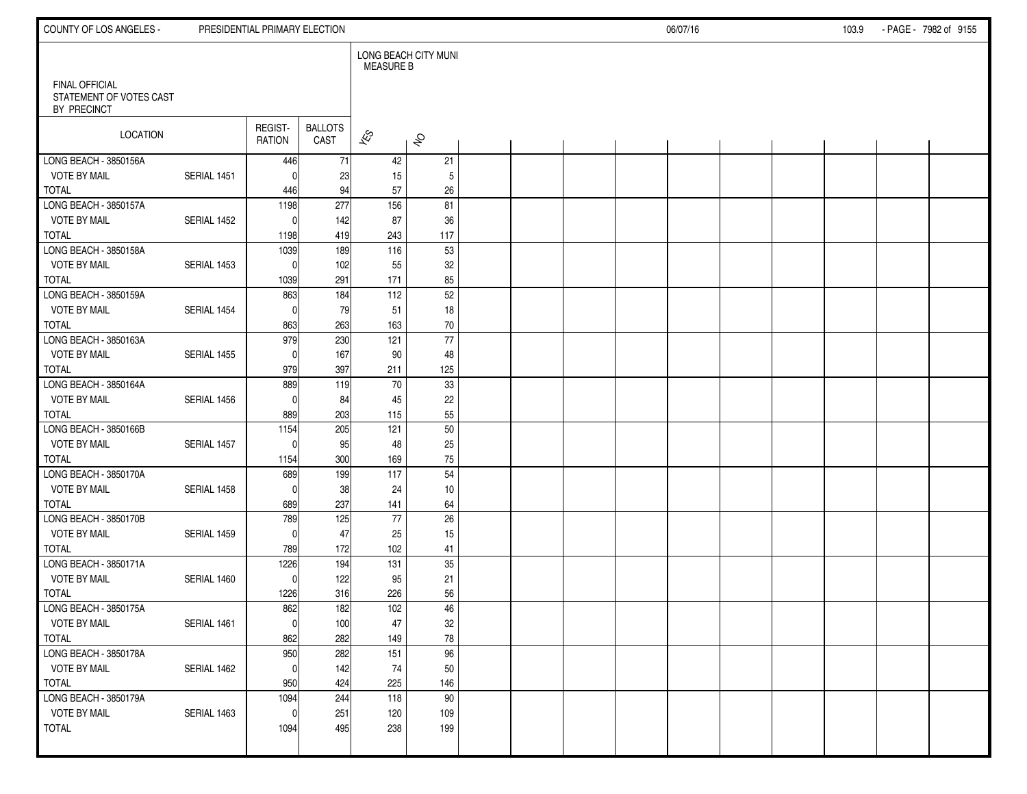FINAL OFFICIAL
STATEMENT OF VOTES CAST
BY PRECINCT

| LOCATION | | REGIST-RATION | BALLOTS CAST | LONG BEACH CITY MUNI MEASURE B YES | NO |
|---|---|---|---|---|---|
| LONG BEACH - 3850156A | | 446 | 71 | 42 | 21 |
| VOTE BY MAIL | SERIAL 1451 | 0 | 23 | 15 | 5 |
| TOTAL | | 446 | 94 | 57 | 26 |
| LONG BEACH - 3850157A | | 1198 | 277 | 156 | 81 |
| VOTE BY MAIL | SERIAL 1452 | 0 | 142 | 87 | 36 |
| TOTAL | | 1198 | 419 | 243 | 117 |
| LONG BEACH - 3850158A | | 1039 | 189 | 116 | 53 |
| VOTE BY MAIL | SERIAL 1453 | 0 | 102 | 55 | 32 |
| TOTAL | | 1039 | 291 | 171 | 85 |
| LONG BEACH - 3850159A | | 863 | 184 | 112 | 52 |
| VOTE BY MAIL | SERIAL 1454 | 0 | 79 | 51 | 18 |
| TOTAL | | 863 | 263 | 163 | 70 |
| LONG BEACH - 3850163A | | 979 | 230 | 121 | 77 |
| VOTE BY MAIL | SERIAL 1455 | 0 | 167 | 90 | 48 |
| TOTAL | | 979 | 397 | 211 | 125 |
| LONG BEACH - 3850164A | | 889 | 119 | 70 | 33 |
| VOTE BY MAIL | SERIAL 1456 | 0 | 84 | 45 | 22 |
| TOTAL | | 889 | 203 | 115 | 55 |
| LONG BEACH - 3850166B | | 1154 | 205 | 121 | 50 |
| VOTE BY MAIL | SERIAL 1457 | 0 | 95 | 48 | 25 |
| TOTAL | | 1154 | 300 | 169 | 75 |
| LONG BEACH - 3850170A | | 689 | 199 | 117 | 54 |
| VOTE BY MAIL | SERIAL 1458 | 0 | 38 | 24 | 10 |
| TOTAL | | 689 | 237 | 141 | 64 |
| LONG BEACH - 3850170B | | 789 | 125 | 77 | 26 |
| VOTE BY MAIL | SERIAL 1459 | 0 | 47 | 25 | 15 |
| TOTAL | | 789 | 172 | 102 | 41 |
| LONG BEACH - 3850171A | | 1226 | 194 | 131 | 35 |
| VOTE BY MAIL | SERIAL 1460 | 0 | 122 | 95 | 21 |
| TOTAL | | 1226 | 316 | 226 | 56 |
| LONG BEACH - 3850175A | | 862 | 182 | 102 | 46 |
| VOTE BY MAIL | SERIAL 1461 | 0 | 100 | 47 | 32 |
| TOTAL | | 862 | 282 | 149 | 78 |
| LONG BEACH - 3850178A | | 950 | 282 | 151 | 96 |
| VOTE BY MAIL | SERIAL 1462 | 0 | 142 | 74 | 50 |
| TOTAL | | 950 | 424 | 225 | 146 |
| LONG BEACH - 3850179A | | 1094 | 244 | 118 | 90 |
| VOTE BY MAIL | SERIAL 1463 | 0 | 251 | 120 | 109 |
| TOTAL | | 1094 | 495 | 238 | 199 |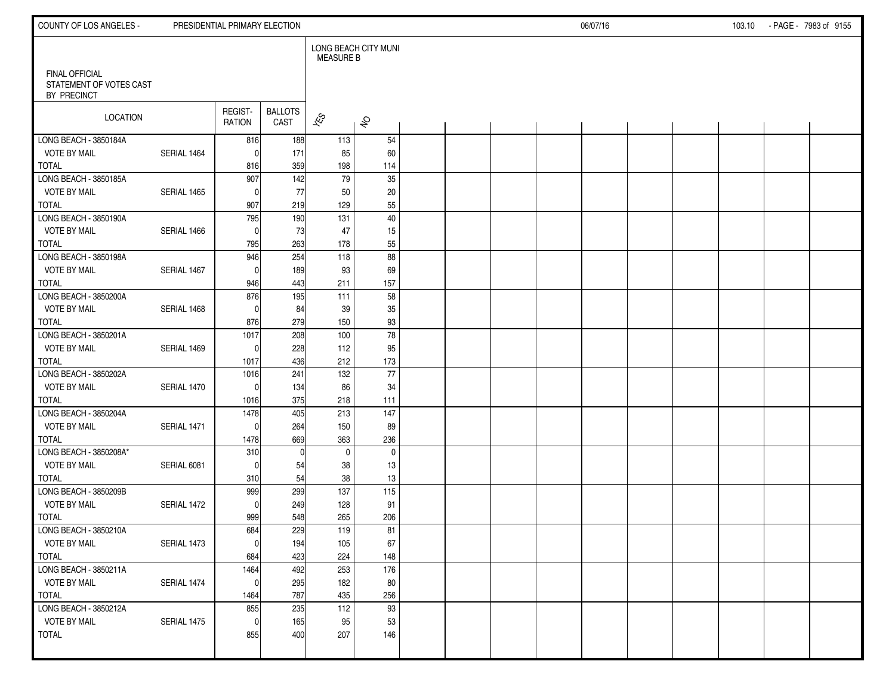FINAL OFFICIAL
STATEMENT OF VOTES CAST
BY PRECINCT

| LOCATION | | REGIST-RATION | BALLOTS CAST | LONG BEACH CITY MUNI MEASURE B YES | NO |
|---|---|---|---|---|---|
| LONG BEACH - 3850184A | | 816 | 188 | 113 | 54 |
| VOTE BY MAIL | SERIAL 1464 | 0 | 171 | 85 | 60 |
| TOTAL | | 816 | 359 | 198 | 114 |
| LONG BEACH - 3850185A | | 907 | 142 | 79 | 35 |
| VOTE BY MAIL | SERIAL 1465 | 0 | 77 | 50 | 20 |
| TOTAL | | 907 | 219 | 129 | 55 |
| LONG BEACH - 3850190A | | 795 | 190 | 131 | 40 |
| VOTE BY MAIL | SERIAL 1466 | 0 | 73 | 47 | 15 |
| TOTAL | | 795 | 263 | 178 | 55 |
| LONG BEACH - 3850198A | | 946 | 254 | 118 | 88 |
| VOTE BY MAIL | SERIAL 1467 | 0 | 189 | 93 | 69 |
| TOTAL | | 946 | 443 | 211 | 157 |
| LONG BEACH - 3850200A | | 876 | 195 | 111 | 58 |
| VOTE BY MAIL | SERIAL 1468 | 0 | 84 | 39 | 35 |
| TOTAL | | 876 | 279 | 150 | 93 |
| LONG BEACH - 3850201A | | 1017 | 208 | 100 | 78 |
| VOTE BY MAIL | SERIAL 1469 | 0 | 228 | 112 | 95 |
| TOTAL | | 1017 | 436 | 212 | 173 |
| LONG BEACH - 3850202A | | 1016 | 241 | 132 | 77 |
| VOTE BY MAIL | SERIAL 1470 | 0 | 134 | 86 | 34 |
| TOTAL | | 1016 | 375 | 218 | 111 |
| LONG BEACH - 3850204A | | 1478 | 405 | 213 | 147 |
| VOTE BY MAIL | SERIAL 1471 | 0 | 264 | 150 | 89 |
| TOTAL | | 1478 | 669 | 363 | 236 |
| LONG BEACH - 3850208A* | | 310 | 0 | 0 | 0 |
| VOTE BY MAIL | SERIAL 6081 | 0 | 54 | 38 | 13 |
| TOTAL | | 310 | 54 | 38 | 13 |
| LONG BEACH - 3850209B | | 999 | 299 | 137 | 115 |
| VOTE BY MAIL | SERIAL 1472 | 0 | 249 | 128 | 91 |
| TOTAL | | 999 | 548 | 265 | 206 |
| LONG BEACH - 3850210A | | 684 | 229 | 119 | 81 |
| VOTE BY MAIL | SERIAL 1473 | 0 | 194 | 105 | 67 |
| TOTAL | | 684 | 423 | 224 | 148 |
| LONG BEACH - 3850211A | | 1464 | 492 | 253 | 176 |
| VOTE BY MAIL | SERIAL 1474 | 0 | 295 | 182 | 80 |
| TOTAL | | 1464 | 787 | 435 | 256 |
| LONG BEACH - 3850212A | | 855 | 235 | 112 | 93 |
| VOTE BY MAIL | SERIAL 1475 | 0 | 165 | 95 | 53 |
| TOTAL | | 855 | 400 | 207 | 146 |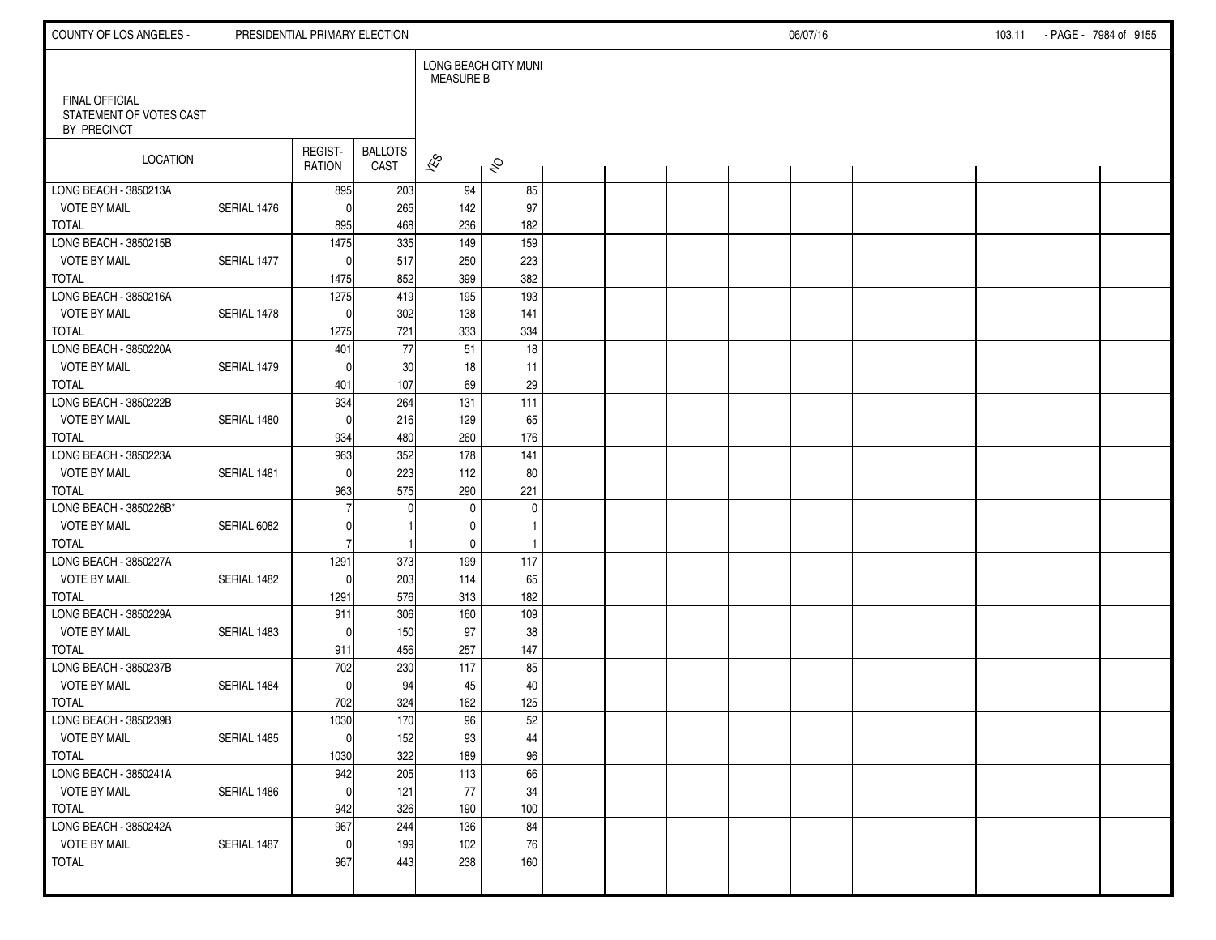FINAL OFFICIAL
STATEMENT OF VOTES CAST
BY PRECINCT

| LOCATION | | REGIST-RATION | BALLOTS CAST | LONG BEACH CITY MUNI MEASURE B YES | NO |
|---|---|---|---|---|---|
| LONG BEACH - 3850213A | | 895 | 203 | 94 | 85 |
| VOTE BY MAIL | SERIAL 1476 | 0 | 265 | 142 | 97 |
| TOTAL | | 895 | 468 | 236 | 182 |
| LONG BEACH - 3850215B | | 1475 | 335 | 149 | 159 |
| VOTE BY MAIL | SERIAL 1477 | 0 | 517 | 250 | 223 |
| TOTAL | | 1475 | 852 | 399 | 382 |
| LONG BEACH - 3850216A | | 1275 | 419 | 195 | 193 |
| VOTE BY MAIL | SERIAL 1478 | 0 | 302 | 138 | 141 |
| TOTAL | | 1275 | 721 | 333 | 334 |
| LONG BEACH - 3850220A | | 401 | 77 | 51 | 18 |
| VOTE BY MAIL | SERIAL 1479 | 0 | 30 | 18 | 11 |
| TOTAL | | 401 | 107 | 69 | 29 |
| LONG BEACH - 3850222B | | 934 | 264 | 131 | 111 |
| VOTE BY MAIL | SERIAL 1480 | 0 | 216 | 129 | 65 |
| TOTAL | | 934 | 480 | 260 | 176 |
| LONG BEACH - 3850223A | | 963 | 352 | 178 | 141 |
| VOTE BY MAIL | SERIAL 1481 | 0 | 223 | 112 | 80 |
| TOTAL | | 963 | 575 | 290 | 221 |
| LONG BEACH - 3850226B* | | 7 | 0 | 0 | 0 |
| VOTE BY MAIL | SERIAL 6082 | 0 | 1 | 0 | 1 |
| TOTAL | | 7 | 1 | 0 | 1 |
| LONG BEACH - 3850227A | | 1291 | 373 | 199 | 117 |
| VOTE BY MAIL | SERIAL 1482 | 0 | 203 | 114 | 65 |
| TOTAL | | 1291 | 576 | 313 | 182 |
| LONG BEACH - 3850229A | | 911 | 306 | 160 | 109 |
| VOTE BY MAIL | SERIAL 1483 | 0 | 150 | 97 | 38 |
| TOTAL | | 911 | 456 | 257 | 147 |
| LONG BEACH - 3850237B | | 702 | 230 | 117 | 85 |
| VOTE BY MAIL | SERIAL 1484 | 0 | 94 | 45 | 40 |
| TOTAL | | 702 | 324 | 162 | 125 |
| LONG BEACH - 3850239B | | 1030 | 170 | 96 | 52 |
| VOTE BY MAIL | SERIAL 1485 | 0 | 152 | 93 | 44 |
| TOTAL | | 1030 | 322 | 189 | 96 |
| LONG BEACH - 3850241A | | 942 | 205 | 113 | 66 |
| VOTE BY MAIL | SERIAL 1486 | 0 | 121 | 77 | 34 |
| TOTAL | | 942 | 326 | 190 | 100 |
| LONG BEACH - 3850242A | | 967 | 244 | 136 | 84 |
| VOTE BY MAIL | SERIAL 1487 | 0 | 199 | 102 | 76 |
| TOTAL | | 967 | 443 | 238 | 160 |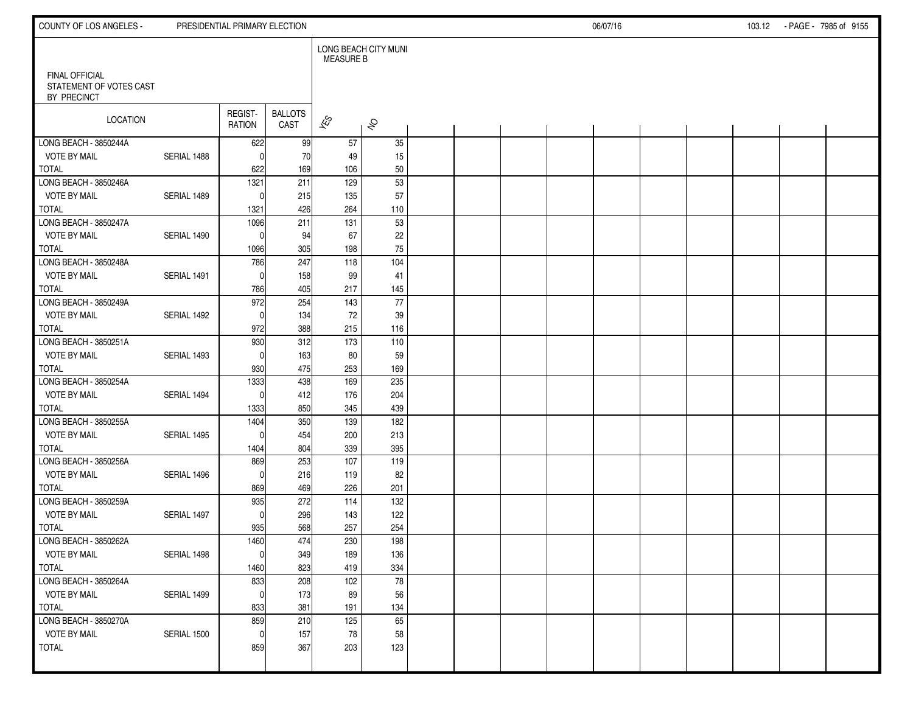FINAL OFFICIAL
STATEMENT OF VOTES CAST
BY PRECINCT

| LOCATION | | REGIST-RATION | BALLOTS CAST | LONG BEACH CITY MUNI MEASURE B YES | NO |
|---|---|---|---|---|---|
| LONG BEACH - 3850244A | | 622 | 99 | 57 | 35 |
| VOTE BY MAIL | SERIAL 1488 | 0 | 70 | 49 | 15 |
| TOTAL | | 622 | 169 | 106 | 50 |
| LONG BEACH - 3850246A | | 1321 | 211 | 129 | 53 |
| VOTE BY MAIL | SERIAL 1489 | 0 | 215 | 135 | 57 |
| TOTAL | | 1321 | 426 | 264 | 110 |
| LONG BEACH - 3850247A | | 1096 | 211 | 131 | 53 |
| VOTE BY MAIL | SERIAL 1490 | 0 | 94 | 67 | 22 |
| TOTAL | | 1096 | 305 | 198 | 75 |
| LONG BEACH - 3850248A | | 786 | 247 | 118 | 104 |
| VOTE BY MAIL | SERIAL 1491 | 0 | 158 | 99 | 41 |
| TOTAL | | 786 | 405 | 217 | 145 |
| LONG BEACH - 3850249A | | 972 | 254 | 143 | 77 |
| VOTE BY MAIL | SERIAL 1492 | 0 | 134 | 72 | 39 |
| TOTAL | | 972 | 388 | 215 | 116 |
| LONG BEACH - 3850251A | | 930 | 312 | 173 | 110 |
| VOTE BY MAIL | SERIAL 1493 | 0 | 163 | 80 | 59 |
| TOTAL | | 930 | 475 | 253 | 169 |
| LONG BEACH - 3850254A | | 1333 | 438 | 169 | 235 |
| VOTE BY MAIL | SERIAL 1494 | 0 | 412 | 176 | 204 |
| TOTAL | | 1333 | 850 | 345 | 439 |
| LONG BEACH - 3850255A | | 1404 | 350 | 139 | 182 |
| VOTE BY MAIL | SERIAL 1495 | 0 | 454 | 200 | 213 |
| TOTAL | | 1404 | 804 | 339 | 395 |
| LONG BEACH - 3850256A | | 869 | 253 | 107 | 119 |
| VOTE BY MAIL | SERIAL 1496 | 0 | 216 | 119 | 82 |
| TOTAL | | 869 | 469 | 226 | 201 |
| LONG BEACH - 3850259A | | 935 | 272 | 114 | 132 |
| VOTE BY MAIL | SERIAL 1497 | 0 | 296 | 143 | 122 |
| TOTAL | | 935 | 568 | 257 | 254 |
| LONG BEACH - 3850262A | | 1460 | 474 | 230 | 198 |
| VOTE BY MAIL | SERIAL 1498 | 0 | 349 | 189 | 136 |
| TOTAL | | 1460 | 823 | 419 | 334 |
| LONG BEACH - 3850264A | | 833 | 208 | 102 | 78 |
| VOTE BY MAIL | SERIAL 1499 | 0 | 173 | 89 | 56 |
| TOTAL | | 833 | 381 | 191 | 134 |
| LONG BEACH - 3850270A | | 859 | 210 | 125 | 65 |
| VOTE BY MAIL | SERIAL 1500 | 0 | 157 | 78 | 58 |
| TOTAL | | 859 | 367 | 203 | 123 |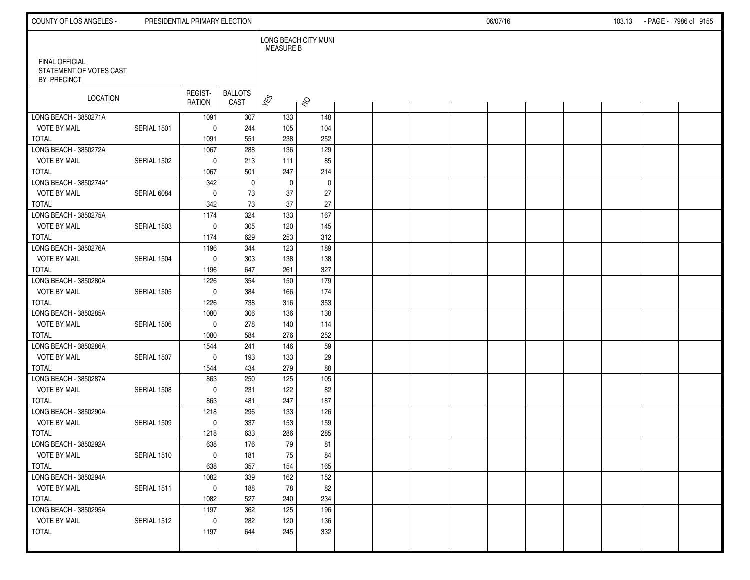FINAL OFFICIAL
STATEMENT OF VOTES CAST
BY PRECINCT

| LOCATION | | REGIST-RATION | BALLOTS CAST | LONG BEACH CITY MUNI MEASURE B YES | NO |
|---|---|---|---|---|---|
| LONG BEACH - 3850271A | | 1091 | 307 | 133 | 148 |
| VOTE BY MAIL | SERIAL 1501 | 0 | 244 | 105 | 104 |
| TOTAL | | 1091 | 551 | 238 | 252 |
| LONG BEACH - 3850272A | | 1067 | 288 | 136 | 129 |
| VOTE BY MAIL | SERIAL 1502 | 0 | 213 | 111 | 85 |
| TOTAL | | 1067 | 501 | 247 | 214 |
| LONG BEACH - 3850274A* | | 342 | 0 | 0 | 0 |
| VOTE BY MAIL | SERIAL 6084 | 0 | 73 | 37 | 27 |
| TOTAL | | 342 | 73 | 37 | 27 |
| LONG BEACH - 3850275A | | 1174 | 324 | 133 | 167 |
| VOTE BY MAIL | SERIAL 1503 | 0 | 305 | 120 | 145 |
| TOTAL | | 1174 | 629 | 253 | 312 |
| LONG BEACH - 3850276A | | 1196 | 344 | 123 | 189 |
| VOTE BY MAIL | SERIAL 1504 | 0 | 303 | 138 | 138 |
| TOTAL | | 1196 | 647 | 261 | 327 |
| LONG BEACH - 3850280A | | 1226 | 354 | 150 | 179 |
| VOTE BY MAIL | SERIAL 1505 | 0 | 384 | 166 | 174 |
| TOTAL | | 1226 | 738 | 316 | 353 |
| LONG BEACH - 3850285A | | 1080 | 306 | 136 | 138 |
| VOTE BY MAIL | SERIAL 1506 | 0 | 278 | 140 | 114 |
| TOTAL | | 1080 | 584 | 276 | 252 |
| LONG BEACH - 3850286A | | 1544 | 241 | 146 | 59 |
| VOTE BY MAIL | SERIAL 1507 | 0 | 193 | 133 | 29 |
| TOTAL | | 1544 | 434 | 279 | 88 |
| LONG BEACH - 3850287A | | 863 | 250 | 125 | 105 |
| VOTE BY MAIL | SERIAL 1508 | 0 | 231 | 122 | 82 |
| TOTAL | | 863 | 481 | 247 | 187 |
| LONG BEACH - 3850290A | | 1218 | 296 | 133 | 126 |
| VOTE BY MAIL | SERIAL 1509 | 0 | 337 | 153 | 159 |
| TOTAL | | 1218 | 633 | 286 | 285 |
| LONG BEACH - 3850292A | | 638 | 176 | 79 | 81 |
| VOTE BY MAIL | SERIAL 1510 | 0 | 181 | 75 | 84 |
| TOTAL | | 638 | 357 | 154 | 165 |
| LONG BEACH - 3850294A | | 1082 | 339 | 162 | 152 |
| VOTE BY MAIL | SERIAL 1511 | 0 | 188 | 78 | 82 |
| TOTAL | | 1082 | 527 | 240 | 234 |
| LONG BEACH - 3850295A | | 1197 | 362 | 125 | 196 |
| VOTE BY MAIL | SERIAL 1512 | 0 | 282 | 120 | 136 |
| TOTAL | | 1197 | 644 | 245 | 332 |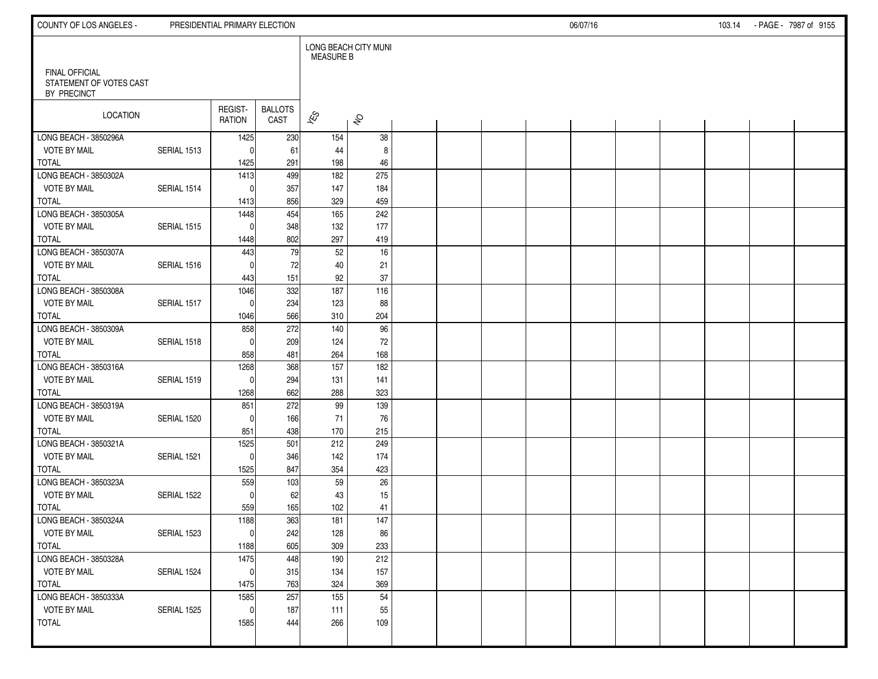FINAL OFFICIAL STATEMENT OF VOTES CAST BY PRECINCT

LONG BEACH CITY MUNI MEASURE B

| LOCATION | | REGIST-RATION | BALLOTS CAST | YES | NO |
|---|---|---|---|---|---|
| LONG BEACH - 3850296A | | 1425 | 230 | 154 | 38 |
| VOTE BY MAIL | SERIAL 1513 | 0 | 61 | 44 | 8 |
| TOTAL | | 1425 | 291 | 198 | 46 |
| LONG BEACH - 3850302A | | 1413 | 499 | 182 | 275 |
| VOTE BY MAIL | SERIAL 1514 | 0 | 357 | 147 | 184 |
| TOTAL | | 1413 | 856 | 329 | 459 |
| LONG BEACH - 3850305A | | 1448 | 454 | 165 | 242 |
| VOTE BY MAIL | SERIAL 1515 | 0 | 348 | 132 | 177 |
| TOTAL | | 1448 | 802 | 297 | 419 |
| LONG BEACH - 3850307A | | 443 | 79 | 52 | 16 |
| VOTE BY MAIL | SERIAL 1516 | 0 | 72 | 40 | 21 |
| TOTAL | | 443 | 151 | 92 | 37 |
| LONG BEACH - 3850308A | | 1046 | 332 | 187 | 116 |
| VOTE BY MAIL | SERIAL 1517 | 0 | 234 | 123 | 88 |
| TOTAL | | 1046 | 566 | 310 | 204 |
| LONG BEACH - 3850309A | | 858 | 272 | 140 | 96 |
| VOTE BY MAIL | SERIAL 1518 | 0 | 209 | 124 | 72 |
| TOTAL | | 858 | 481 | 264 | 168 |
| LONG BEACH - 3850316A | | 1268 | 368 | 157 | 182 |
| VOTE BY MAIL | SERIAL 1519 | 0 | 294 | 131 | 141 |
| TOTAL | | 1268 | 662 | 288 | 323 |
| LONG BEACH - 3850319A | | 851 | 272 | 99 | 139 |
| VOTE BY MAIL | SERIAL 1520 | 0 | 166 | 71 | 76 |
| TOTAL | | 851 | 438 | 170 | 215 |
| LONG BEACH - 3850321A | | 1525 | 501 | 212 | 249 |
| VOTE BY MAIL | SERIAL 1521 | 0 | 346 | 142 | 174 |
| TOTAL | | 1525 | 847 | 354 | 423 |
| LONG BEACH - 3850323A | | 559 | 103 | 59 | 26 |
| VOTE BY MAIL | SERIAL 1522 | 0 | 62 | 43 | 15 |
| TOTAL | | 559 | 165 | 102 | 41 |
| LONG BEACH - 3850324A | | 1188 | 363 | 181 | 147 |
| VOTE BY MAIL | SERIAL 1523 | 0 | 242 | 128 | 86 |
| TOTAL | | 1188 | 605 | 309 | 233 |
| LONG BEACH - 3850328A | | 1475 | 448 | 190 | 212 |
| VOTE BY MAIL | SERIAL 1524 | 0 | 315 | 134 | 157 |
| TOTAL | | 1475 | 763 | 324 | 369 |
| LONG BEACH - 3850333A | | 1585 | 257 | 155 | 54 |
| VOTE BY MAIL | SERIAL 1525 | 0 | 187 | 111 | 55 |
| TOTAL | | 1585 | 444 | 266 | 109 |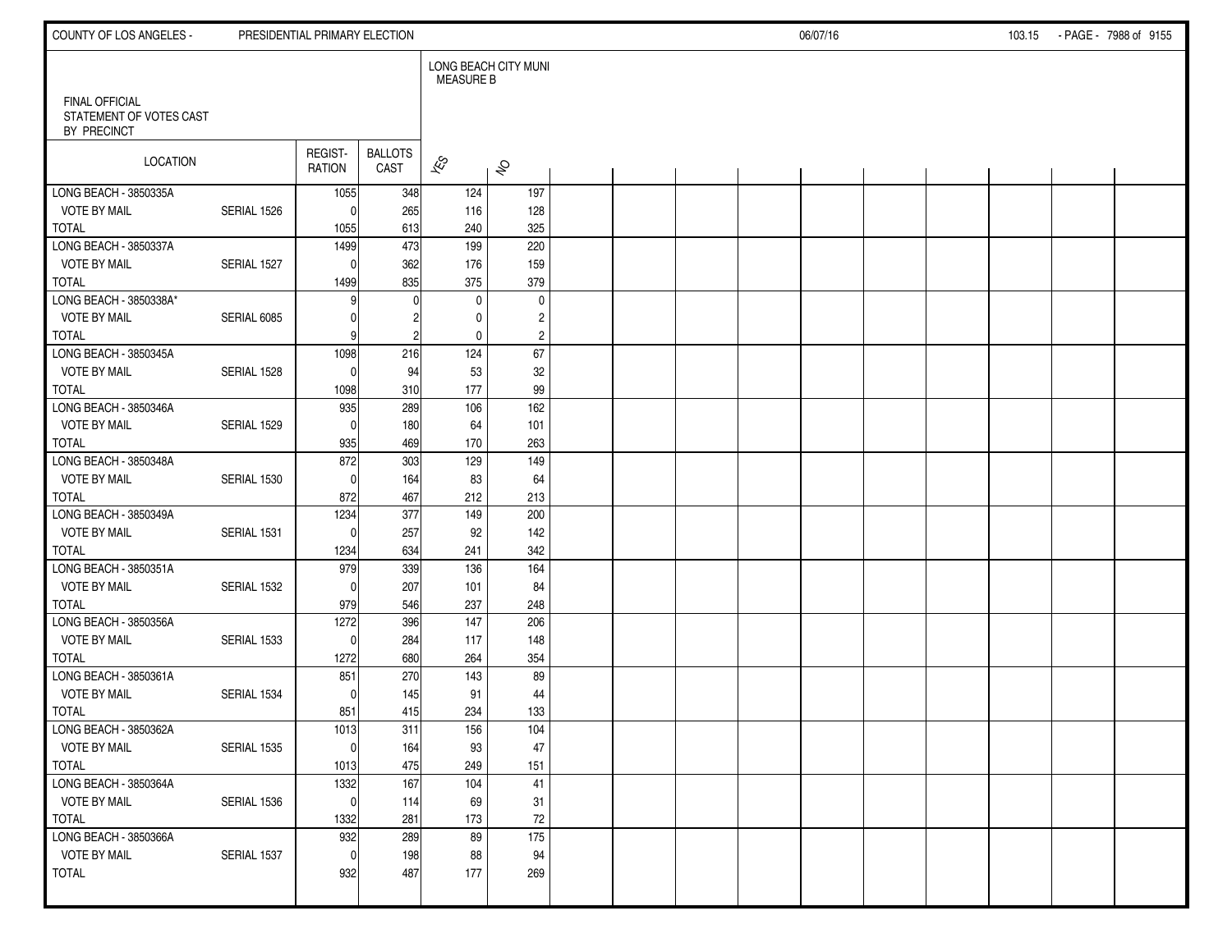FINAL OFFICIAL
STATEMENT OF VOTES CAST
BY PRECINCT

| LOCATION | | REGIST-RATION | BALLOTS CAST | LONG BEACH CITY MUNI MEASURE B | |
|---|---|---|---|---|---|
| | | | | YES | NO |
| LONG BEACH - 3850335A | | 1055 | 348 | 124 | 197 |
| VOTE BY MAIL | SERIAL 1526 | 0 | 265 | 116 | 128 |
| TOTAL | | 1055 | 613 | 240 | 325 |
| LONG BEACH - 3850337A | | 1499 | 473 | 199 | 220 |
| VOTE BY MAIL | SERIAL 1527 | 0 | 362 | 176 | 159 |
| TOTAL | | 1499 | 835 | 375 | 379 |
| LONG BEACH - 3850338A* | | 9 | 0 | 0 | 0 |
| VOTE BY MAIL | SERIAL 6085 | 0 | 2 | 0 | 2 |
| TOTAL | | 9 | 2 | 0 | 2 |
| LONG BEACH - 3850345A | | 1098 | 216 | 124 | 67 |
| VOTE BY MAIL | SERIAL 1528 | 0 | 94 | 53 | 32 |
| TOTAL | | 1098 | 310 | 177 | 99 |
| LONG BEACH - 3850346A | | 935 | 289 | 106 | 162 |
| VOTE BY MAIL | SERIAL 1529 | 0 | 180 | 64 | 101 |
| TOTAL | | 935 | 469 | 170 | 263 |
| LONG BEACH - 3850348A | | 872 | 303 | 129 | 149 |
| VOTE BY MAIL | SERIAL 1530 | 0 | 164 | 83 | 64 |
| TOTAL | | 872 | 467 | 212 | 213 |
| LONG BEACH - 3850349A | | 1234 | 377 | 149 | 200 |
| VOTE BY MAIL | SERIAL 1531 | 0 | 257 | 92 | 142 |
| TOTAL | | 1234 | 634 | 241 | 342 |
| LONG BEACH - 3850351A | | 979 | 339 | 136 | 164 |
| VOTE BY MAIL | SERIAL 1532 | 0 | 207 | 101 | 84 |
| TOTAL | | 979 | 546 | 237 | 248 |
| LONG BEACH - 3850356A | | 1272 | 396 | 147 | 206 |
| VOTE BY MAIL | SERIAL 1533 | 0 | 284 | 117 | 148 |
| TOTAL | | 1272 | 680 | 264 | 354 |
| LONG BEACH - 3850361A | | 851 | 270 | 143 | 89 |
| VOTE BY MAIL | SERIAL 1534 | 0 | 145 | 91 | 44 |
| TOTAL | | 851 | 415 | 234 | 133 |
| LONG BEACH - 3850362A | | 1013 | 311 | 156 | 104 |
| VOTE BY MAIL | SERIAL 1535 | 0 | 164 | 93 | 47 |
| TOTAL | | 1013 | 475 | 249 | 151 |
| LONG BEACH - 3850364A | | 1332 | 167 | 104 | 41 |
| VOTE BY MAIL | SERIAL 1536 | 0 | 114 | 69 | 31 |
| TOTAL | | 1332 | 281 | 173 | 72 |
| LONG BEACH - 3850366A | | 932 | 289 | 89 | 175 |
| VOTE BY MAIL | SERIAL 1537 | 0 | 198 | 88 | 94 |
| TOTAL | | 932 | 487 | 177 | 269 |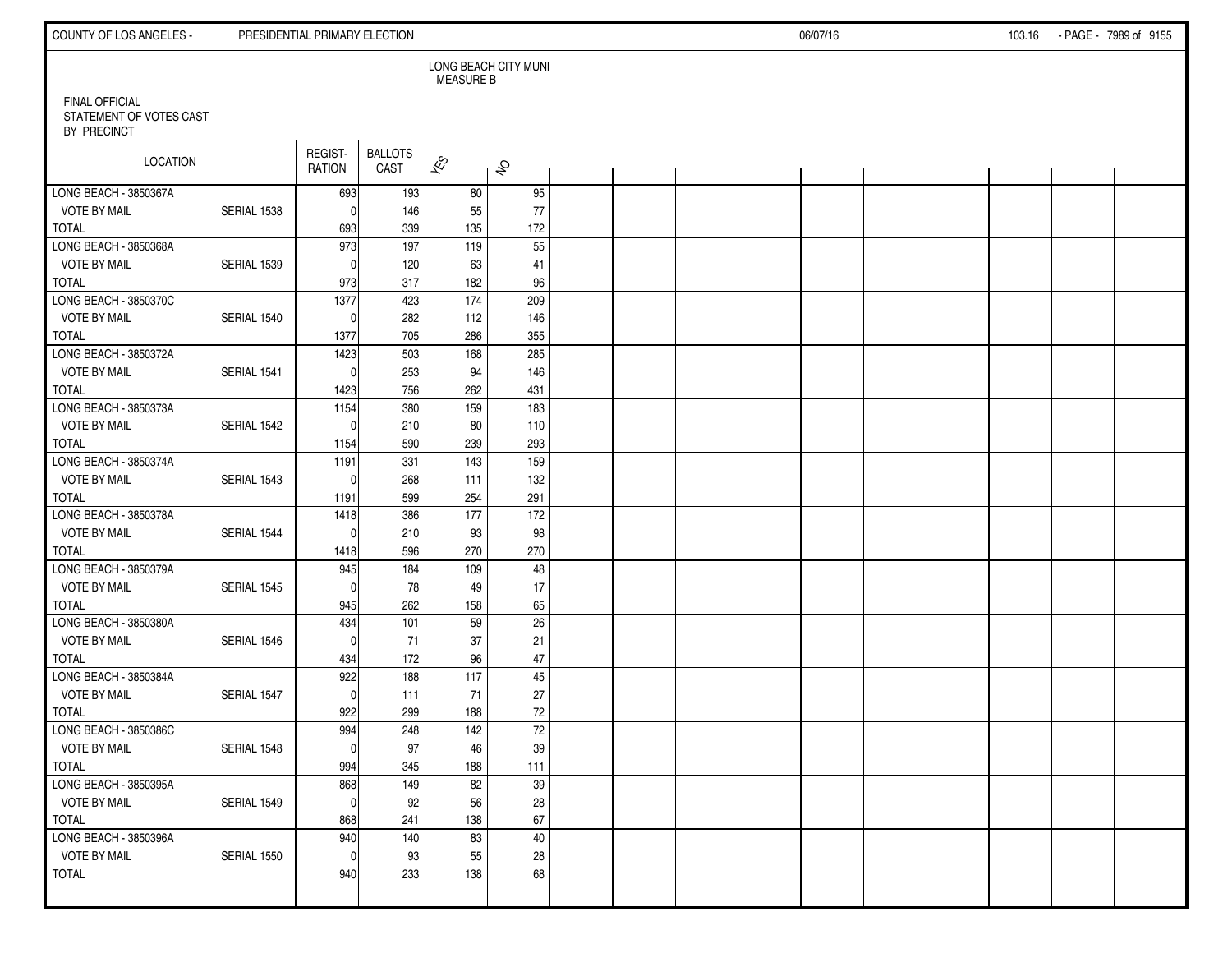FINAL OFFICIAL
STATEMENT OF VOTES CAST
BY PRECINCT

| LOCATION | | REGIST-RATION | BALLOTS CAST | LONG BEACH CITY MUNI MEASURE B | |
|---|---|---|---|---|---|
| | | | | YES | NO |
| LONG BEACH - 3850367A | | 693 | 193 | 80 | 95 |
| VOTE BY MAIL | SERIAL 1538 | 0 | 146 | 55 | 77 |
| TOTAL | | 693 | 339 | 135 | 172 |
| LONG BEACH - 3850368A | | 973 | 197 | 119 | 55 |
| VOTE BY MAIL | SERIAL 1539 | 0 | 120 | 63 | 41 |
| TOTAL | | 973 | 317 | 182 | 96 |
| LONG BEACH - 3850370C | | 1377 | 423 | 174 | 209 |
| VOTE BY MAIL | SERIAL 1540 | 0 | 282 | 112 | 146 |
| TOTAL | | 1377 | 705 | 286 | 355 |
| LONG BEACH - 3850372A | | 1423 | 503 | 168 | 285 |
| VOTE BY MAIL | SERIAL 1541 | 0 | 253 | 94 | 146 |
| TOTAL | | 1423 | 756 | 262 | 431 |
| LONG BEACH - 3850373A | | 1154 | 380 | 159 | 183 |
| VOTE BY MAIL | SERIAL 1542 | 0 | 210 | 80 | 110 |
| TOTAL | | 1154 | 590 | 239 | 293 |
| LONG BEACH - 3850374A | | 1191 | 331 | 143 | 159 |
| VOTE BY MAIL | SERIAL 1543 | 0 | 268 | 111 | 132 |
| TOTAL | | 1191 | 599 | 254 | 291 |
| LONG BEACH - 3850378A | | 1418 | 386 | 177 | 172 |
| VOTE BY MAIL | SERIAL 1544 | 0 | 210 | 93 | 98 |
| TOTAL | | 1418 | 596 | 270 | 270 |
| LONG BEACH - 3850379A | | 945 | 184 | 109 | 48 |
| VOTE BY MAIL | SERIAL 1545 | 0 | 78 | 49 | 17 |
| TOTAL | | 945 | 262 | 158 | 65 |
| LONG BEACH - 3850380A | | 434 | 101 | 59 | 26 |
| VOTE BY MAIL | SERIAL 1546 | 0 | 71 | 37 | 21 |
| TOTAL | | 434 | 172 | 96 | 47 |
| LONG BEACH - 3850384A | | 922 | 188 | 117 | 45 |
| VOTE BY MAIL | SERIAL 1547 | 0 | 111 | 71 | 27 |
| TOTAL | | 922 | 299 | 188 | 72 |
| LONG BEACH - 3850386C | | 994 | 248 | 142 | 72 |
| VOTE BY MAIL | SERIAL 1548 | 0 | 97 | 46 | 39 |
| TOTAL | | 994 | 345 | 188 | 111 |
| LONG BEACH - 3850395A | | 868 | 149 | 82 | 39 |
| VOTE BY MAIL | SERIAL 1549 | 0 | 92 | 56 | 28 |
| TOTAL | | 868 | 241 | 138 | 67 |
| LONG BEACH - 3850396A | | 940 | 140 | 83 | 40 |
| VOTE BY MAIL | SERIAL 1550 | 0 | 93 | 55 | 28 |
| TOTAL | | 940 | 233 | 138 | 68 |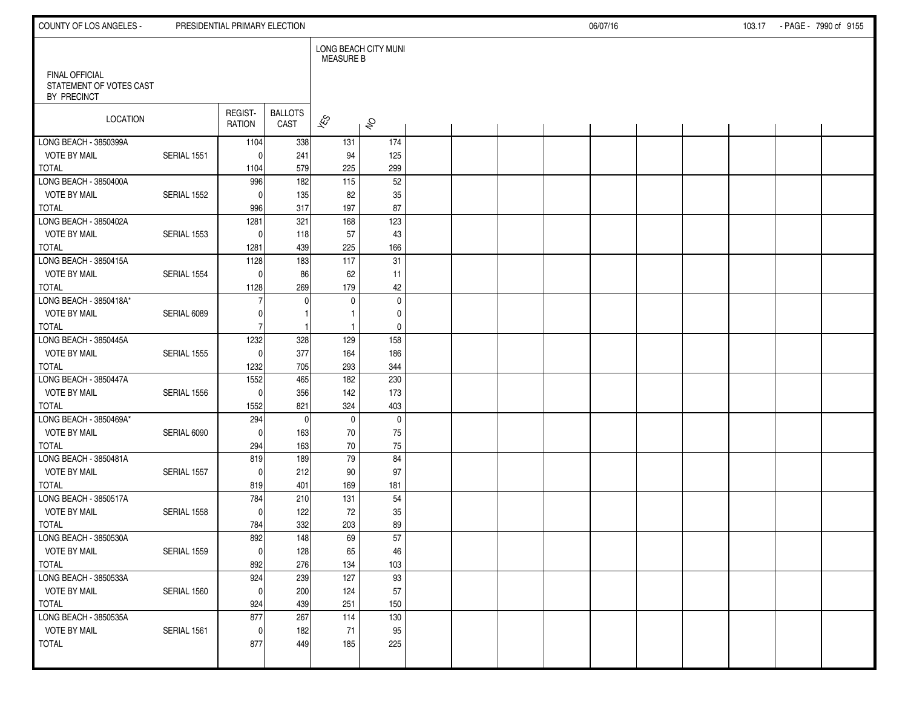FINAL OFFICIAL
STATEMENT OF VOTES CAST
BY PRECINCT

| LOCATION | | REGIST-RATION | BALLOTS CAST | LONG BEACH CITY MUNI MEASURE B | |
|---|---|---|---|---|---|
| | | | | YES | NO |
| LONG BEACH - 3850399A | | 1104 | 338 | 131 | 174 |
| VOTE BY MAIL | SERIAL 1551 | 0 | 241 | 94 | 125 |
| TOTAL | | 1104 | 579 | 225 | 299 |
| LONG BEACH - 3850400A | | 996 | 182 | 115 | 52 |
| VOTE BY MAIL | SERIAL 1552 | 0 | 135 | 82 | 35 |
| TOTAL | | 996 | 317 | 197 | 87 |
| LONG BEACH - 3850402A | | 1281 | 321 | 168 | 123 |
| VOTE BY MAIL | SERIAL 1553 | 0 | 118 | 57 | 43 |
| TOTAL | | 1281 | 439 | 225 | 166 |
| LONG BEACH - 3850415A | | 1128 | 183 | 117 | 31 |
| VOTE BY MAIL | SERIAL 1554 | 0 | 86 | 62 | 11 |
| TOTAL | | 1128 | 269 | 179 | 42 |
| LONG BEACH - 3850418A* | | 7 | 0 | 0 | 0 |
| VOTE BY MAIL | SERIAL 6089 | 0 | 1 | 1 | 0 |
| TOTAL | | 7 | 1 | 1 | 0 |
| LONG BEACH - 3850445A | | 1232 | 328 | 129 | 158 |
| VOTE BY MAIL | SERIAL 1555 | 0 | 377 | 164 | 186 |
| TOTAL | | 1232 | 705 | 293 | 344 |
| LONG BEACH - 3850447A | | 1552 | 465 | 182 | 230 |
| VOTE BY MAIL | SERIAL 1556 | 0 | 356 | 142 | 173 |
| TOTAL | | 1552 | 821 | 324 | 403 |
| LONG BEACH - 3850469A* | | 294 | 0 | 0 | 0 |
| VOTE BY MAIL | SERIAL 6090 | 0 | 163 | 70 | 75 |
| TOTAL | | 294 | 163 | 70 | 75 |
| LONG BEACH - 3850481A | | 819 | 189 | 79 | 84 |
| VOTE BY MAIL | SERIAL 1557 | 0 | 212 | 90 | 97 |
| TOTAL | | 819 | 401 | 169 | 181 |
| LONG BEACH - 3850517A | | 784 | 210 | 131 | 54 |
| VOTE BY MAIL | SERIAL 1558 | 0 | 122 | 72 | 35 |
| TOTAL | | 784 | 332 | 203 | 89 |
| LONG BEACH - 3850530A | | 892 | 148 | 69 | 57 |
| VOTE BY MAIL | SERIAL 1559 | 0 | 128 | 65 | 46 |
| TOTAL | | 892 | 276 | 134 | 103 |
| LONG BEACH - 3850533A | | 924 | 239 | 127 | 93 |
| VOTE BY MAIL | SERIAL 1560 | 0 | 200 | 124 | 57 |
| TOTAL | | 924 | 439 | 251 | 150 |
| LONG BEACH - 3850535A | | 877 | 267 | 114 | 130 |
| VOTE BY MAIL | SERIAL 1561 | 0 | 182 | 71 | 95 |
| TOTAL | | 877 | 449 | 185 | 225 |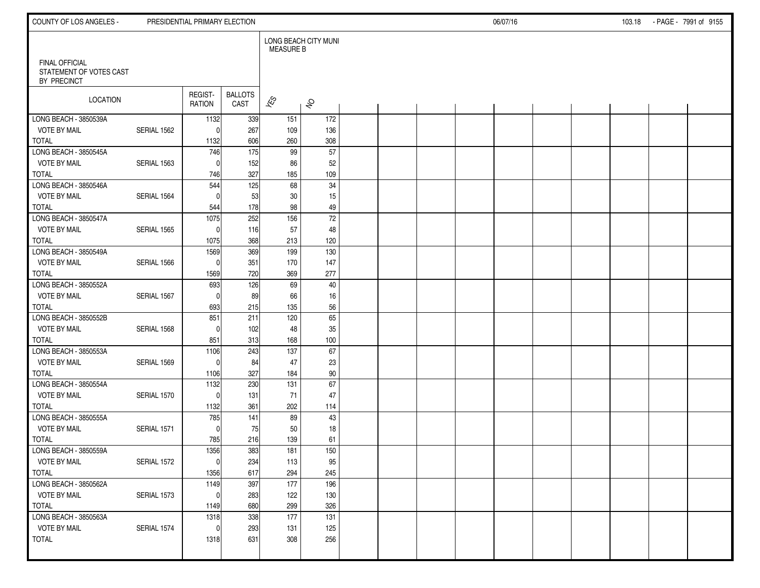FINAL OFFICIAL
STATEMENT OF VOTES CAST
BY PRECINCT

LONG BEACH CITY MUNI MEASURE B

| LOCATION | | REGISTRATION | BALLOTS CAST | YES | NO |
|---|---|---|---|---|---|
| LONG BEACH - 3850539A | | 1132 | 339 | 151 | 172 |
| VOTE BY MAIL | SERIAL 1562 | 0 | 267 | 109 | 136 |
| TOTAL | | 1132 | 606 | 260 | 308 |
| LONG BEACH - 3850545A | | 746 | 175 | 99 | 57 |
| VOTE BY MAIL | SERIAL 1563 | 0 | 152 | 86 | 52 |
| TOTAL | | 746 | 327 | 185 | 109 |
| LONG BEACH - 3850546A | | 544 | 125 | 68 | 34 |
| VOTE BY MAIL | SERIAL 1564 | 0 | 53 | 30 | 15 |
| TOTAL | | 544 | 178 | 98 | 49 |
| LONG BEACH - 3850547A | | 1075 | 252 | 156 | 72 |
| VOTE BY MAIL | SERIAL 1565 | 0 | 116 | 57 | 48 |
| TOTAL | | 1075 | 368 | 213 | 120 |
| LONG BEACH - 3850549A | | 1569 | 369 | 199 | 130 |
| VOTE BY MAIL | SERIAL 1566 | 0 | 351 | 170 | 147 |
| TOTAL | | 1569 | 720 | 369 | 277 |
| LONG BEACH - 3850552A | | 693 | 126 | 69 | 40 |
| VOTE BY MAIL | SERIAL 1567 | 0 | 89 | 66 | 16 |
| TOTAL | | 693 | 215 | 135 | 56 |
| LONG BEACH - 3850552B | | 851 | 211 | 120 | 65 |
| VOTE BY MAIL | SERIAL 1568 | 0 | 102 | 48 | 35 |
| TOTAL | | 851 | 313 | 168 | 100 |
| LONG BEACH - 3850553A | | 1106 | 243 | 137 | 67 |
| VOTE BY MAIL | SERIAL 1569 | 0 | 84 | 47 | 23 |
| TOTAL | | 1106 | 327 | 184 | 90 |
| LONG BEACH - 3850554A | | 1132 | 230 | 131 | 67 |
| VOTE BY MAIL | SERIAL 1570 | 0 | 131 | 71 | 47 |
| TOTAL | | 1132 | 361 | 202 | 114 |
| LONG BEACH - 3850555A | | 785 | 141 | 89 | 43 |
| VOTE BY MAIL | SERIAL 1571 | 0 | 75 | 50 | 18 |
| TOTAL | | 785 | 216 | 139 | 61 |
| LONG BEACH - 3850559A | | 1356 | 383 | 181 | 150 |
| VOTE BY MAIL | SERIAL 1572 | 0 | 234 | 113 | 95 |
| TOTAL | | 1356 | 617 | 294 | 245 |
| LONG BEACH - 3850562A | | 1149 | 397 | 177 | 196 |
| VOTE BY MAIL | SERIAL 1573 | 0 | 283 | 122 | 130 |
| TOTAL | | 1149 | 680 | 299 | 326 |
| LONG BEACH - 3850563A | | 1318 | 338 | 177 | 131 |
| VOTE BY MAIL | SERIAL 1574 | 0 | 293 | 131 | 125 |
| TOTAL | | 1318 | 631 | 308 | 256 |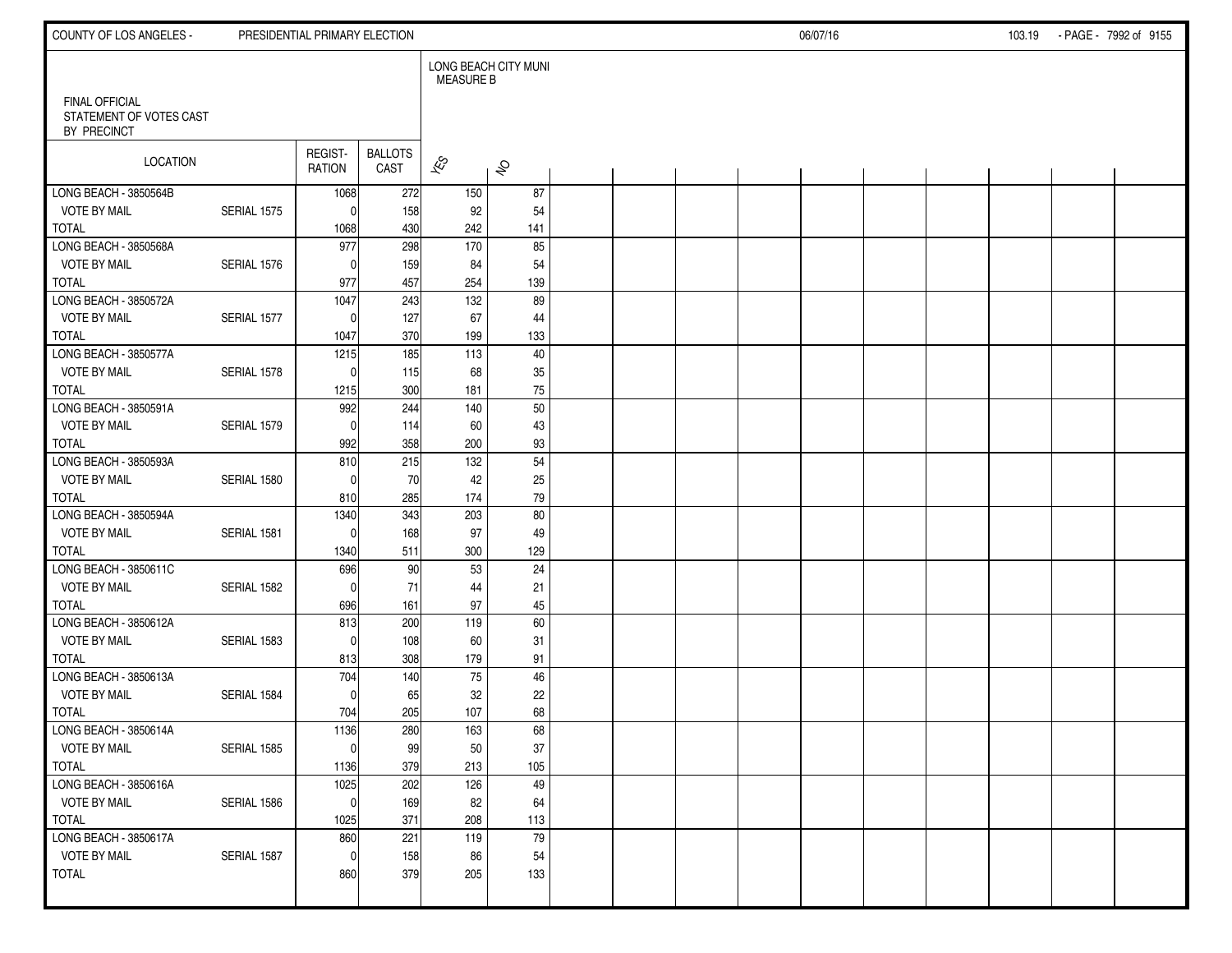FINAL OFFICIAL
STATEMENT OF VOTES CAST
BY PRECINCT

| LOCATION | | REGIST-RATION | BALLOTS CAST | LONG BEACH CITY MUNI MEASURE B YES | NO |
|---|---|---|---|---|---|
| LONG BEACH - 3850564B | | 1068 | 272 | 150 | 87 |
| VOTE BY MAIL | SERIAL 1575 | 0 | 158 | 92 | 54 |
| TOTAL | | 1068 | 430 | 242 | 141 |
| LONG BEACH - 3850568A | | 977 | 298 | 170 | 85 |
| VOTE BY MAIL | SERIAL 1576 | 0 | 159 | 84 | 54 |
| TOTAL | | 977 | 457 | 254 | 139 |
| LONG BEACH - 3850572A | | 1047 | 243 | 132 | 89 |
| VOTE BY MAIL | SERIAL 1577 | 0 | 127 | 67 | 44 |
| TOTAL | | 1047 | 370 | 199 | 133 |
| LONG BEACH - 3850577A | | 1215 | 185 | 113 | 40 |
| VOTE BY MAIL | SERIAL 1578 | 0 | 115 | 68 | 35 |
| TOTAL | | 1215 | 300 | 181 | 75 |
| LONG BEACH - 3850591A | | 992 | 244 | 140 | 50 |
| VOTE BY MAIL | SERIAL 1579 | 0 | 114 | 60 | 43 |
| TOTAL | | 992 | 358 | 200 | 93 |
| LONG BEACH - 3850593A | | 810 | 215 | 132 | 54 |
| VOTE BY MAIL | SERIAL 1580 | 0 | 70 | 42 | 25 |
| TOTAL | | 810 | 285 | 174 | 79 |
| LONG BEACH - 3850594A | | 1340 | 343 | 203 | 80 |
| VOTE BY MAIL | SERIAL 1581 | 0 | 168 | 97 | 49 |
| TOTAL | | 1340 | 511 | 300 | 129 |
| LONG BEACH - 3850611C | | 696 | 90 | 53 | 24 |
| VOTE BY MAIL | SERIAL 1582 | 0 | 71 | 44 | 21 |
| TOTAL | | 696 | 161 | 97 | 45 |
| LONG BEACH - 3850612A | | 813 | 200 | 119 | 60 |
| VOTE BY MAIL | SERIAL 1583 | 0 | 108 | 60 | 31 |
| TOTAL | | 813 | 308 | 179 | 91 |
| LONG BEACH - 3850613A | | 704 | 140 | 75 | 46 |
| VOTE BY MAIL | SERIAL 1584 | 0 | 65 | 32 | 22 |
| TOTAL | | 704 | 205 | 107 | 68 |
| LONG BEACH - 3850614A | | 1136 | 280 | 163 | 68 |
| VOTE BY MAIL | SERIAL 1585 | 0 | 99 | 50 | 37 |
| TOTAL | | 1136 | 379 | 213 | 105 |
| LONG BEACH - 3850616A | | 1025 | 202 | 126 | 49 |
| VOTE BY MAIL | SERIAL 1586 | 0 | 169 | 82 | 64 |
| TOTAL | | 1025 | 371 | 208 | 113 |
| LONG BEACH - 3850617A | | 860 | 221 | 119 | 79 |
| VOTE BY MAIL | SERIAL 1587 | 0 | 158 | 86 | 54 |
| TOTAL | | 860 | 379 | 205 | 133 |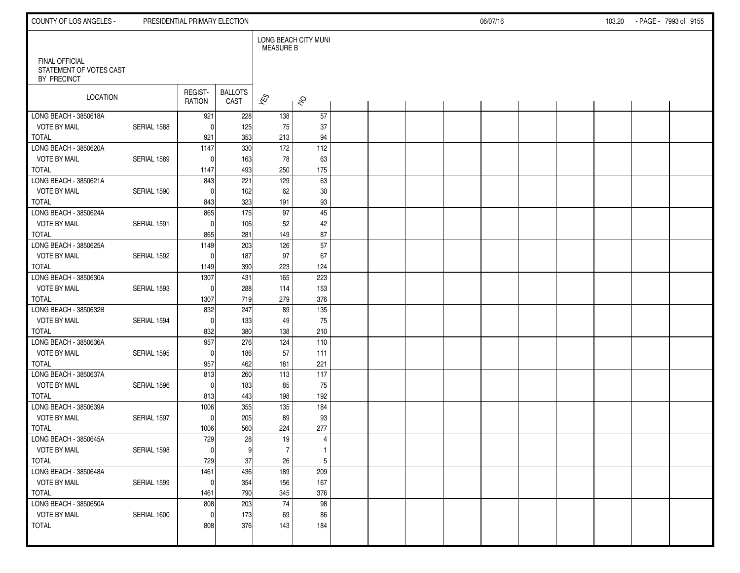FINAL OFFICIAL STATEMENT OF VOTES CAST BY PRECINCT

LONG BEACH CITY MUNI MEASURE B

| LOCATION | | REGIST-RATION | BALLOTS CAST | YES | NO |
|---|---|---|---|---|---|
| LONG BEACH - 3850618A | | 921 | 228 | 138 | 57 |
| VOTE BY MAIL | SERIAL 1588 | 0 | 125 | 75 | 37 |
| TOTAL | | 921 | 353 | 213 | 94 |
| LONG BEACH - 3850620A | | 1147 | 330 | 172 | 112 |
| VOTE BY MAIL | SERIAL 1589 | 0 | 163 | 78 | 63 |
| TOTAL | | 1147 | 493 | 250 | 175 |
| LONG BEACH - 3850621A | | 843 | 221 | 129 | 63 |
| VOTE BY MAIL | SERIAL 1590 | 0 | 102 | 62 | 30 |
| TOTAL | | 843 | 323 | 191 | 93 |
| LONG BEACH - 3850624A | | 865 | 175 | 97 | 45 |
| VOTE BY MAIL | SERIAL 1591 | 0 | 106 | 52 | 42 |
| TOTAL | | 865 | 281 | 149 | 87 |
| LONG BEACH - 3850625A | | 1149 | 203 | 126 | 57 |
| VOTE BY MAIL | SERIAL 1592 | 0 | 187 | 97 | 67 |
| TOTAL | | 1149 | 390 | 223 | 124 |
| LONG BEACH - 3850630A | | 1307 | 431 | 165 | 223 |
| VOTE BY MAIL | SERIAL 1593 | 0 | 288 | 114 | 153 |
| TOTAL | | 1307 | 719 | 279 | 376 |
| LONG BEACH - 3850632B | | 832 | 247 | 89 | 135 |
| VOTE BY MAIL | SERIAL 1594 | 0 | 133 | 49 | 75 |
| TOTAL | | 832 | 380 | 138 | 210 |
| LONG BEACH - 3850636A | | 957 | 276 | 124 | 110 |
| VOTE BY MAIL | SERIAL 1595 | 0 | 186 | 57 | 111 |
| TOTAL | | 957 | 462 | 181 | 221 |
| LONG BEACH - 3850637A | | 813 | 260 | 113 | 117 |
| VOTE BY MAIL | SERIAL 1596 | 0 | 183 | 85 | 75 |
| TOTAL | | 813 | 443 | 198 | 192 |
| LONG BEACH - 3850639A | | 1006 | 355 | 135 | 184 |
| VOTE BY MAIL | SERIAL 1597 | 0 | 205 | 89 | 93 |
| TOTAL | | 1006 | 560 | 224 | 277 |
| LONG BEACH - 3850645A | | 729 | 28 | 19 | 4 |
| VOTE BY MAIL | SERIAL 1598 | 0 | 9 | 7 | 1 |
| TOTAL | | 729 | 37 | 26 | 5 |
| LONG BEACH - 3850648A | | 1461 | 436 | 189 | 209 |
| VOTE BY MAIL | SERIAL 1599 | 0 | 354 | 156 | 167 |
| TOTAL | | 1461 | 790 | 345 | 376 |
| LONG BEACH - 3850650A | | 808 | 203 | 74 | 98 |
| VOTE BY MAIL | SERIAL 1600 | 0 | 173 | 69 | 86 |
| TOTAL | | 808 | 376 | 143 | 184 |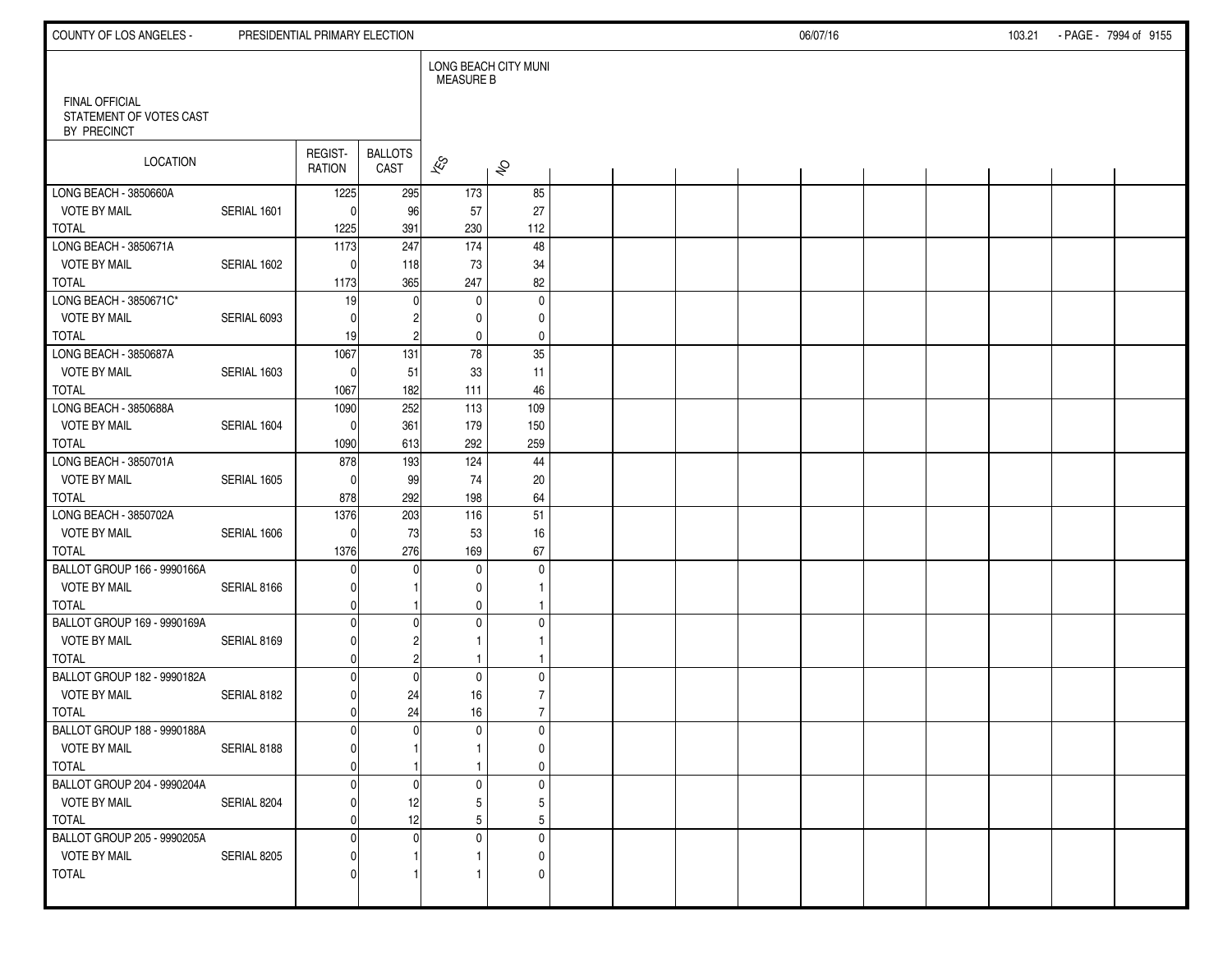FINAL OFFICIAL
STATEMENT OF VOTES CAST
BY PRECINCT

| LOCATION | | REGIST-RATION | BALLOTS CAST | LONG BEACH CITY MUNI MEASURE B YES | NO |
|---|---|---|---|---|---|
| LONG BEACH - 3850660A | | 1225 | 295 | 173 | 85 |
| VOTE BY MAIL | SERIAL 1601 | 0 | 96 | 57 | 27 |
| TOTAL | | 1225 | 391 | 230 | 112 |
| LONG BEACH - 3850671A | | 1173 | 247 | 174 | 48 |
| VOTE BY MAIL | SERIAL 1602 | 0 | 118 | 73 | 34 |
| TOTAL | | 1173 | 365 | 247 | 82 |
| LONG BEACH - 3850671C* | | 19 | 0 | 0 | 0 |
| VOTE BY MAIL | SERIAL 6093 | 0 | 2 | 0 | 0 |
| TOTAL | | 19 | 2 | 0 | 0 |
| LONG BEACH - 3850687A | | 1067 | 131 | 78 | 35 |
| VOTE BY MAIL | SERIAL 1603 | 0 | 51 | 33 | 11 |
| TOTAL | | 1067 | 182 | 111 | 46 |
| LONG BEACH - 3850688A | | 1090 | 252 | 113 | 109 |
| VOTE BY MAIL | SERIAL 1604 | 0 | 361 | 179 | 150 |
| TOTAL | | 1090 | 613 | 292 | 259 |
| LONG BEACH - 3850701A | | 878 | 193 | 124 | 44 |
| VOTE BY MAIL | SERIAL 1605 | 0 | 99 | 74 | 20 |
| TOTAL | | 878 | 292 | 198 | 64 |
| LONG BEACH - 3850702A | | 1376 | 203 | 116 | 51 |
| VOTE BY MAIL | SERIAL 1606 | 0 | 73 | 53 | 16 |
| TOTAL | | 1376 | 276 | 169 | 67 |
| BALLOT GROUP 166 - 9990166A | | 0 | 0 | 0 | 0 |
| VOTE BY MAIL | SERIAL 8166 | 0 | 1 | 0 | 1 |
| TOTAL | | 0 | 1 | 0 | 1 |
| BALLOT GROUP 169 - 9990169A | | 0 | 0 | 0 | 0 |
| VOTE BY MAIL | SERIAL 8169 | 0 | 2 | 1 | 1 |
| TOTAL | | 0 | 2 | 1 | 1 |
| BALLOT GROUP 182 - 9990182A | | 0 | 0 | 0 | 0 |
| VOTE BY MAIL | SERIAL 8182 | 0 | 24 | 16 | 7 |
| TOTAL | | 0 | 24 | 16 | 7 |
| BALLOT GROUP 188 - 9990188A | | 0 | 0 | 0 | 0 |
| VOTE BY MAIL | SERIAL 8188 | 0 | 1 | 1 | 0 |
| TOTAL | | 0 | 1 | 1 | 0 |
| BALLOT GROUP 204 - 9990204A | | 0 | 0 | 0 | 0 |
| VOTE BY MAIL | SERIAL 8204 | 0 | 12 | 5 | 5 |
| TOTAL | | 0 | 12 | 5 | 5 |
| BALLOT GROUP 205 - 9990205A | | 0 | 0 | 0 | 0 |
| VOTE BY MAIL | SERIAL 8205 | 0 | 1 | 1 | 0 |
| TOTAL | | 0 | 1 | 1 | 0 |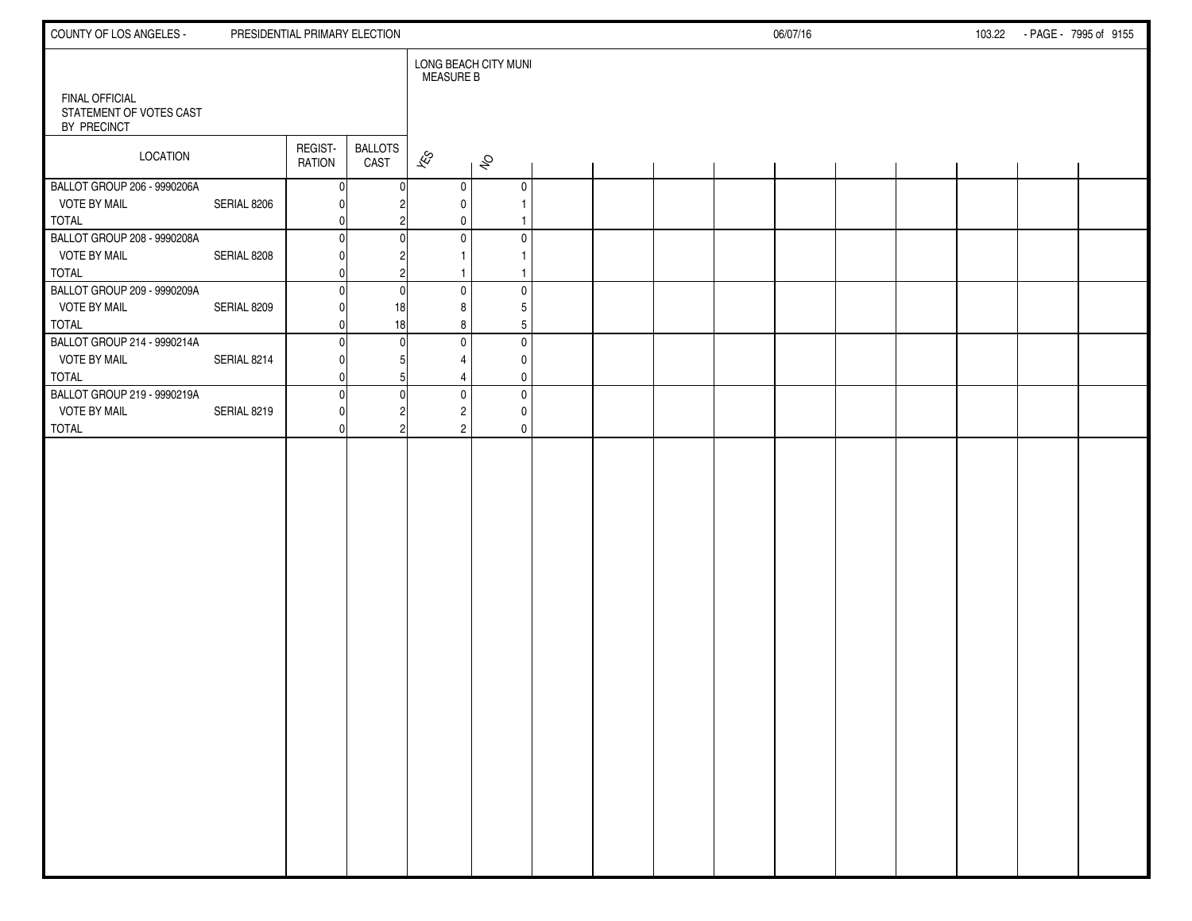FINAL OFFICIAL
STATEMENT OF VOTES CAST
BY PRECINCT

| LOCATION | | REGIST-RATION | BALLOTS CAST | LONG BEACH CITY MUNI MEASURE B YES | NO |
|---|---|---|---|---|---|
| BALLOT GROUP 206 - 9990206A | | 0 | 0 | 0 | 0 |
| VOTE BY MAIL | SERIAL 8206 | 0 | 2 | 0 | 1 |
| TOTAL | | 0 | 2 | 0 | 1 |
| BALLOT GROUP 208 - 9990208A | | 0 | 0 | 0 | 0 |
| VOTE BY MAIL | SERIAL 8208 | 0 | 2 | 1 | 1 |
| TOTAL | | 0 | 2 | 1 | 1 |
| BALLOT GROUP 209 - 9990209A | | 0 | 0 | 0 | 0 |
| VOTE BY MAIL | SERIAL 8209 | 0 | 18 | 8 | 5 |
| TOTAL | | 0 | 18 | 8 | 5 |
| BALLOT GROUP 214 - 9990214A | | 0 | 0 | 0 | 0 |
| VOTE BY MAIL | SERIAL 8214 | 0 | 5 | 4 | 0 |
| TOTAL | | 0 | 5 | 4 | 0 |
| BALLOT GROUP 219 - 9990219A | | 0 | 0 | 0 | 0 |
| VOTE BY MAIL | SERIAL 8219 | 0 | 2 | 2 | 0 |
| TOTAL | | 0 | 2 | 2 | 0 |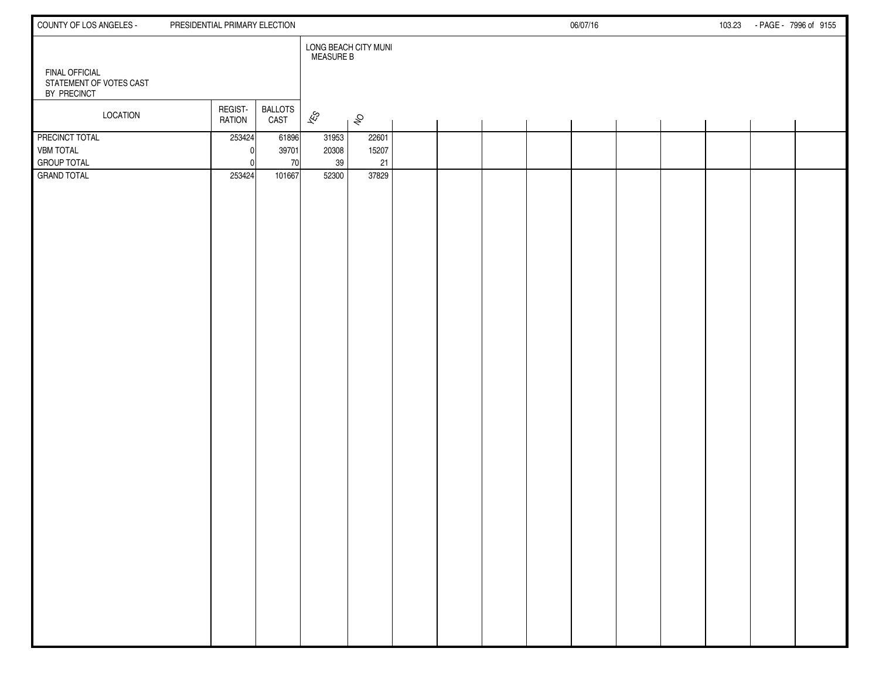FINAL OFFICIAL
STATEMENT OF VOTES CAST
BY PRECINCT

| LOCATION | REGIST-RATION | BALLOTS CAST | LONG BEACH CITY MUNI MEASURE B | |
|---|---|---|---|---|
| | | | YES | NO |
| PRECINCT TOTAL | 253424 | 61896 | 31953 | 22601 |
| VBM TOTAL | 0 | 39701 | 20308 | 15207 |
| GROUP TOTAL | 0 | 70 | 39 | 21 |
| GRAND TOTAL | 253424 | 101667 | 52300 | 37829 |